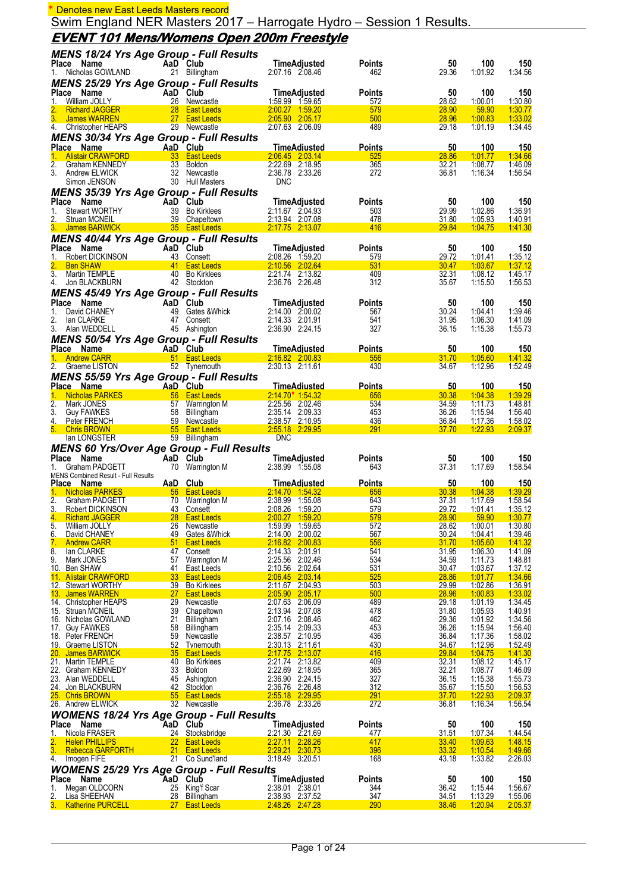\* Denotes new East Leeds Masters record

Swim England NER Masters 2017 – Harrogate Hydro – Session 1 Results.

## EVENT 101 Mens/Womens Open 200m Freestyle

### MENS 18/24 Yrs Age Group - Full Results

| Place | Name | AaD | Club | Time | Adjusted | Points | 50 | 100 | 150 |
|---|---|---|---|---|---|---|---|---|---|
| 1. | Nicholas GOWLAND | 21 | Billingham | 2:07.16 | 2:08.46 | 462 | 29.36 | 1:01.92 | 1:34.56 |

### MENS 25/29 Yrs Age Group - Full Results

| Place | Name | AaD | Club | Time | Adjusted | Points | 50 | 100 | 150 |
|---|---|---|---|---|---|---|---|---|---|
| 1. | William JOLLY | 26 | Newcastle | 1:59.99 | 1:59.65 | 572 | 28.62 | 1:00.01 | 1:30.80 |
| 2. | Richard JAGGER | 28 | East Leeds | 2:00.27 | 1:59.20 | 579 | 28.90 | 59.90 | 1:30.77 |
| 3. | James WARREN | 27 | East Leeds | 2:05.90 | 2:05.17 | 500 | 28.96 | 1:00.83 | 1:33.02 |
| 4. | Christopher HEAPS | 29 | Newcastle | 2:07.63 | 2:06.09 | 489 | 29.18 | 1:01.19 | 1:34.45 |

### MENS 30/34 Yrs Age Group - Full Results

| Place | Name | AaD | Club | Time | Adjusted | Points | 50 | 100 | 150 |
|---|---|---|---|---|---|---|---|---|---|
| 1. | Alistair CRAWFORD | 33 | East Leeds | 2:06.45 | 2:03.14 | 525 | 28.86 | 1:01.77 | 1:34.66 |
| 2. | Graham KENNEDY | 33 | Boldon | 2:22.69 | 2:18.95 | 365 | 32.21 | 1:08.77 | 1:46.09 |
| 3. | Andrew ELWICK | 32 | Newcastle | 2:36.78 | 2:33.26 | 272 | 36.81 | 1:16.34 | 1:56.54 |
| | Simon JENSON | 30 | Hull Masters | DNC | | | | | |

### MENS 35/39 Yrs Age Group - Full Results

| Place | Name | AaD | Club | Time | Adjusted | Points | 50 | 100 | 150 |
|---|---|---|---|---|---|---|---|---|---|
| 1. | Stewart WORTHY | 39 | Bo Kirklees | 2:11.67 | 2:04.93 | 503 | 29.99 | 1:02.86 | 1:36.91 |
| 2. | Struan MCNEIL | 39 | Chapeltown | 2:13.94 | 2:07.08 | 478 | 31.80 | 1:05.93 | 1:40.91 |
| 3. | James BARWICK | 35 | East Leeds | 2:17.75 | 2:13.07 | 416 | 29.84 | 1:04.75 | 1:41.30 |

### MENS 40/44 Yrs Age Group - Full Results

| Place | Name | AaD | Club | Time | Adjusted | Points | 50 | 100 | 150 |
|---|---|---|---|---|---|---|---|---|---|
| 1. | Robert DICKINSON | 43 | Consett | 2:08.26 | 1:59.20 | 579 | 29.72 | 1:01.41 | 1:35.12 |
| 2. | Ben SHAW | 41 | East Leeds | 2:10.56 | 2:02.64 | 531 | 30.47 | 1:03.67 | 1:37.12 |
| 3. | Martin TEMPLE | 40 | Bo Kirklees | 2:21.74 | 2:13.82 | 409 | 32.31 | 1:08.12 | 1:45.17 |
| 4. | Jon BLACKBURN | 42 | Stockton | 2:36.76 | 2:26.48 | 312 | 35.67 | 1:15.50 | 1:56.53 |

### MENS 45/49 Yrs Age Group - Full Results

| Place | Name | AaD | Club | Time | Adjusted | Points | 50 | 100 | 150 |
|---|---|---|---|---|---|---|---|---|---|
| 1. | David CHANEY | 49 | Gates &Whick | 2:14.00 | 2:00.02 | 567 | 30.24 | 1:04.41 | 1:39.46 |
| 2. | Ian CLARKE | 47 | Consett | 2:14.33 | 2:01.91 | 541 | 31.95 | 1:06.30 | 1:41.09 |
| 3. | Alan WEDDELL | 45 | Ashington | 2:36.90 | 2:24.15 | 327 | 36.15 | 1:15.38 | 1:55.73 |

### MENS 50/54 Yrs Age Group - Full Results

| Place | Name | AaD | Club | Time | Adjusted | Points | 50 | 100 | 150 |
|---|---|---|---|---|---|---|---|---|---|
| 1. | Andrew CARR | 51 | East Leeds | 2:16.82 | 2:00.83 | 556 | 31.70 | 1:05.60 | 1:41.32 |
| 2. | Graeme LISTON | 52 | Tynemouth | 2:30.13 | 2:11.61 | 430 | 34.67 | 1:12.96 | 1:52.49 |

### MENS 55/59 Yrs Age Group - Full Results

| Place | Name | AaD | Club | Time | Adjusted | Points | 50 | 100 | 150 |
|---|---|---|---|---|---|---|---|---|---|
| 1. | Nicholas PARKES | 56 | East Leeds | 2:14.70\* | 1:54.32 | 656 | 30.38 | 1:04.38 | 1:39.29 |
| 2. | Mark JONES | 57 | Warrington M | 2:25.56 | 2:02.46 | 534 | 34.59 | 1:11.73 | 1:48.81 |
| 3. | Guy FAWKES | 58 | Billingham | 2:35.14 | 2:09.33 | 453 | 36.26 | 1:15.94 | 1:56.40 |
| 4. | Peter FRENCH | 59 | Newcastle | 2:38.57 | 2:10.95 | 436 | 36.84 | 1:17.36 | 1:58.02 |
| 5. | Chris BROWN | 55 | East Leeds | 2:55.18 | 2:29.95 | 291 | 37.70 | 1:22.93 | 2:09.37 |
| | Ian LONGSTER | 59 | Billingham | DNC | | | | | |

### MENS 60 Yrs/Over Age Group - Full Results

| Place | Name | AaD | Club | Time | Adjusted | Points | 50 | 100 | 150 |
|---|---|---|---|---|---|---|---|---|---|
| 1. | Graham PADGETT | 70 | Warrington M | 2:38.99 | 1:55.08 | 643 | 37.31 | 1:17.69 | 1:58.54 |

### MENS Combined Result - Full Results

| Place | Name | AaD | Club | Time | Adjusted | Points | 50 | 100 | 150 |
|---|---|---|---|---|---|---|---|---|---|
| 1. | Nicholas PARKES | 56 | East Leeds | 2:14.70 | 1:54.32 | 656 | 30.38 | 1:04.38 | 1:39.29 |
| 2. | Graham PADGETT | 70 | Warrington M | 2:38.99 | 1:55.08 | 643 | 37.31 | 1:17.69 | 1:58.54 |
| 3. | Robert DICKINSON | 43 | Consett | 2:08.26 | 1:59.20 | 579 | 29.72 | 1:01.41 | 1:35.12 |
| 4. | Richard JAGGER | 28 | East Leeds | 2:00.27 | 1:59.20 | 579 | 28.90 | 59.90 | 1:30.77 |
| 5. | William JOLLY | 26 | Newcastle | 1:59.99 | 1:59.65 | 572 | 28.62 | 1:00.01 | 1:30.80 |
| 6. | David CHANEY | 49 | Gates &Whick | 2:14.00 | 2:00.02 | 567 | 30.24 | 1:04.41 | 1:39.46 |
| 7. | Andrew CARR | 51 | East Leeds | 2:16.82 | 2:00.83 | 556 | 31.70 | 1:05.60 | 1:41.32 |
| 8. | Ian CLARKE | 47 | Consett | 2:14.33 | 2:01.91 | 541 | 31.95 | 1:06.30 | 1:41.09 |
| 9. | Mark JONES | 57 | Warrington M | 2:25.56 | 2:02.46 | 534 | 34.59 | 1:11.73 | 1:48.81 |
| 10. | Ben SHAW | 41 | East Leeds | 2:10.56 | 2:02.64 | 531 | 30.47 | 1:03.67 | 1:37.12 |
| 11. | Alistair CRAWFORD | 33 | East Leeds | 2:06.45 | 2:03.14 | 525 | 28.86 | 1:01.77 | 1:34.66 |
| 12. | Stewart WORTHY | 39 | Bo Kirklees | 2:11.67 | 2:04.93 | 503 | 29.99 | 1:02.86 | 1:36.91 |
| 13. | James WARREN | 27 | East Leeds | 2:05.90 | 2:05.17 | 500 | 28.96 | 1:00.83 | 1:33.02 |
| 14. | Christopher HEAPS | 29 | Newcastle | 2:07.63 | 2:06.09 | 489 | 29.18 | 1:01.19 | 1:34.45 |
| 15. | Struan MCNEIL | 39 | Chapeltown | 2:13.94 | 2:07.08 | 478 | 31.80 | 1:05.93 | 1:40.91 |
| 16. | Nicholas GOWLAND | 21 | Billingham | 2:07.16 | 2:08.46 | 462 | 29.36 | 1:01.92 | 1:34.56 |
| 17. | Guy FAWKES | 58 | Billingham | 2:35.14 | 2:09.33 | 453 | 36.26 | 1:15.94 | 1:56.40 |
| 18. | Peter FRENCH | 59 | Newcastle | 2:38.57 | 2:10.95 | 436 | 36.84 | 1:17.36 | 1:58.02 |
| 19. | Graeme LISTON | 52 | Tynemouth | 2:30.13 | 2:11.61 | 430 | 34.67 | 1:12.96 | 1:52.49 |
| 20. | James BARWICK | 35 | East Leeds | 2:17.75 | 2:13.07 | 416 | 29.84 | 1:04.75 | 1:41.30 |
| 21. | Martin TEMPLE | 40 | Bo Kirklees | 2:21.74 | 2:13.82 | 409 | 32.31 | 1:08.12 | 1:45.17 |
| 22. | Graham KENNEDY | 33 | Boldon | 2:22.69 | 2:18.95 | 365 | 32.21 | 1:08.77 | 1:46.09 |
| 23. | Alan WEDDELL | 45 | Ashington | 2:36.90 | 2:24.15 | 327 | 36.15 | 1:15.38 | 1:55.73 |
| 24. | Jon BLACKBURN | 42 | Stockton | 2:36.76 | 2:26.48 | 312 | 35.67 | 1:15.50 | 1:56.53 |
| 25. | Chris BROWN | 55 | East Leeds | 2:55.18 | 2:29.95 | 291 | 37.70 | 1:22.93 | 2:09.37 |
| 26. | Andrew ELWICK | 32 | Newcastle | 2:36.78 | 2:33.26 | 272 | 36.81 | 1:16.34 | 1:56.54 |

### WOMENS 18/24 Yrs Age Group - Full Results

| Place | Name | AaD | Club | Time | Adjusted | Points | 50 | 100 | 150 |
|---|---|---|---|---|---|---|---|---|---|
| 1. | Nicola FRASER | 24 | Stocksbridge | 2:21.30 | 2:21.69 | 477 | 31.51 | 1:07.34 | 1:44.54 |
| 2. | Helen PHILLIPS | 22 | East Leeds | 2:27.11 | 2:28.26 | 417 | 33.40 | 1:09.63 | 1:48.15 |
| 3. | Rebecca GARFORTH | 21 | East Leeds | 2:29.21 | 2:30.73 | 396 | 33.32 | 1:10.54 | 1:49.66 |
| 4. | Imogen FIFE | 21 | Co Sund'land | 3:18.49 | 3:20.51 | 168 | 43.18 | 1:33.82 | 2:26.03 |

### WOMENS 25/29 Yrs Age Group - Full Results

| Place | Name | AaD | Club | Time | Adjusted | Points | 50 | 100 | 150 |
|---|---|---|---|---|---|---|---|---|---|
| 1. | Megan OLDCORN | 25 | King'f Scar | 2:38.01 | 2:38.01 | 344 | 36.42 | 1:15.44 | 1:56.67 |
| 2. | Lisa SHEEHAN | 28 | Billingham | 2:38.93 | 2:37.52 | 347 | 34.51 | 1:13.29 | 1:55.06 |
| 3. | Katherine PURCELL | 27 | East Leeds | 2:48.26 | 2:47.28 | 290 | 38.46 | 1:20.94 | 2:05.37 |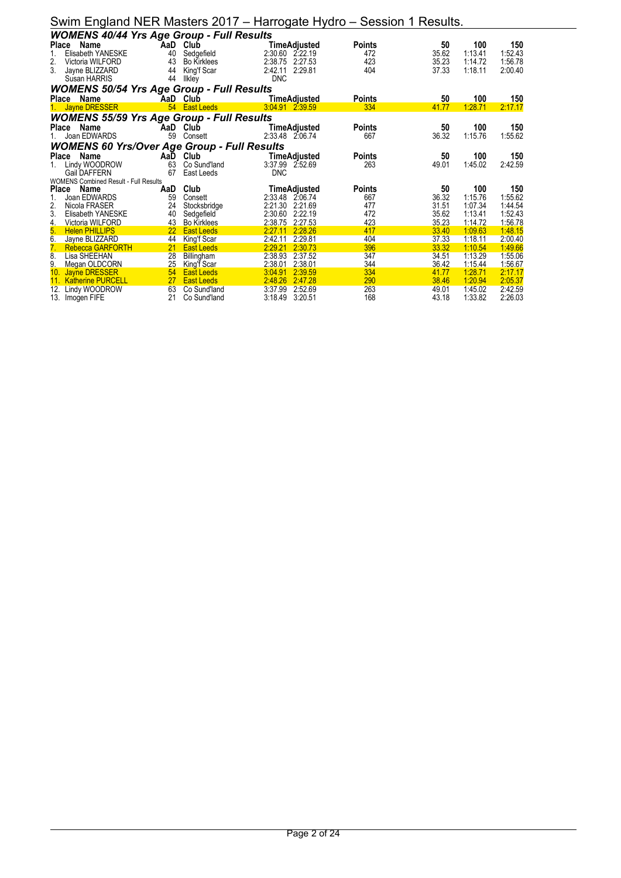# Swim England NER Masters 2017 – Harrogate Hydro – Session 1 Results.

### WOMENS 40/44 Yrs Age Group - Full Results

| Place | Name | AaD | Club | Time | Adjusted | Points | 50 | 100 | 150 |
|---|---|---|---|---|---|---|---|---|---|
| 1. | Elisabeth YANESKE | 40 | Sedgefield | 2:30.60 | 2:22.19 | 472 | 35.62 | 1:13.41 | 1:52.43 |
| 2. | Victoria WILFORD | 43 | Bo Kirklees | 2:38.75 | 2:27.53 | 423 | 35.23 | 1:14.72 | 1:56.78 |
| 3. | Jayne BLIZZARD | 44 | King'f Scar | 2:42.11 | 2:29.81 | 404 | 37.33 | 1:18.11 | 2:00.40 |
| | Susan HARRIS | 44 | Ilkley | DNC | | | | | |

### WOMENS 50/54 Yrs Age Group - Full Results

| Place | Name | AaD | Club | Time | Adjusted | Points | 50 | 100 | 150 |
|---|---|---|---|---|---|---|---|---|---|
| 1. | Jayne DRESSER | 54 | East Leeds | 3:04.91 | 2:39.59 | 334 | 41.77 | 1:28.71 | 2:17.17 |

### WOMENS 55/59 Yrs Age Group - Full Results

| Place | Name | AaD | Club | Time | Adjusted | Points | 50 | 100 | 150 |
|---|---|---|---|---|---|---|---|---|---|
| 1. | Joan EDWARDS | 59 | Consett | 2:33.48 | 2:06.74 | 667 | 36.32 | 1:15.76 | 1:55.62 |

### WOMENS 60 Yrs/Over Age Group - Full Results

| Place | Name | AaD | Club | Time | Adjusted | Points | 50 | 100 | 150 |
|---|---|---|---|---|---|---|---|---|---|
| 1. | Lindy WOODROW | 63 | Co Sund'land | 3:37.99 | 2:52.69 | 263 | 49.01 | 1:45.02 | 2:42.59 |
| | Gail DAFFERN | 67 | East Leeds | DNC | | | | | |

WOMENS Combined Result - Full Results

| Place | Name | AaD | Club | Time | Adjusted | Points | 50 | 100 | 150 |
|---|---|---|---|---|---|---|---|---|---|
| 1. | Joan EDWARDS | 59 | Consett | 2:33.48 | 2:06.74 | 667 | 36.32 | 1:15.76 | 1:55.62 |
| 2. | Nicola FRASER | 24 | Stocksbridge | 2:21.30 | 2:21.69 | 477 | 31.51 | 1:07.34 | 1:44.54 |
| 3. | Elisabeth YANESKE | 40 | Sedgefield | 2:30.60 | 2:22.19 | 472 | 35.62 | 1:13.41 | 1:52.43 |
| 4. | Victoria WILFORD | 43 | Bo Kirklees | 2:38.75 | 2:27.53 | 423 | 35.23 | 1:14.72 | 1:56.78 |
| 5. | Helen PHILLIPS | 22 | East Leeds | 2:27.11 | 2:28.26 | 417 | 33.40 | 1:09.63 | 1:48.15 |
| 6. | Jayne BLIZZARD | 44 | King'f Scar | 2:42.11 | 2:29.81 | 404 | 37.33 | 1:18.11 | 2:00.40 |
| 7. | Rebecca GARFORTH | 21 | East Leeds | 2:29.21 | 2:30.73 | 396 | 33.32 | 1:10.54 | 1:49.66 |
| 8. | Lisa SHEEHAN | 28 | Billingham | 2:38.93 | 2:37.52 | 347 | 34.51 | 1:13.29 | 1:55.06 |
| 9. | Megan OLDCORN | 25 | King'f Scar | 2:38.01 | 2:38.01 | 344 | 36.42 | 1:15.44 | 1:56.67 |
| 10. | Jayne DRESSER | 54 | East Leeds | 3:04.91 | 2:39.59 | 334 | 41.77 | 1:28.71 | 2:17.17 |
| 11. | Katherine PURCELL | 27 | East Leeds | 2:48.26 | 2:47.28 | 290 | 38.46 | 1:20.94 | 2:05.37 |
| 12. | Lindy WOODROW | 63 | Co Sund'land | 3:37.99 | 2:52.69 | 263 | 49.01 | 1:45.02 | 2:42.59 |
| 13. | Imogen FIFE | 21 | Co Sund'land | 3:18.49 | 3:20.51 | 168 | 43.18 | 1:33.82 | 2:26.03 |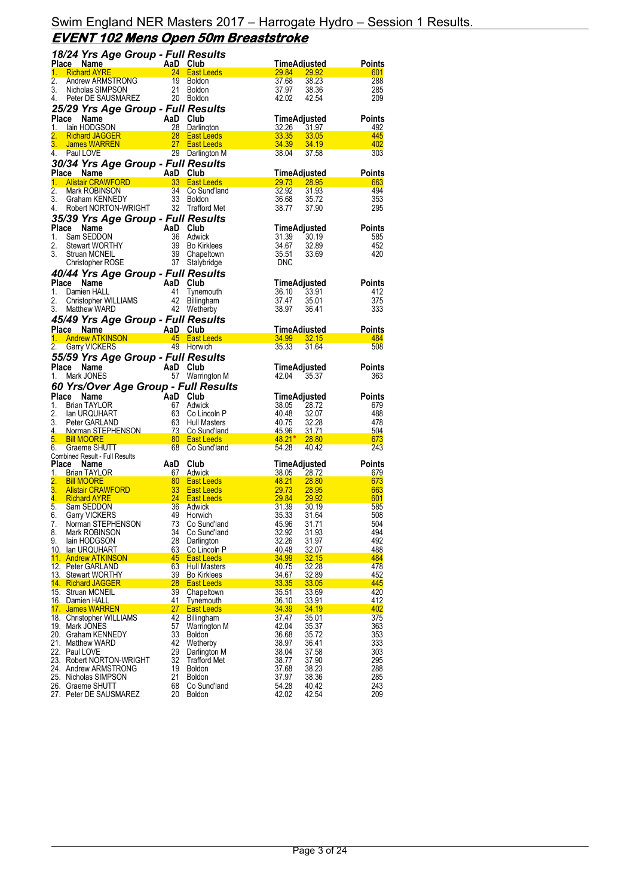# Swim England NER Masters 2017 – Harrogate Hydro – Session 1 Results.

## EVENT 102 Mens Open 50m Breaststroke

### 18/24 Yrs Age Group - Full Results

| Place | Name | AaD | Club | Time | Adjusted | Points |
|---|---|---|---|---|---|---|
| 1. | Richard AYRE | 24 | East Leeds | 29.84 | 29.92 | 601 |
| 2. | Andrew ARMSTRONG | 19 | Boldon | 37.68 | 38.23 | 288 |
| 3. | Nicholas SIMPSON | 21 | Boldon | 37.97 | 38.36 | 285 |
| 4. | Peter DE SAUSMAREZ | 20 | Boldon | 42.02 | 42.54 | 209 |

### 25/29 Yrs Age Group - Full Results

| Place | Name | AaD | Club | Time | Adjusted | Points |
|---|---|---|---|---|---|---|
| 1. | Iain HODGSON | 28 | Darlington | 32.26 | 31.97 | 492 |
| 2. | Richard JAGGER | 28 | East Leeds | 33.35 | 33.05 | 445 |
| 3. | James WARREN | 27 | East Leeds | 34.39 | 34.19 | 402 |
| 4. | Paul LOVE | 29 | Darlington M | 38.04 | 37.58 | 303 |

### 30/34 Yrs Age Group - Full Results

| Place | Name | AaD | Club | Time | Adjusted | Points |
|---|---|---|---|---|---|---|
| 1. | Alistair CRAWFORD | 33 | East Leeds | 29.73 | 28.95 | 663 |
| 2. | Mark ROBINSON | 34 | Co Sund'land | 32.92 | 31.93 | 494 |
| 3. | Graham KENNEDY | 33 | Boldon | 36.68 | 35.72 | 353 |
| 4. | Robert NORTON-WRIGHT | 32 | Trafford Met | 38.77 | 37.90 | 295 |

### 35/39 Yrs Age Group - Full Results

| Place | Name | AaD | Club | Time | Adjusted | Points |
|---|---|---|---|---|---|---|
| 1. | Sam SEDDON | 36 | Adwick | 31.39 | 30.19 | 585 |
| 2. | Stewart WORTHY | 39 | Bo Kirklees | 34.67 | 32.89 | 452 |
| 3. | Struan MCNEIL | 39 | Chapeltown | 35.51 | 33.69 | 420 |
| | Christopher ROSE | 37 | Stalybridge | DNC | | |

### 40/44 Yrs Age Group - Full Results

| Place | Name | AaD | Club | Time | Adjusted | Points |
|---|---|---|---|---|---|---|
| 1. | Damien HALL | 41 | Tynemouth | 36.10 | 33.91 | 412 |
| 2. | Christopher WILLIAMS | 42 | Billingham | 37.47 | 35.01 | 375 |
| 3. | Matthew WARD | 42 | Wetherby | 38.97 | 36.41 | 333 |

### 45/49 Yrs Age Group - Full Results

| Place | Name | AaD | Club | Time | Adjusted | Points |
|---|---|---|---|---|---|---|
| 1. | Andrew ATKINSON | 45 | East Leeds | 34.99 | 32.15 | 484 |
| 2. | Garry VICKERS | 49 | Horwich | 35.33 | 31.64 | 508 |

### 55/59 Yrs Age Group - Full Results

| Place | Name | AaD | Club | Time | Adjusted | Points |
|---|---|---|---|---|---|---|
| 1. | Mark JONES | 57 | Warrington M | 42.04 | 35.37 | 363 |

### 60 Yrs/Over Age Group - Full Results

| Place | Name | AaD | Club | Time | Adjusted | Points |
|---|---|---|---|---|---|---|
| 1. | Brian TAYLOR | 67 | Adwick | 38.05 | 28.72 | 679 |
| 2. | Ian URQUHART | 63 | Co Lincoln P | 40.48 | 32.07 | 488 |
| 3. | Peter GARLAND | 63 | Hull Masters | 40.75 | 32.28 | 478 |
| 4. | Norman STEPHENSON | 73 | Co Sund'land | 45.96 | 31.71 | 504 |
| 5. | Bill MOORE | 80 | East Leeds | 48.21* | 28.80 | 673 |
| 6. | Graeme SHUTT | 68 | Co Sund'land | 54.28 | 40.42 | 243 |

### Combined Result - Full Results

| Place | Name | AaD | Club | Time | Adjusted | Points |
|---|---|---|---|---|---|---|
| 1. | Brian TAYLOR | 67 | Adwick | 38.05 | 28.72 | 679 |
| 2. | Bill MOORE | 80 | East Leeds | 48.21 | 28.80 | 673 |
| 3. | Alistair CRAWFORD | 33 | East Leeds | 29.73 | 28.95 | 663 |
| 4. | Richard AYRE | 24 | East Leeds | 29.84 | 29.92 | 601 |
| 5. | Sam SEDDON | 36 | Adwick | 31.39 | 30.19 | 585 |
| 6. | Garry VICKERS | 49 | Horwich | 35.33 | 31.64 | 508 |
| 7. | Norman STEPHENSON | 73 | Co Sund'land | 45.96 | 31.71 | 504 |
| 8. | Mark ROBINSON | 34 | Co Sund'land | 32.92 | 31.93 | 494 |
| 9. | Iain HODGSON | 28 | Darlington | 32.26 | 31.97 | 492 |
| 10. | Ian URQUHART | 63 | Co Lincoln P | 40.48 | 32.07 | 488 |
| 11. | Andrew ATKINSON | 45 | East Leeds | 34.99 | 32.15 | 484 |
| 12. | Peter GARLAND | 63 | Hull Masters | 40.75 | 32.28 | 478 |
| 13. | Stewart WORTHY | 39 | Bo Kirklees | 34.67 | 32.89 | 452 |
| 14. | Richard JAGGER | 28 | East Leeds | 33.35 | 33.05 | 445 |
| 15. | Struan MCNEIL | 39 | Chapeltown | 35.51 | 33.69 | 420 |
| 16. | Damien HALL | 41 | Tynemouth | 36.10 | 33.91 | 412 |
| 17. | James WARREN | 27 | East Leeds | 34.39 | 34.19 | 402 |
| 18. | Christopher WILLIAMS | 42 | Billingham | 37.47 | 35.01 | 375 |
| 19. | Mark JONES | 57 | Warrington M | 42.04 | 35.37 | 363 |
| 20. | Graham KENNEDY | 33 | Boldon | 36.68 | 35.72 | 353 |
| 21. | Matthew WARD | 42 | Wetherby | 38.97 | 36.41 | 333 |
| 22. | Paul LOVE | 29 | Darlington M | 38.04 | 37.58 | 303 |
| 23. | Robert NORTON-WRIGHT | 32 | Trafford Met | 38.77 | 37.90 | 295 |
| 24. | Andrew ARMSTRONG | 19 | Boldon | 37.68 | 38.23 | 288 |
| 25. | Nicholas SIMPSON | 21 | Boldon | 37.97 | 38.36 | 285 |
| 26. | Graeme SHUTT | 68 | Co Sund'land | 54.28 | 40.42 | 243 |
| 27. | Peter DE SAUSMAREZ | 20 | Boldon | 42.02 | 42.54 | 209 |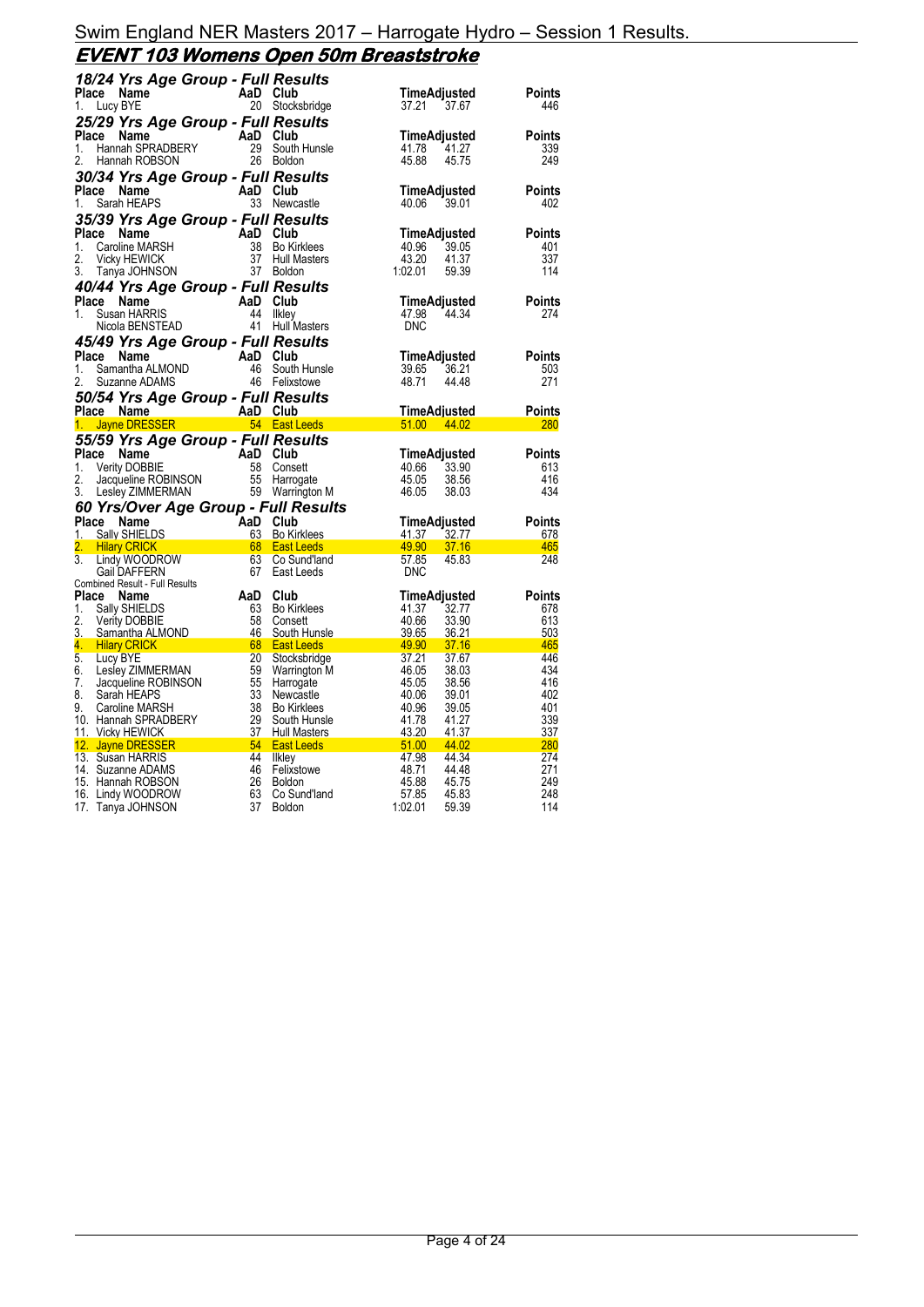Swim England NER Masters 2017 – Harrogate Hydro – Session 1 Results.

## EVENT 103 Womens Open 50m Breaststroke

### 18/24 Yrs Age Group - Full Results

| Place | Name | AaD | Club | Time | Adjusted | Points |
|---|---|---|---|---|---|---|
| 1. | Lucy BYE | 20 | Stocksbridge | 37.21 | 37.67 | 446 |

### 25/29 Yrs Age Group - Full Results

| Place | Name | AaD | Club | Time | Adjusted | Points |
|---|---|---|---|---|---|---|
| 1. | Hannah SPRADBERY | 29 | South Hunsle | 41.78 | 41.27 | 339 |
| 2. | Hannah ROBSON | 26 | Boldon | 45.88 | 45.75 | 249 |

### 30/34 Yrs Age Group - Full Results

| Place | Name | AaD | Club | Time | Adjusted | Points |
|---|---|---|---|---|---|---|
| 1. | Sarah HEAPS | 33 | Newcastle | 40.06 | 39.01 | 402 |

### 35/39 Yrs Age Group - Full Results

| Place | Name | AaD | Club | Time | Adjusted | Points |
|---|---|---|---|---|---|---|
| 1. | Caroline MARSH | 38 | Bo Kirklees | 40.96 | 39.05 | 401 |
| 2. | Vicky HEWICK | 37 | Hull Masters | 43.20 | 41.37 | 337 |
| 3. | Tanya JOHNSON | 37 | Boldon | 1:02.01 | 59.39 | 114 |

### 40/44 Yrs Age Group - Full Results

| Place | Name | AaD | Club | Time | Adjusted | Points |
|---|---|---|---|---|---|---|
| 1. | Susan HARRIS | 44 | Ilkley | 47.98 | 44.34 | 274 |
| | Nicola BENSTEAD | 41 | Hull Masters | DNC | | |

### 45/49 Yrs Age Group - Full Results

| Place | Name | AaD | Club | Time | Adjusted | Points |
|---|---|---|---|---|---|---|
| 1. | Samantha ALMOND | 46 | South Hunsle | 39.65 | 36.21 | 503 |
| 2. | Suzanne ADAMS | 46 | Felixstowe | 48.71 | 44.48 | 271 |

### 50/54 Yrs Age Group - Full Results

| Place | Name | AaD | Club | Time | Adjusted | Points |
|---|---|---|---|---|---|---|
| 1. | Jayne DRESSER | 54 | East Leeds | 51.00 | 44.02 | 280 |

### 55/59 Yrs Age Group - Full Results

| Place | Name | AaD | Club | Time | Adjusted | Points |
|---|---|---|---|---|---|---|
| 1. | Verity DOBBIE | 58 | Consett | 40.66 | 33.90 | 613 |
| 2. | Jacqueline ROBINSON | 55 | Harrogate | 45.05 | 38.56 | 416 |
| 3. | Lesley ZIMMERMAN | 59 | Warrington M | 46.05 | 38.03 | 434 |

### 60 Yrs/Over Age Group - Full Results

| Place | Name | AaD | Club | Time | Adjusted | Points |
|---|---|---|---|---|---|---|
| 1. | Sally SHIELDS | 63 | Bo Kirklees | 41.37 | 32.77 | 678 |
| 2. | Hilary CRICK | 68 | East Leeds | 49.90 | 37.16 | 465 |
| 3. | Lindy WOODROW | 63 | Co Sund'land | 57.85 | 45.83 | 248 |
| | Gail DAFFERN | 67 | East Leeds | DNC | | |

Combined Result - Full Results

| Place | Name | AaD | Club | Time | Adjusted | Points |
|---|---|---|---|---|---|---|
| 1. | Sally SHIELDS | 63 | Bo Kirklees | 41.37 | 32.77 | 678 |
| 2. | Verity DOBBIE | 58 | Consett | 40.66 | 33.90 | 613 |
| 3. | Samantha ALMOND | 46 | South Hunsle | 39.65 | 36.21 | 503 |
| 4. | Hilary CRICK | 68 | East Leeds | 49.90 | 37.16 | 465 |
| 5. | Lucy BYE | 20 | Stocksbridge | 37.21 | 37.67 | 446 |
| 6. | Lesley ZIMMERMAN | 59 | Warrington M | 46.05 | 38.03 | 434 |
| 7. | Jacqueline ROBINSON | 55 | Harrogate | 45.05 | 38.56 | 416 |
| 8. | Sarah HEAPS | 33 | Newcastle | 40.06 | 39.01 | 402 |
| 9. | Caroline MARSH | 38 | Bo Kirklees | 40.96 | 39.05 | 401 |
| 10. | Hannah SPRADBERY | 29 | South Hunsle | 41.78 | 41.27 | 339 |
| 11. | Vicky HEWICK | 37 | Hull Masters | 43.20 | 41.37 | 337 |
| 12. | Jayne DRESSER | 54 | East Leeds | 51.00 | 44.02 | 280 |
| 13. | Susan HARRIS | 44 | Ilkley | 47.98 | 44.34 | 274 |
| 14. | Suzanne ADAMS | 46 | Felixstowe | 48.71 | 44.48 | 271 |
| 15. | Hannah ROBSON | 26 | Boldon | 45.88 | 45.75 | 249 |
| 16. | Lindy WOODROW | 63 | Co Sund'land | 57.85 | 45.83 | 248 |
| 17. | Tanya JOHNSON | 37 | Boldon | 1:02.01 | 59.39 | 114 |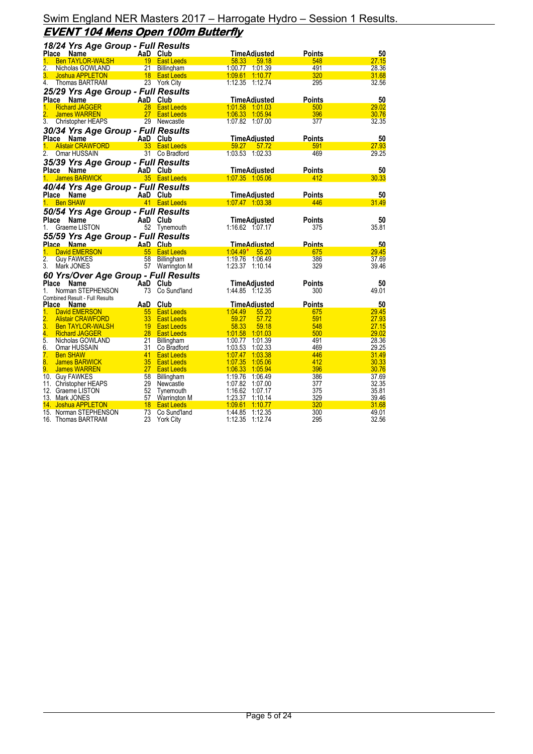# Swim England NER Masters 2017 – Harrogate Hydro – Session 1 Results.

## EVENT 104 Mens Open 100m Butterfly

### 18/24 Yrs Age Group - Full Results

| Place | Name | AaD | Club | Time | Adjusted | Points | 50 |
|---|---|---|---|---|---|---|---|
| 1. | Ben TAYLOR-WALSH | 19 | East Leeds | 58.33 | 59.18 | 548 | 27.15 |
| 2. | Nicholas GOWLAND | 21 | Billingham | 1:00.77 | 1:01.39 | 491 | 28.36 |
| 3. | Joshua APPLETON | 18 | East Leeds | 1:09.61 | 1:10.77 | 320 | 31.68 |
| 4. | Thomas BARTRAM | 23 | York City | 1:12.35 | 1:12.74 | 295 | 32.56 |

### 25/29 Yrs Age Group - Full Results

| Place | Name | AaD | Club | Time | Adjusted | Points | 50 |
|---|---|---|---|---|---|---|---|
| 1. | Richard JAGGER | 28 | East Leeds | 1:01.58 | 1:01.03 | 500 | 29.02 |
| 2. | James WARREN | 27 | East Leeds | 1:06.33 | 1:05.94 | 396 | 30.76 |
| 3. | Christopher HEAPS | 29 | Newcastle | 1:07.82 | 1:07.00 | 377 | 32.35 |

### 30/34 Yrs Age Group - Full Results

| Place | Name | AaD | Club | Time | Adjusted | Points | 50 |
|---|---|---|---|---|---|---|---|
| 1. | Alistair CRAWFORD | 33 | East Leeds | 59.27 | 57.72 | 591 | 27.93 |
| 2. | Omar HUSSAIN | 31 | Co Bradford | 1:03.53 | 1:02.33 | 469 | 29.25 |

### 35/39 Yrs Age Group - Full Results

| Place | Name | AaD | Club | Time | Adjusted | Points | 50 |
|---|---|---|---|---|---|---|---|
| 1. | James BARWICK | 35 | East Leeds | 1:07.35 | 1:05.06 | 412 | 30.33 |

### 40/44 Yrs Age Group - Full Results

| Place | Name | AaD | Club | Time | Adjusted | Points | 50 |
|---|---|---|---|---|---|---|---|
| 1. | Ben SHAW | 41 | East Leeds | 1:07.47 | 1:03.38 | 446 | 31.49 |

### 50/54 Yrs Age Group - Full Results

| Place | Name | AaD | Club | Time | Adjusted | Points | 50 |
|---|---|---|---|---|---|---|---|
| 1. | Graeme LISTON | 52 | Tynemouth | 1:16.62 | 1:07.17 | 375 | 35.81 |

### 55/59 Yrs Age Group - Full Results

| Place | Name | AaD | Club | Time | Adjusted | Points | 50 |
|---|---|---|---|---|---|---|---|
| 1. | David EMERSON | 55 | East Leeds | 1:04.49* | 55.20 | 675 | 29.45 |
| 2. | Guy FAWKES | 58 | Billingham | 1:19.76 | 1:06.49 | 386 | 37.69 |
| 3. | Mark JONES | 57 | Warrington M | 1:23.37 | 1:10.14 | 329 | 39.46 |

### 60 Yrs/Over Age Group - Full Results

| Place | Name | AaD | Club | Time | Adjusted | Points | 50 |
|---|---|---|---|---|---|---|---|
| 1. | Norman STEPHENSON | 73 | Co Sund'land | 1:44.85 | 1:12.35 | 300 | 49.01 |

Combined Result - Full Results

| Place | Name | AaD | Club | Time | Adjusted | Points | 50 |
|---|---|---|---|---|---|---|---|
| 1. | David EMERSON | 55 | East Leeds | 1:04.49 | 55.20 | 675 | 29.45 |
| 2. | Alistair CRAWFORD | 33 | East Leeds | 59.27 | 57.72 | 591 | 27.93 |
| 3. | Ben TAYLOR-WALSH | 19 | East Leeds | 58.33 | 59.18 | 548 | 27.15 |
| 4. | Richard JAGGER | 28 | East Leeds | 1:01.58 | 1:01.03 | 500 | 29.02 |
| 5. | Nicholas GOWLAND | 21 | Billingham | 1:00.77 | 1:01.39 | 491 | 28.36 |
| 6. | Omar HUSSAIN | 31 | Co Bradford | 1:03.53 | 1:02.33 | 469 | 29.25 |
| 7. | Ben SHAW | 41 | East Leeds | 1:07.47 | 1:03.38 | 446 | 31.49 |
| 8. | James BARWICK | 35 | East Leeds | 1:07.35 | 1:05.06 | 412 | 30.33 |
| 9. | James WARREN | 27 | East Leeds | 1:06.33 | 1:05.94 | 396 | 30.76 |
| 10. | Guy FAWKES | 58 | Billingham | 1:19.76 | 1:06.49 | 386 | 37.69 |
| 11. | Christopher HEAPS | 29 | Newcastle | 1:07.82 | 1:07.00 | 377 | 32.35 |
| 12. | Graeme LISTON | 52 | Tynemouth | 1:16.62 | 1:07.17 | 375 | 35.81 |
| 13. | Mark JONES | 57 | Warrington M | 1:23.37 | 1:10.14 | 329 | 39.46 |
| 14. | Joshua APPLETON | 18 | East Leeds | 1:09.61 | 1:10.77 | 320 | 31.68 |
| 15. | Norman STEPHENSON | 73 | Co Sund'land | 1:44.85 | 1:12.35 | 300 | 49.01 |
| 16. | Thomas BARTRAM | 23 | York City | 1:12.35 | 1:12.74 | 295 | 32.56 |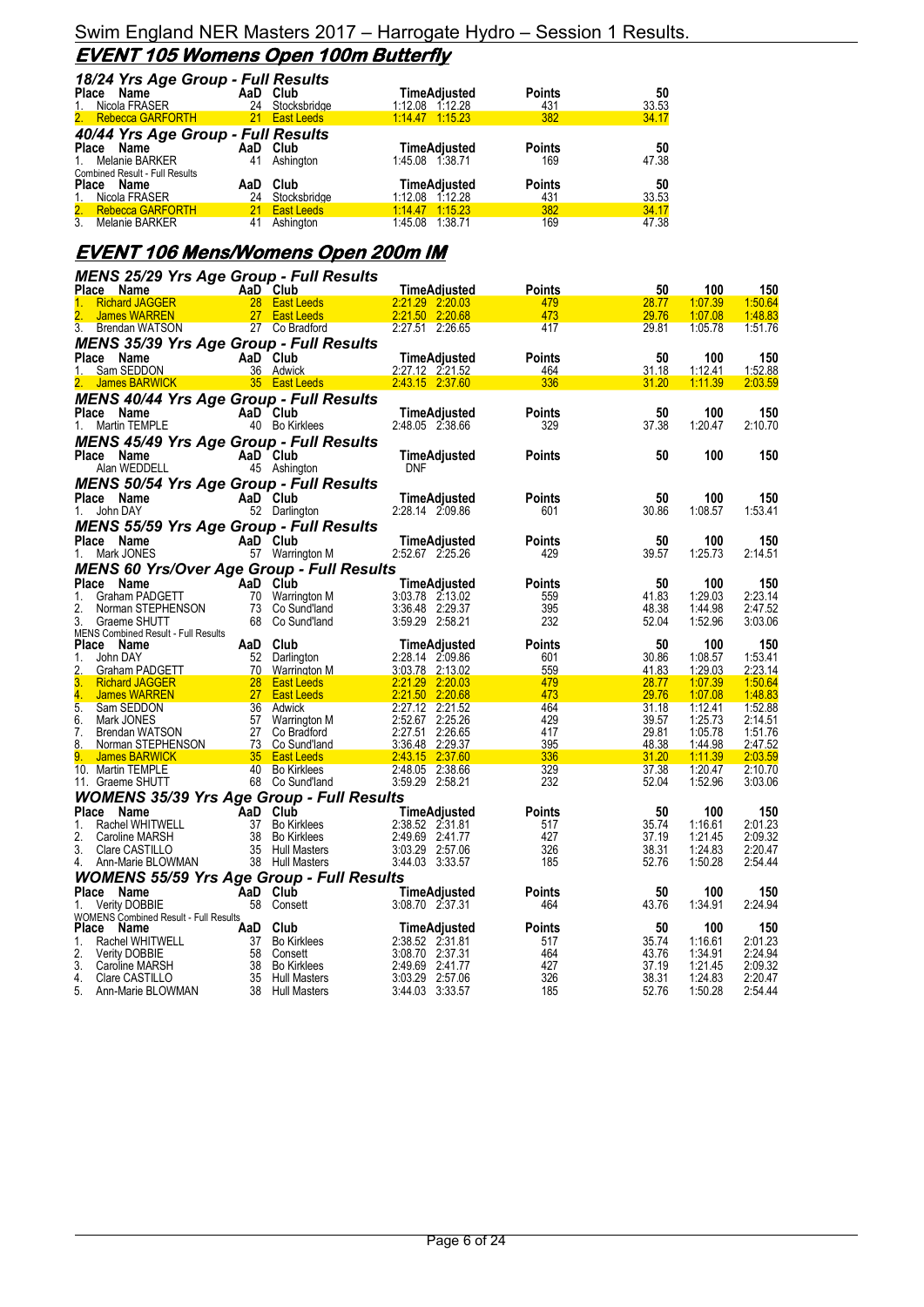# Swim England NER Masters 2017 – Harrogate Hydro – Session 1 Results.

## EVENT 105 Womens Open 100m Butterfly

### 18/24 Yrs Age Group - Full Results

| Place | Name | AaD | Club | Time | Adjusted | Points | 50 |
|---|---|---|---|---|---|---|---|
| 1. | Nicola FRASER | 24 | Stocksbridge | 1:12.08 | 1:12.28 | 431 | 33.53 |
| 2. | Rebecca GARFORTH | 21 | East Leeds | 1:14.47 | 1:15.23 | 382 | 34.17 |

### 40/44 Yrs Age Group - Full Results

| Place | Name | AaD | Club | Time | Adjusted | Points | 50 |
|---|---|---|---|---|---|---|---|
| 1. | Melanie BARKER | 41 | Ashington | 1:45.08 | 1:38.71 | 169 | 47.38 |

Combined Result - Full Results

| Place | Name | AaD | Club | Time | Adjusted | Points | 50 |
|---|---|---|---|---|---|---|---|
| 1. | Nicola FRASER | 24 | Stocksbridge | 1:12.08 | 1:12.28 | 431 | 33.53 |
| 2. | Rebecca GARFORTH | 21 | East Leeds | 1:14.47 | 1:15.23 | 382 | 34.17 |
| 3. | Melanie BARKER | 41 | Ashington | 1:45.08 | 1:38.71 | 169 | 47.38 |

## EVENT 106 Mens/Womens Open 200m IM

### MENS 25/29 Yrs Age Group - Full Results

| Place | Name | AaD | Club | Time | Adjusted | Points | 50 | 100 | 150 |
|---|---|---|---|---|---|---|---|---|---|
| 1. | Richard JAGGER | 28 | East Leeds | 2:21.29 | 2:20.03 | 479 | 28.77 | 1:07.39 | 1:50.64 |
| 2. | James WARREN | 27 | East Leeds | 2:21.50 | 2:20.68 | 473 | 29.76 | 1:07.08 | 1:48.83 |
| 3. | Brendan WATSON | 27 | Co Bradford | 2:27.51 | 2:26.65 | 417 | 29.81 | 1:05.78 | 1:51.76 |

### MENS 35/39 Yrs Age Group - Full Results

| Place | Name | AaD | Club | Time | Adjusted | Points | 50 | 100 | 150 |
|---|---|---|---|---|---|---|---|---|---|
| 1. | Sam SEDDON | 36 | Adwick | 2:27.12 | 2:21.52 | 464 | 31.18 | 1:12.41 | 1:52.88 |
| 2. | James BARWICK | 35 | East Leeds | 2:43.15 | 2:37.60 | 336 | 31.20 | 1:11.39 | 2:03.59 |

### MENS 40/44 Yrs Age Group - Full Results

| Place | Name | AaD | Club | Time | Adjusted | Points | 50 | 100 | 150 |
|---|---|---|---|---|---|---|---|---|---|
| 1. | Martin TEMPLE | 40 | Bo Kirklees | 2:48.05 | 2:38.66 | 329 | 37.38 | 1:20.47 | 2:10.70 |

### MENS 45/49 Yrs Age Group - Full Results

| Place | Name | AaD | Club | Time | Adjusted | Points | 50 | 100 | 150 |
|---|---|---|---|---|---|---|---|---|---|
| | Alan WEDDELL | 45 | Ashington | DNF | | | | | |

### MENS 50/54 Yrs Age Group - Full Results

| Place | Name | AaD | Club | Time | Adjusted | Points | 50 | 100 | 150 |
|---|---|---|---|---|---|---|---|---|---|
| 1. | John DAY | 52 | Darlington | 2:28.14 | 2:09.86 | 601 | 30.86 | 1:08.57 | 1:53.41 |

### MENS 55/59 Yrs Age Group - Full Results

| Place | Name | AaD | Club | Time | Adjusted | Points | 50 | 100 | 150 |
|---|---|---|---|---|---|---|---|---|---|
| 1. | Mark JONES | 57 | Warrington M | 2:52.67 | 2:25.26 | 429 | 39.57 | 1:25.73 | 2:14.51 |

### MENS 60 Yrs/Over Age Group - Full Results

| Place | Name | AaD | Club | Time | Adjusted | Points | 50 | 100 | 150 |
|---|---|---|---|---|---|---|---|---|---|
| 1. | Graham PADGETT | 70 | Warrington M | 3:03.78 | 2:13.02 | 559 | 41.83 | 1:29.03 | 2:23.14 |
| 2. | Norman STEPHENSON | 73 | Co Sund'land | 3:36.48 | 2:29.37 | 395 | 48.38 | 1:44.98 | 2:47.52 |
| 3. | Graeme SHUTT | 68 | Co Sund'land | 3:59.29 | 2:58.21 | 232 | 52.04 | 1:52.96 | 3:03.06 |

MENS Combined Result - Full Results

| Place | Name | AaD | Club | Time | Adjusted | Points | 50 | 100 | 150 |
|---|---|---|---|---|---|---|---|---|---|
| 1. | John DAY | 52 | Darlington | 2:28.14 | 2:09.86 | 601 | 30.86 | 1:08.57 | 1:53.41 |
| 2. | Graham PADGETT | 70 | Warrington M | 3:03.78 | 2:13.02 | 559 | 41.83 | 1:29.03 | 2:23.14 |
| 3. | Richard JAGGER | 28 | East Leeds | 2:21.29 | 2:20.03 | 479 | 28.77 | 1:07.39 | 1:50.64 |
| 4. | James WARREN | 27 | East Leeds | 2:21.50 | 2:20.68 | 473 | 29.76 | 1:07.08 | 1:48.83 |
| 5. | Sam SEDDON | 36 | Adwick | 2:27.12 | 2:21.52 | 464 | 31.18 | 1:12.41 | 1:52.88 |
| 6. | Mark JONES | 57 | Warrington M | 2:52.67 | 2:25.26 | 429 | 39.57 | 1:25.73 | 2:14.51 |
| 7. | Brendan WATSON | 27 | Co Bradford | 2:27.51 | 2:26.65 | 417 | 29.81 | 1:05.78 | 1:51.76 |
| 8. | Norman STEPHENSON | 73 | Co Sund'land | 3:36.48 | 2:29.37 | 395 | 48.38 | 1:44.98 | 2:47.52 |
| 9. | James BARWICK | 35 | East Leeds | 2:43.15 | 2:37.60 | 336 | 31.20 | 1:11.39 | 2:03.59 |
| 10. | Martin TEMPLE | 40 | Bo Kirklees | 2:48.05 | 2:38.66 | 329 | 37.38 | 1:20.47 | 2:10.70 |
| 11. | Graeme SHUTT | 68 | Co Sund'land | 3:59.29 | 2:58.21 | 232 | 52.04 | 1:52.96 | 3:03.06 |

### WOMENS 35/39 Yrs Age Group - Full Results

| Place | Name | AaD | Club | Time | Adjusted | Points | 50 | 100 | 150 |
|---|---|---|---|---|---|---|---|---|---|
| 1. | Rachel WHITWELL | 37 | Bo Kirklees | 2:38.52 | 2:31.81 | 517 | 35.74 | 1:16.61 | 2:01.23 |
| 2. | Caroline MARSH | 38 | Bo Kirklees | 2:49.69 | 2:41.77 | 427 | 37.19 | 1:21.45 | 2:09.32 |
| 3. | Clare CASTILLO | 35 | Hull Masters | 3:03.29 | 2:57.06 | 326 | 38.31 | 1:24.83 | 2:20.47 |
| 4. | Ann-Marie BLOWMAN | 38 | Hull Masters | 3:44.03 | 3:33.57 | 185 | 52.76 | 1:50.28 | 2:54.44 |

### WOMENS 55/59 Yrs Age Group - Full Results

| Place | Name | AaD | Club | Time | Adjusted | Points | 50 | 100 | 150 |
|---|---|---|---|---|---|---|---|---|---|
| 1. | Verity DOBBIE | 58 | Consett | 3:08.70 | 2:37.31 | 464 | 43.76 | 1:34.91 | 2:24.94 |

WOMENS Combined Result - Full Results

| Place | Name | AaD | Club | Time | Adjusted | Points | 50 | 100 | 150 |
|---|---|---|---|---|---|---|---|---|---|
| 1. | Rachel WHITWELL | 37 | Bo Kirklees | 2:38.52 | 2:31.81 | 517 | 35.74 | 1:16.61 | 2:01.23 |
| 2. | Verity DOBBIE | 58 | Consett | 3:08.70 | 2:37.31 | 464 | 43.76 | 1:34.91 | 2:24.94 |
| 3. | Caroline MARSH | 38 | Bo Kirklees | 2:49.69 | 2:41.77 | 427 | 37.19 | 1:21.45 | 2:09.32 |
| 4. | Clare CASTILLO | 35 | Hull Masters | 3:03.29 | 2:57.06 | 326 | 38.31 | 1:24.83 | 2:20.47 |
| 5. | Ann-Marie BLOWMAN | 38 | Hull Masters | 3:44.03 | 3:33.57 | 185 | 52.76 | 1:50.28 | 2:54.44 |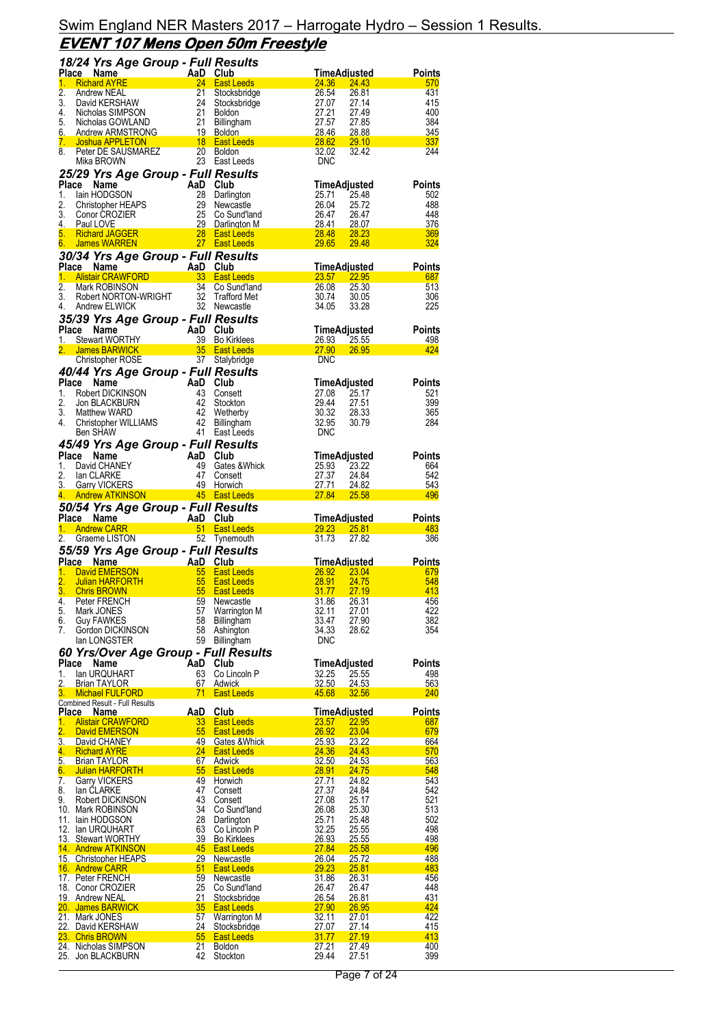# Swim England NER Masters 2017 – Harrogate Hydro – Session 1 Results.

## EVENT 107 Mens Open 50m Freestyle

### 18/24 Yrs Age Group - Full Results

| Place | Name | AaD | Club | Time | Adjusted | Points |
|---|---|---|---|---|---|---|
| 1. | Richard AYRE | 24 | East Leeds | 24.36 | 24.43 | 570 |
| 2. | Andrew NEAL | 21 | Stocksbridge | 26.54 | 26.81 | 431 |
| 3. | David KERSHAW | 24 | Stocksbridge | 27.07 | 27.14 | 415 |
| 4. | Nicholas SIMPSON | 21 | Boldon | 27.21 | 27.49 | 400 |
| 5. | Nicholas GOWLAND | 21 | Billingham | 27.57 | 27.85 | 384 |
| 6. | Andrew ARMSTRONG | 19 | Boldon | 28.46 | 28.88 | 345 |
| 7. | Joshua APPLETON | 18 | East Leeds | 28.62 | 29.10 | 337 |
| 8. | Peter DE SAUSMAREZ | 20 | Boldon | 32.02 | 32.42 | 244 |
| | Mika BROWN | 23 | East Leeds | DNC | | |

### 25/29 Yrs Age Group - Full Results

| Place | Name | AaD | Club | Time | Adjusted | Points |
|---|---|---|---|---|---|---|
| 1. | Iain HODGSON | 28 | Darlington | 25.71 | 25.48 | 502 |
| 2. | Christopher HEAPS | 29 | Newcastle | 26.04 | 25.72 | 488 |
| 3. | Conor CROZIER | 25 | Co Sund'land | 26.47 | 26.47 | 448 |
| 4. | Paul LOVE | 29 | Darlington M | 28.41 | 28.07 | 376 |
| 5. | Richard JAGGER | 28 | East Leeds | 28.48 | 28.23 | 369 |
| 6. | James WARREN | 27 | East Leeds | 29.65 | 29.48 | 324 |

### 30/34 Yrs Age Group - Full Results

| Place | Name | AaD | Club | Time | Adjusted | Points |
|---|---|---|---|---|---|---|
| 1. | Alistair CRAWFORD | 33 | East Leeds | 23.57 | 22.95 | 687 |
| 2. | Mark ROBINSON | 34 | Co Sund'land | 26.08 | 25.30 | 513 |
| 3. | Robert NORTON-WRIGHT | 32 | Trafford Met | 30.74 | 30.05 | 306 |
| 4. | Andrew ELWICK | 32 | Newcastle | 34.05 | 33.28 | 225 |

### 35/39 Yrs Age Group - Full Results

| Place | Name | AaD | Club | Time | Adjusted | Points |
|---|---|---|---|---|---|---|
| 1. | Stewart WORTHY | 39 | Bo Kirklees | 26.93 | 25.55 | 498 |
| 2. | James BARWICK | 35 | East Leeds | 27.90 | 26.95 | 424 |
| | Christopher ROSE | 37 | Stalybridge | DNC | | |

### 40/44 Yrs Age Group - Full Results

| Place | Name | AaD | Club | Time | Adjusted | Points |
|---|---|---|---|---|---|---|
| 1. | Robert DICKINSON | 43 | Consett | 27.08 | 25.17 | 521 |
| 2. | Jon BLACKBURN | 42 | Stockton | 29.44 | 27.51 | 399 |
| 3. | Matthew WARD | 42 | Wetherby | 30.32 | 28.33 | 365 |
| 4. | Christopher WILLIAMS | 42 | Billingham | 32.95 | 30.79 | 284 |
| | Ben SHAW | 41 | East Leeds | DNC | | |

### 45/49 Yrs Age Group - Full Results

| Place | Name | AaD | Club | Time | Adjusted | Points |
|---|---|---|---|---|---|---|
| 1. | David CHANEY | 49 | Gates &Whick | 25.93 | 23.22 | 664 |
| 2. | Ian CLARKE | 47 | Consett | 27.37 | 24.84 | 542 |
| 3. | Garry VICKERS | 49 | Horwich | 27.71 | 24.82 | 543 |
| 4. | Andrew ATKINSON | 45 | East Leeds | 27.84 | 25.58 | 496 |

### 50/54 Yrs Age Group - Full Results

| Place | Name | AaD | Club | Time | Adjusted | Points |
|---|---|---|---|---|---|---|
| 1. | Andrew CARR | 51 | East Leeds | 29.23 | 25.81 | 483 |
| 2. | Graeme LISTON | 52 | Tynemouth | 31.73 | 27.82 | 386 |

### 55/59 Yrs Age Group - Full Results

| Place | Name | AaD | Club | Time | Adjusted | Points |
|---|---|---|---|---|---|---|
| 1. | David EMERSON | 55 | East Leeds | 26.92 | 23.04 | 679 |
| 2. | Julian HARFORTH | 55 | East Leeds | 28.91 | 24.75 | 548 |
| 3. | Chris BROWN | 55 | East Leeds | 31.77 | 27.19 | 413 |
| 4. | Peter FRENCH | 59 | Newcastle | 31.86 | 26.31 | 456 |
| 5. | Mark JONES | 57 | Warrington M | 32.11 | 27.01 | 422 |
| 6. | Guy FAWKES | 58 | Billingham | 33.47 | 27.90 | 382 |
| 7. | Gordon DICKINSON | 58 | Ashington | 34.33 | 28.62 | 354 |
| | Ian LONGSTER | 59 | Billingham | DNC | | |

### 60 Yrs/Over Age Group - Full Results

| Place | Name | AaD | Club | Time | Adjusted | Points |
|---|---|---|---|---|---|---|
| 1. | Ian URQUHART | 63 | Co Lincoln P | 32.25 | 25.55 | 498 |
| 2. | Brian TAYLOR | 67 | Adwick | 32.50 | 24.53 | 563 |
| 3. | Michael FULFORD | 71 | East Leeds | 45.68 | 32.56 | 240 |

Combined Result - Full Results

| Place | Name | AaD | Club | Time | Adjusted | Points |
|---|---|---|---|---|---|---|
| 1. | Alistair CRAWFORD | 33 | East Leeds | 23.57 | 22.95 | 687 |
| 2. | David EMERSON | 55 | East Leeds | 26.92 | 23.04 | 679 |
| 3. | David CHANEY | 49 | Gates &Whick | 25.93 | 23.22 | 664 |
| 4. | Richard AYRE | 24 | East Leeds | 24.36 | 24.43 | 570 |
| 5. | Brian TAYLOR | 67 | Adwick | 32.50 | 24.53 | 563 |
| 6. | Julian HARFORTH | 55 | East Leeds | 28.91 | 24.75 | 548 |
| 7. | Garry VICKERS | 49 | Horwich | 27.71 | 24.82 | 543 |
| 8. | Ian CLARKE | 47 | Consett | 27.37 | 24.84 | 542 |
| 9. | Robert DICKINSON | 43 | Consett | 27.08 | 25.17 | 521 |
| 10. | Mark ROBINSON | 34 | Co Sund'land | 26.08 | 25.30 | 513 |
| 11. | Iain HODGSON | 28 | Darlington | 25.71 | 25.48 | 502 |
| 12. | Ian URQUHART | 63 | Co Lincoln P | 32.25 | 25.55 | 498 |
| 13. | Stewart WORTHY | 39 | Bo Kirklees | 26.93 | 25.55 | 498 |
| 14. | Andrew ATKINSON | 45 | East Leeds | 27.84 | 25.58 | 496 |
| 15. | Christopher HEAPS | 29 | Newcastle | 26.04 | 25.72 | 488 |
| 16. | Andrew CARR | 51 | East Leeds | 29.23 | 25.81 | 483 |
| 17. | Peter FRENCH | 59 | Newcastle | 31.86 | 26.31 | 456 |
| 18. | Conor CROZIER | 25 | Co Sund'land | 26.47 | 26.47 | 448 |
| 19. | Andrew NEAL | 21 | Stocksbridge | 26.54 | 26.81 | 431 |
| 20. | James BARWICK | 35 | East Leeds | 27.90 | 26.95 | 424 |
| 21. | Mark JONES | 57 | Warrington M | 32.11 | 27.01 | 422 |
| 22. | David KERSHAW | 24 | Stocksbridge | 27.07 | 27.14 | 415 |
| 23. | Chris BROWN | 55 | East Leeds | 31.77 | 27.19 | 413 |
| 24. | Nicholas SIMPSON | 21 | Boldon | 27.21 | 27.49 | 400 |
| 25. | Jon BLACKBURN | 42 | Stockton | 29.44 | 27.51 | 399 |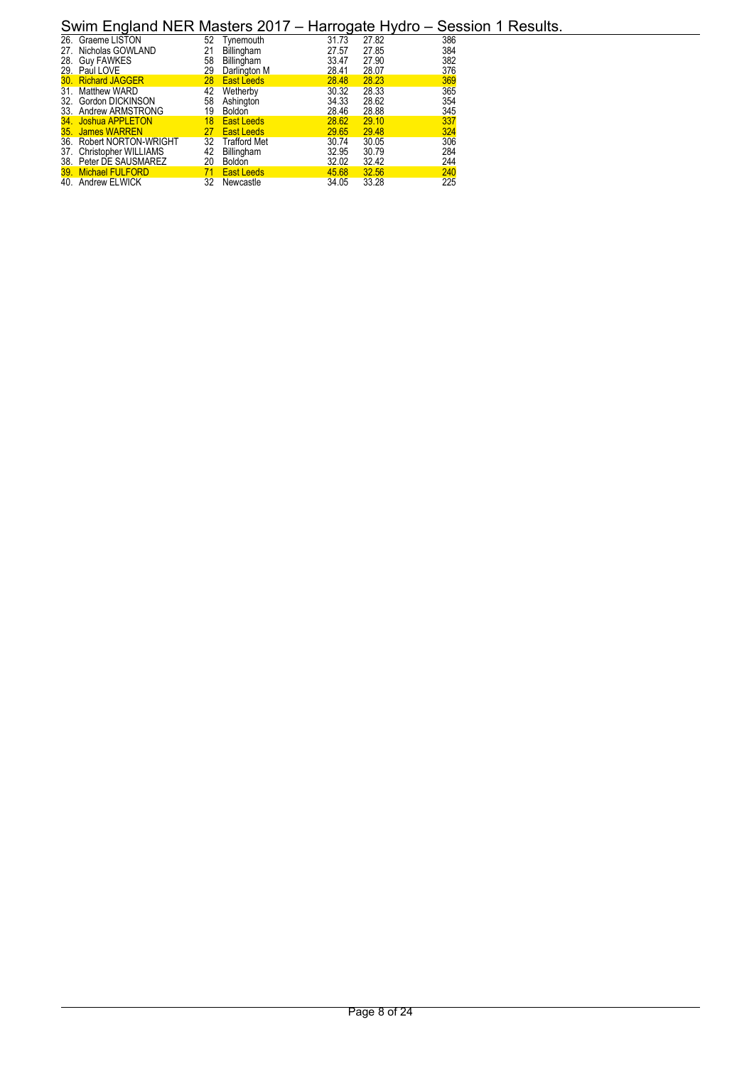# Swim England NER Masters 2017 – Harrogate Hydro – Session 1 Results.

| | Name | Age | Club | | | |
|---|---|---|---|---|---|---|
| 26. | Graeme LISTON | 52 | Tynemouth | 31.73 | 27.82 | 386 |
| 27. | Nicholas GOWLAND | 21 | Billingham | 27.57 | 27.85 | 384 |
| 28. | Guy FAWKES | 58 | Billingham | 33.47 | 27.90 | 382 |
| 29. | Paul LOVE | 29 | Darlington M | 28.41 | 28.07 | 376 |
| 30. | Richard JAGGER | 28 | East Leeds | 28.48 | 28.23 | 369 |
| 31. | Matthew WARD | 42 | Wetherby | 30.32 | 28.33 | 365 |
| 32. | Gordon DICKINSON | 58 | Ashington | 34.33 | 28.62 | 354 |
| 33. | Andrew ARMSTRONG | 19 | Boldon | 28.46 | 28.88 | 345 |
| 34. | Joshua APPLETON | 18 | East Leeds | 28.62 | 29.10 | 337 |
| 35. | James WARREN | 27 | East Leeds | 29.65 | 29.48 | 324 |
| 36. | Robert NORTON-WRIGHT | 32 | Trafford Met | 30.74 | 30.05 | 306 |
| 37. | Christopher WILLIAMS | 42 | Billingham | 32.95 | 30.79 | 284 |
| 38. | Peter DE SAUSMAREZ | 20 | Boldon | 32.02 | 32.42 | 244 |
| 39. | Michael FULFORD | 71 | East Leeds | 45.68 | 32.56 | 240 |
| 40. | Andrew ELWICK | 32 | Newcastle | 34.05 | 33.28 | 225 |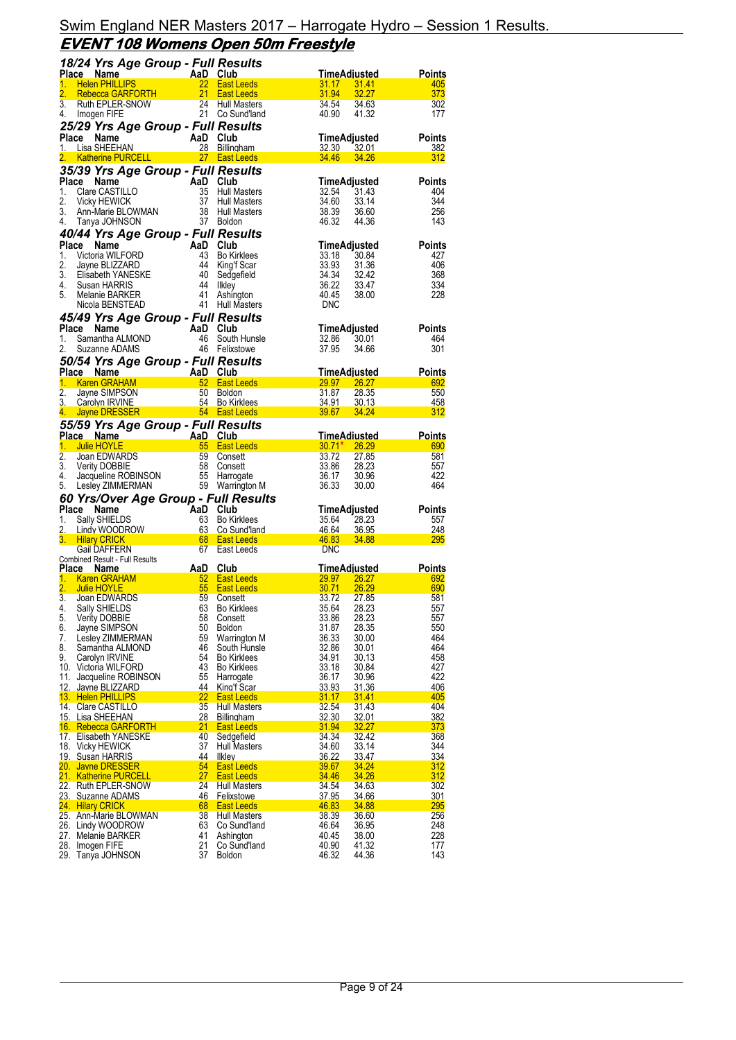# Swim England NER Masters 2017 – Harrogate Hydro – Session 1 Results.

## EVENT 108 Womens Open 50m Freestyle

### 18/24 Yrs Age Group - Full Results

| Place | Name | AaD | Club | Time | Adjusted | Points |
|---|---|---|---|---|---|---|
| 1. | Helen PHILLIPS | 22 | East Leeds | 31.17 | 31.41 | 405 |
| 2. | Rebecca GARFORTH | 21 | East Leeds | 31.94 | 32.27 | 373 |
| 3. | Ruth EPLER-SNOW | 24 | Hull Masters | 34.54 | 34.63 | 302 |
| 4. | Imogen FIFE | 21 | Co Sund'land | 40.90 | 41.32 | 177 |

### 25/29 Yrs Age Group - Full Results

| Place | Name | AaD | Club | Time | Adjusted | Points |
|---|---|---|---|---|---|---|
| 1. | Lisa SHEEHAN | 28 | Billingham | 32.30 | 32.01 | 382 |
| 2. | Katherine PURCELL | 27 | East Leeds | 34.46 | 34.26 | 312 |

### 35/39 Yrs Age Group - Full Results

| Place | Name | AaD | Club | Time | Adjusted | Points |
|---|---|---|---|---|---|---|
| 1. | Clare CASTILLO | 35 | Hull Masters | 32.54 | 31.43 | 404 |
| 2. | Vicky HEWICK | 37 | Hull Masters | 34.60 | 33.14 | 344 |
| 3. | Ann-Marie BLOWMAN | 38 | Hull Masters | 38.39 | 36.60 | 256 |
| 4. | Tanya JOHNSON | 37 | Boldon | 46.32 | 44.36 | 143 |

### 40/44 Yrs Age Group - Full Results

| Place | Name | AaD | Club | Time | Adjusted | Points |
|---|---|---|---|---|---|---|
| 1. | Victoria WILFORD | 43 | Bo Kirklees | 33.18 | 30.84 | 427 |
| 2. | Jayne BLIZZARD | 44 | King'f Scar | 33.93 | 31.36 | 406 |
| 3. | Elisabeth YANESKE | 40 | Sedgefield | 34.34 | 32.42 | 368 |
| 4. | Susan HARRIS | 44 | Ilkley | 36.22 | 33.47 | 334 |
| 5. | Melanie BARKER | 41 | Ashington | 40.45 | 38.00 | 228 |
| | Nicola BENSTEAD | 41 | Hull Masters | DNC | | |

### 45/49 Yrs Age Group - Full Results

| Place | Name | AaD | Club | Time | Adjusted | Points |
|---|---|---|---|---|---|---|
| 1. | Samantha ALMOND | 46 | South Hunsle | 32.86 | 30.01 | 464 |
| 2. | Suzanne ADAMS | 46 | Felixstowe | 37.95 | 34.66 | 301 |

### 50/54 Yrs Age Group - Full Results

| Place | Name | AaD | Club | Time | Adjusted | Points |
|---|---|---|---|---|---|---|
| 1. | Karen GRAHAM | 52 | East Leeds | 29.97 | 26.27 | 692 |
| 2. | Jayne SIMPSON | 50 | Boldon | 31.87 | 28.35 | 550 |
| 3. | Carolyn IRVINE | 54 | Bo Kirklees | 34.91 | 30.13 | 458 |
| 4. | Jayne DRESSER | 54 | East Leeds | 39.67 | 34.24 | 312 |

### 55/59 Yrs Age Group - Full Results

| Place | Name | AaD | Club | Time | Adjusted | Points |
|---|---|---|---|---|---|---|
| 1. | Julie HOYLE | 55 | East Leeds | 30.71* | 26.29 | 690 |
| 2. | Joan EDWARDS | 59 | Consett | 33.72 | 27.85 | 581 |
| 3. | Verity DOBBIE | 58 | Consett | 33.86 | 28.23 | 557 |
| 4. | Jacqueline ROBINSON | 55 | Harrogate | 36.17 | 30.96 | 422 |
| 5. | Lesley ZIMMERMAN | 59 | Warrington M | 36.33 | 30.00 | 464 |

### 60 Yrs/Over Age Group - Full Results

| Place | Name | AaD | Club | Time | Adjusted | Points |
|---|---|---|---|---|---|---|
| 1. | Sally SHIELDS | 63 | Bo Kirklees | 35.64 | 28.23 | 557 |
| 2. | Lindy WOODROW | 63 | Co Sund'land | 46.64 | 36.95 | 248 |
| 3. | Hilary CRICK | 68 | East Leeds | 46.83 | 34.88 | 295 |
| | Gail DAFFERN | 67 | East Leeds | DNC | | |

Combined Result - Full Results

| Place | Name | AaD | Club | Time | Adjusted | Points |
|---|---|---|---|---|---|---|
| 1. | Karen GRAHAM | 52 | East Leeds | 29.97 | 26.27 | 692 |
| 2. | Julie HOYLE | 55 | East Leeds | 30.71 | 26.29 | 690 |
| 3. | Joan EDWARDS | 59 | Consett | 33.72 | 27.85 | 581 |
| 4. | Sally SHIELDS | 63 | Bo Kirklees | 35.64 | 28.23 | 557 |
| 5. | Verity DOBBIE | 58 | Consett | 33.86 | 28.23 | 557 |
| 6. | Jayne SIMPSON | 50 | Boldon | 31.87 | 28.35 | 550 |
| 7. | Lesley ZIMMERMAN | 59 | Warrington M | 36.33 | 30.00 | 464 |
| 8. | Samantha ALMOND | 46 | South Hunsle | 32.86 | 30.01 | 464 |
| 9. | Carolyn IRVINE | 54 | Bo Kirklees | 34.91 | 30.13 | 458 |
| 10. | Victoria WILFORD | 43 | Bo Kirklees | 33.18 | 30.84 | 427 |
| 11. | Jacqueline ROBINSON | 55 | Harrogate | 36.17 | 30.96 | 422 |
| 12. | Jayne BLIZZARD | 44 | King'f Scar | 33.93 | 31.36 | 406 |
| 13. | Helen PHILLIPS | 22 | East Leeds | 31.17 | 31.41 | 405 |
| 14. | Clare CASTILLO | 35 | Hull Masters | 32.54 | 31.43 | 404 |
| 15. | Lisa SHEEHAN | 28 | Billingham | 32.30 | 32.01 | 382 |
| 16. | Rebecca GARFORTH | 21 | East Leeds | 31.94 | 32.27 | 373 |
| 17. | Elisabeth YANESKE | 40 | Sedgefield | 34.34 | 32.42 | 368 |
| 18. | Vicky HEWICK | 37 | Hull Masters | 34.60 | 33.14 | 344 |
| 19. | Susan HARRIS | 44 | Ilkley | 36.22 | 33.47 | 334 |
| 20. | Jayne DRESSER | 54 | East Leeds | 39.67 | 34.24 | 312 |
| 21. | Katherine PURCELL | 27 | East Leeds | 34.46 | 34.26 | 312 |
| 22. | Ruth EPLER-SNOW | 24 | Hull Masters | 34.54 | 34.63 | 302 |
| 23. | Suzanne ADAMS | 46 | Felixstowe | 37.95 | 34.66 | 301 |
| 24. | Hilary CRICK | 68 | East Leeds | 46.83 | 34.88 | 295 |
| 25. | Ann-Marie BLOWMAN | 38 | Hull Masters | 38.39 | 36.60 | 256 |
| 26. | Lindy WOODROW | 63 | Co Sund'land | 46.64 | 36.95 | 248 |
| 27. | Melanie BARKER | 41 | Ashington | 40.45 | 38.00 | 228 |
| 28. | Imogen FIFE | 21 | Co Sund'land | 40.90 | 41.32 | 177 |
| 29. | Tanya JOHNSON | 37 | Boldon | 46.32 | 44.36 | 143 |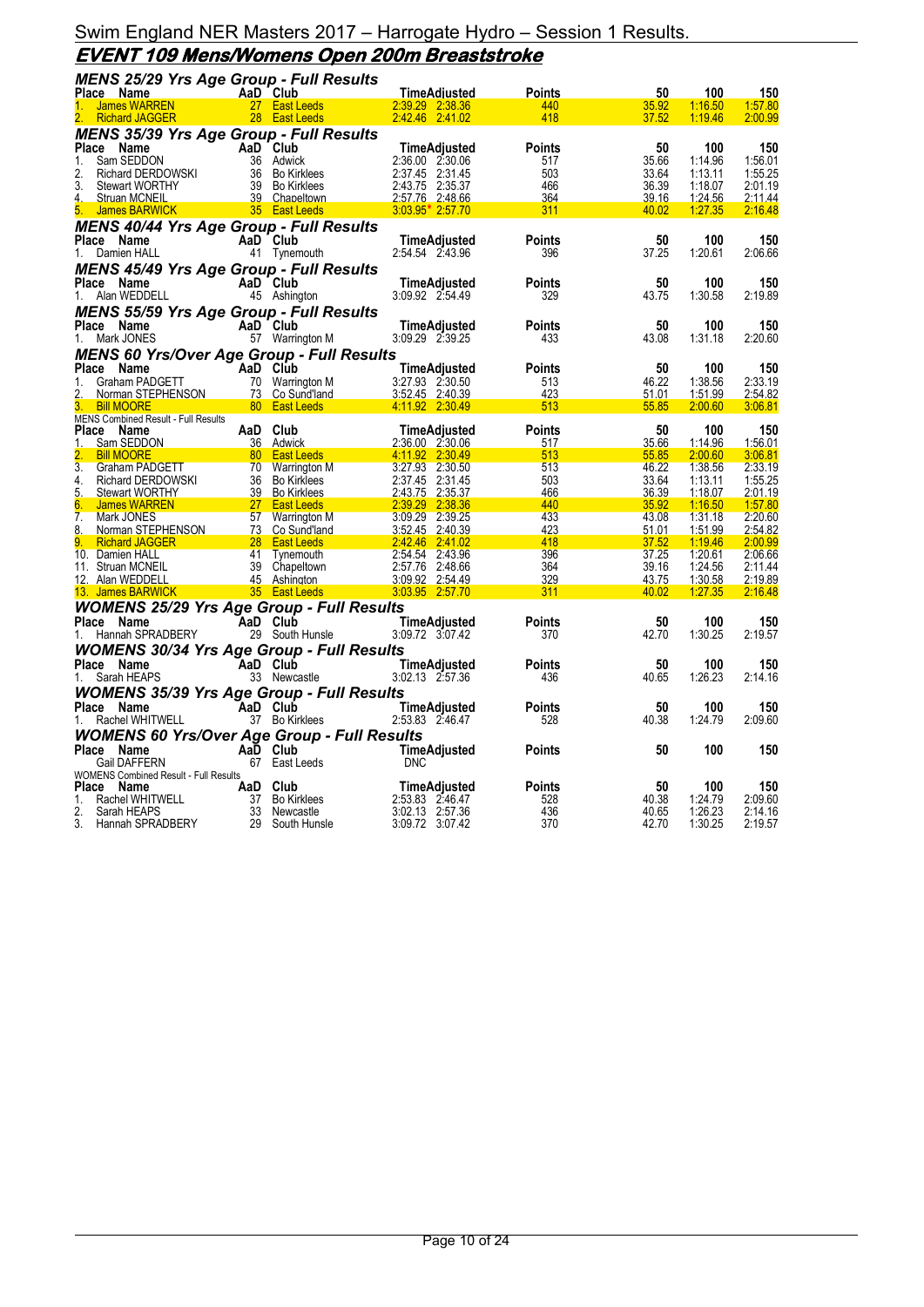# Swim England NER Masters 2017 – Harrogate Hydro – Session 1 Results.

## EVENT 109 Mens/Womens Open 200m Breaststroke

### MENS 25/29 Yrs Age Group - Full Results

| Place | Name | AaD | Club | Time | Adjusted | Points | 50 | 100 | 150 |
|---|---|---|---|---|---|---|---|---|---|
| 1. | James WARREN | 27 | East Leeds | 2:39.29 | 2:38.36 | 440 | 35.92 | 1:16.50 | 1:57.80 |
| 2. | Richard JAGGER | 28 | East Leeds | 2:42.46 | 2:41.02 | 418 | 37.52 | 1:19.46 | 2:00.99 |

### MENS 35/39 Yrs Age Group - Full Results

| Place | Name | AaD | Club | Time | Adjusted | Points | 50 | 100 | 150 |
|---|---|---|---|---|---|---|---|---|---|
| 1. | Sam SEDDON | 36 | Adwick | 2:36.00 | 2:30.06 | 517 | 35.66 | 1:14.96 | 1:56.01 |
| 2. | Richard DERDOWSKI | 36 | Bo Kirklees | 2:37.45 | 2:31.45 | 503 | 33.64 | 1:13.11 | 1:55.25 |
| 3. | Stewart WORTHY | 39 | Bo Kirklees | 2:43.75 | 2:35.37 | 466 | 36.39 | 1:18.07 | 2:01.19 |
| 4. | Struan MCNEIL | 39 | Chapeltown | 2:57.76 | 2:48.66 | 364 | 39.16 | 1:24.56 | 2:11.44 |
| 5. | James BARWICK | 35 | East Leeds | 3:03.95* | 2:57.70 | 311 | 40.02 | 1:27.35 | 2:16.48 |

### MENS 40/44 Yrs Age Group - Full Results

| Place | Name | AaD | Club | Time | Adjusted | Points | 50 | 100 | 150 |
|---|---|---|---|---|---|---|---|---|---|
| 1. | Damien HALL | 41 | Tynemouth | 2:54.54 | 2:43.96 | 396 | 37.25 | 1:20.61 | 2:06.66 |

### MENS 45/49 Yrs Age Group - Full Results

| Place | Name | AaD | Club | Time | Adjusted | Points | 50 | 100 | 150 |
|---|---|---|---|---|---|---|---|---|---|
| 1. | Alan WEDDELL | 45 | Ashington | 3:09.92 | 2:54.49 | 329 | 43.75 | 1:30.58 | 2:19.89 |

### MENS 55/59 Yrs Age Group - Full Results

| Place | Name | AaD | Club | Time | Adjusted | Points | 50 | 100 | 150 |
|---|---|---|---|---|---|---|---|---|---|
| 1. | Mark JONES | 57 | Warrington M | 3:09.29 | 2:39.25 | 433 | 43.08 | 1:31.18 | 2:20.60 |

### MENS 60 Yrs/Over Age Group - Full Results

| Place | Name | AaD | Club | Time | Adjusted | Points | 50 | 100 | 150 |
|---|---|---|---|---|---|---|---|---|---|
| 1. | Graham PADGETT | 70 | Warrington M | 3:27.93 | 2:30.50 | 513 | 46.22 | 1:38.56 | 2:33.19 |
| 2. | Norman STEPHENSON | 73 | Co Sund'land | 3:52.45 | 2:40.39 | 423 | 51.01 | 1:51.99 | 2:54.82 |
| 3. | Bill MOORE | 80 | East Leeds | 4:11.92 | 2:30.49 | 513 | 55.85 | 2:00.60 | 3:06.81 |

MENS Combined Result - Full Results

| Place | Name | AaD | Club | Time | Adjusted | Points | 50 | 100 | 150 |
|---|---|---|---|---|---|---|---|---|---|
| 1. | Sam SEDDON | 36 | Adwick | 2:36.00 | 2:30.06 | 517 | 35.66 | 1:14.96 | 1:56.01 |
| 2. | Bill MOORE | 80 | East Leeds | 4:11.92 | 2:30.49 | 513 | 55.85 | 2:00.60 | 3:06.81 |
| 3. | Graham PADGETT | 70 | Warrington M | 3:27.93 | 2:30.50 | 513 | 46.22 | 1:38.56 | 2:33.19 |
| 4. | Richard DERDOWSKI | 36 | Bo Kirklees | 2:37.45 | 2:31.45 | 503 | 33.64 | 1:13.11 | 1:55.25 |
| 5. | Stewart WORTHY | 39 | Bo Kirklees | 2:43.75 | 2:35.37 | 466 | 36.39 | 1:18.07 | 2:01.19 |
| 6. | James WARREN | 27 | East Leeds | 2:39.29 | 2:38.36 | 440 | 35.92 | 1:16.50 | 1:57.80 |
| 7. | Mark JONES | 57 | Warrington M | 3:09.29 | 2:39.25 | 433 | 43.08 | 1:31.18 | 2:20.60 |
| 8. | Norman STEPHENSON | 73 | Co Sund'land | 3:52.45 | 2:40.39 | 423 | 51.01 | 1:51.99 | 2:54.82 |
| 9. | Richard JAGGER | 28 | East Leeds | 2:42.46 | 2:41.02 | 418 | 37.52 | 1:19.46 | 2:00.99 |
| 10. | Damien HALL | 41 | Tynemouth | 2:54.54 | 2:43.96 | 396 | 37.25 | 1:20.61 | 2:06.66 |
| 11. | Struan MCNEIL | 39 | Chapeltown | 2:57.76 | 2:48.66 | 364 | 39.16 | 1:24.56 | 2:11.44 |
| 12. | Alan WEDDELL | 45 | Ashington | 3:09.92 | 2:54.49 | 329 | 43.75 | 1:30.58 | 2:19.89 |
| 13. | James BARWICK | 35 | East Leeds | 3:03.95 | 2:57.70 | 311 | 40.02 | 1:27.35 | 2:16.48 |

### WOMENS 25/29 Yrs Age Group - Full Results

| Place | Name | AaD | Club | Time | Adjusted | Points | 50 | 100 | 150 |
|---|---|---|---|---|---|---|---|---|---|
| 1. | Hannah SPRADBERY | 29 | South Hunsle | 3:09.72 | 3:07.42 | 370 | 42.70 | 1:30.25 | 2:19.57 |

### WOMENS 30/34 Yrs Age Group - Full Results

| Place | Name | AaD | Club | Time | Adjusted | Points | 50 | 100 | 150 |
|---|---|---|---|---|---|---|---|---|---|
| 1. | Sarah HEAPS | 33 | Newcastle | 3:02.13 | 2:57.36 | 436 | 40.65 | 1:26.23 | 2:14.16 |

### WOMENS 35/39 Yrs Age Group - Full Results

| Place | Name | AaD | Club | Time | Adjusted | Points | 50 | 100 | 150 |
|---|---|---|---|---|---|---|---|---|---|
| 1. | Rachel WHITWELL | 37 | Bo Kirklees | 2:53.83 | 2:46.47 | 528 | 40.38 | 1:24.79 | 2:09.60 |

### WOMENS 60 Yrs/Over Age Group - Full Results

| Place | Name | AaD | Club | Time | Adjusted | Points | 50 | 100 | 150 |
|---|---|---|---|---|---|---|---|---|---|
| | Gail DAFFERN | 67 | East Leeds | DNC | | | | | |

WOMENS Combined Result - Full Results

| Place | Name | AaD | Club | Time | Adjusted | Points | 50 | 100 | 150 |
|---|---|---|---|---|---|---|---|---|---|
| 1. | Rachel WHITWELL | 37 | Bo Kirklees | 2:53.83 | 2:46.47 | 528 | 40.38 | 1:24.79 | 2:09.60 |
| 2. | Sarah HEAPS | 33 | Newcastle | 3:02.13 | 2:57.36 | 436 | 40.65 | 1:26.23 | 2:14.16 |
| 3. | Hannah SPRADBERY | 29 | South Hunsle | 3:09.72 | 3:07.42 | 370 | 42.70 | 1:30.25 | 2:19.57 |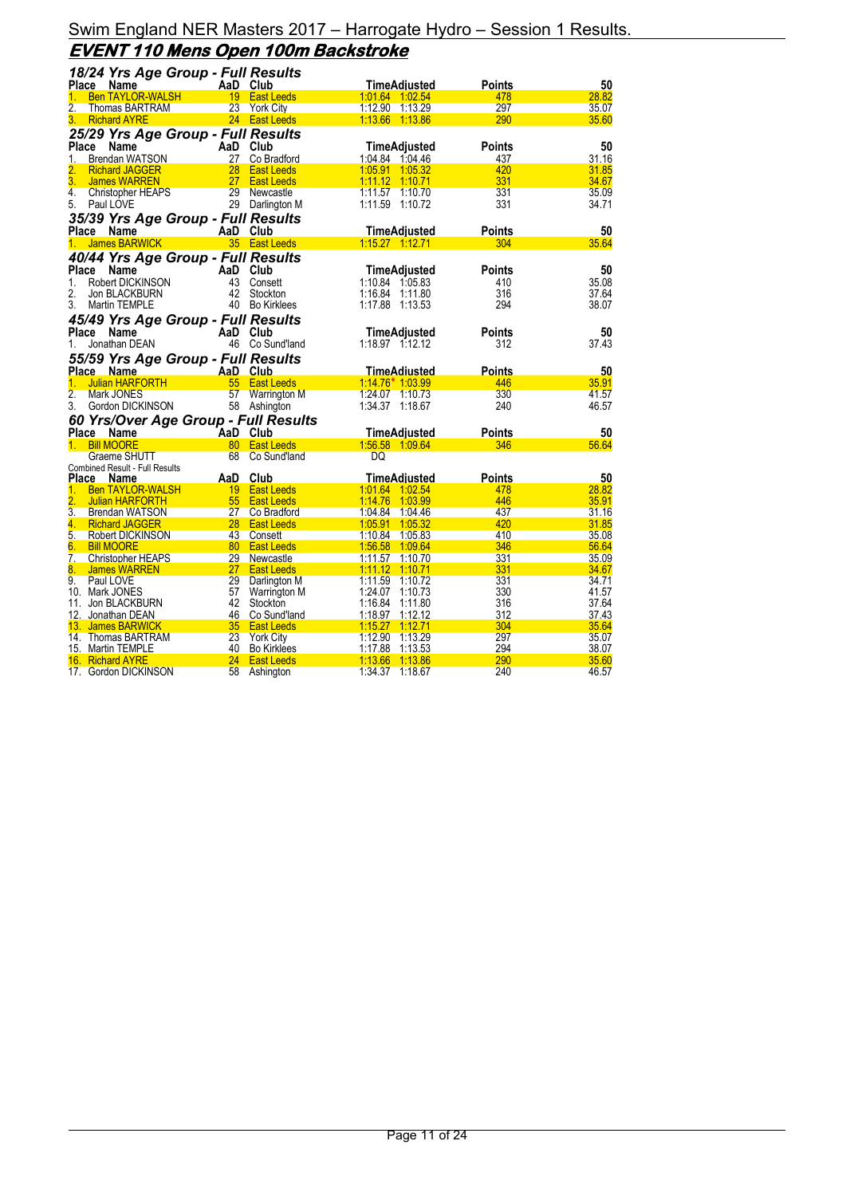# Swim England NER Masters 2017 – Harrogate Hydro – Session 1 Results.

## EVENT 110 Mens Open 100m Backstroke

### 18/24 Yrs Age Group - Full Results

| Place | Name | AaD | Club | Time | Adjusted | Points | 50 |
|---|---|---|---|---|---|---|---|
| 1. | Ben TAYLOR-WALSH | 19 | East Leeds | 1:01.64 | 1:02.54 | 478 | 28.82 |
| 2. | Thomas BARTRAM | 23 | York City | 1:12.90 | 1:13.29 | 297 | 35.07 |
| 3. | Richard AYRE | 24 | East Leeds | 1:13.66 | 1:13.86 | 290 | 35.60 |

### 25/29 Yrs Age Group - Full Results

| Place | Name | AaD | Club | Time | Adjusted | Points | 50 |
|---|---|---|---|---|---|---|---|
| 1. | Brendan WATSON | 27 | Co Bradford | 1:04.84 | 1:04.46 | 437 | 31.16 |
| 2. | Richard JAGGER | 28 | East Leeds | 1:05.91 | 1:05.32 | 420 | 31.85 |
| 3. | James WARREN | 27 | East Leeds | 1:11.12 | 1:10.71 | 331 | 34.67 |
| 4. | Christopher HEAPS | 29 | Newcastle | 1:11.57 | 1:10.70 | 331 | 35.09 |
| 5. | Paul LOVE | 29 | Darlington M | 1:11.59 | 1:10.72 | 331 | 34.71 |

### 35/39 Yrs Age Group - Full Results

| Place | Name | AaD | Club | Time | Adjusted | Points | 50 |
|---|---|---|---|---|---|---|---|
| 1. | James BARWICK | 35 | East Leeds | 1:15.27 | 1:12.71 | 304 | 35.64 |

### 40/44 Yrs Age Group - Full Results

| Place | Name | AaD | Club | Time | Adjusted | Points | 50 |
|---|---|---|---|---|---|---|---|
| 1. | Robert DICKINSON | 43 | Consett | 1:10.84 | 1:05.83 | 410 | 35.08 |
| 2. | Jon BLACKBURN | 42 | Stockton | 1:16.84 | 1:11.80 | 316 | 37.64 |
| 3. | Martin TEMPLE | 40 | Bo Kirklees | 1:17.88 | 1:13.53 | 294 | 38.07 |

### 45/49 Yrs Age Group - Full Results

| Place | Name | AaD | Club | Time | Adjusted | Points | 50 |
|---|---|---|---|---|---|---|---|
| 1. | Jonathan DEAN | 46 | Co Sund'land | 1:18.97 | 1:12.12 | 312 | 37.43 |

### 55/59 Yrs Age Group - Full Results

| Place | Name | AaD | Club | Time | Adjusted | Points | 50 |
|---|---|---|---|---|---|---|---|
| 1. | Julian HARFORTH | 55 | East Leeds | 1:14.76* | 1:03.99 | 446 | 35.91 |
| 2. | Mark JONES | 57 | Warrington M | 1:24.07 | 1:10.73 | 330 | 41.57 |
| 3. | Gordon DICKINSON | 58 | Ashington | 1:34.37 | 1:18.67 | 240 | 46.57 |

### 60 Yrs/Over Age Group - Full Results

| Place | Name | AaD | Club | Time | Adjusted | Points | 50 |
|---|---|---|---|---|---|---|---|
| 1. | Bill MOORE | 80 | East Leeds | 1:56.58 | 1:09.64 | 346 | 56.64 |
| | Graeme SHUTT | 68 | Co Sund'land | DQ | | | |

Combined Result - Full Results

| Place | Name | AaD | Club | Time | Adjusted | Points | 50 |
|---|---|---|---|---|---|---|---|
| 1. | Ben TAYLOR-WALSH | 19 | East Leeds | 1:01.64 | 1:02.54 | 478 | 28.82 |
| 2. | Julian HARFORTH | 55 | East Leeds | 1:14.76 | 1:03.99 | 446 | 35.91 |
| 3. | Brendan WATSON | 27 | Co Bradford | 1:04.84 | 1:04.46 | 437 | 31.16 |
| 4. | Richard JAGGER | 28 | East Leeds | 1:05.91 | 1:05.32 | 420 | 31.85 |
| 5. | Robert DICKINSON | 43 | Consett | 1:10.84 | 1:05.83 | 410 | 35.08 |
| 6. | Bill MOORE | 80 | East Leeds | 1:56.58 | 1:09.64 | 346 | 56.64 |
| 7. | Christopher HEAPS | 29 | Newcastle | 1:11.57 | 1:10.70 | 331 | 35.09 |
| 8. | James WARREN | 27 | East Leeds | 1:11.12 | 1:10.71 | 331 | 34.67 |
| 9. | Paul LOVE | 29 | Darlington M | 1:11.59 | 1:10.72 | 331 | 34.71 |
| 10. | Mark JONES | 57 | Warrington M | 1:24.07 | 1:10.73 | 330 | 41.57 |
| 11. | Jon BLACKBURN | 42 | Stockton | 1:16.84 | 1:11.80 | 316 | 37.64 |
| 12. | Jonathan DEAN | 46 | Co Sund'land | 1:18.97 | 1:12.12 | 312 | 37.43 |
| 13. | James BARWICK | 35 | East Leeds | 1:15.27 | 1:12.71 | 304 | 35.64 |
| 14. | Thomas BARTRAM | 23 | York City | 1:12.90 | 1:13.29 | 297 | 35.07 |
| 15. | Martin TEMPLE | 40 | Bo Kirklees | 1:17.88 | 1:13.53 | 294 | 38.07 |
| 16. | Richard AYRE | 24 | East Leeds | 1:13.66 | 1:13.86 | 290 | 35.60 |
| 17. | Gordon DICKINSON | 58 | Ashington | 1:34.37 | 1:18.67 | 240 | 46.57 |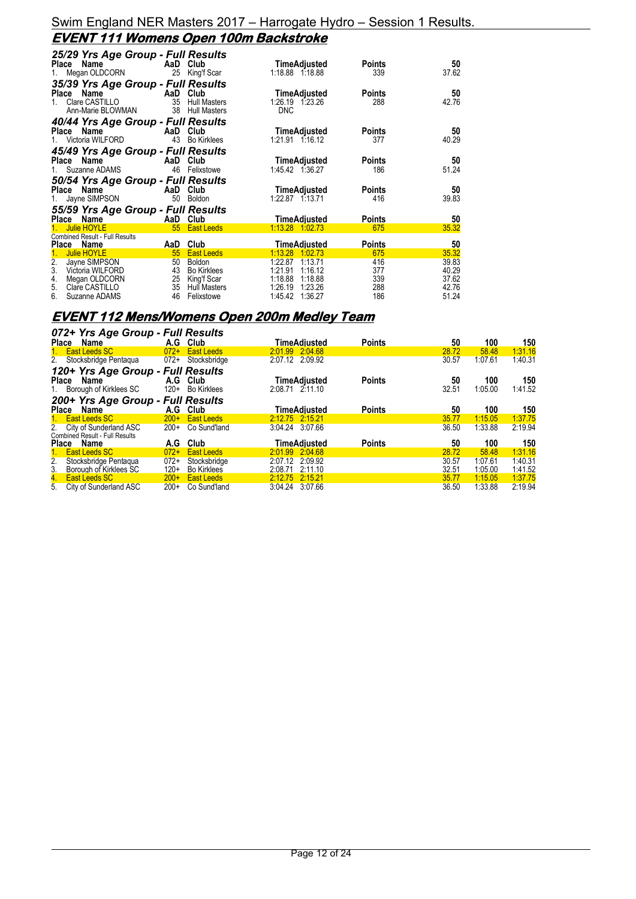Swim England NER Masters 2017 – Harrogate Hydro – Session 1 Results.

## EVENT 111 Womens Open 100m Backstroke

### 25/29 Yrs Age Group - Full Results

| Place | Name | AaD | Club | Time | Adjusted | Points | 50 |
|---|---|---|---|---|---|---|---|
| 1. | Megan OLDCORN | 25 | King'f Scar | 1:18.88 | 1:18.88 | 339 | 37.62 |

### 35/39 Yrs Age Group - Full Results

| Place | Name | AaD | Club | Time | Adjusted | Points | 50 |
|---|---|---|---|---|---|---|---|
| 1. | Clare CASTILLO | 35 | Hull Masters | 1:26.19 | 1:23.26 | 288 | 42.76 |
| | Ann-Marie BLOWMAN | 38 | Hull Masters | DNC | | | |

### 40/44 Yrs Age Group - Full Results

| Place | Name | AaD | Club | Time | Adjusted | Points | 50 |
|---|---|---|---|---|---|---|---|
| 1. | Victoria WILFORD | 43 | Bo Kirklees | 1:21.91 | 1:16.12 | 377 | 40.29 |

### 45/49 Yrs Age Group - Full Results

| Place | Name | AaD | Club | Time | Adjusted | Points | 50 |
|---|---|---|---|---|---|---|---|
| 1. | Suzanne ADAMS | 46 | Felixstowe | 1:45.42 | 1:36.27 | 186 | 51.24 |

### 50/54 Yrs Age Group - Full Results

| Place | Name | AaD | Club | Time | Adjusted | Points | 50 |
|---|---|---|---|---|---|---|---|
| 1. | Jayne SIMPSON | 50 | Boldon | 1:22.87 | 1:13.71 | 416 | 39.83 |

### 55/59 Yrs Age Group - Full Results

| Place | Name | AaD | Club | Time | Adjusted | Points | 50 |
|---|---|---|---|---|---|---|---|
| 1. | Julie HOYLE | 55 | East Leeds | 1:13.28 | 1:02.73 | 675 | 35.32 |

### Combined Result - Full Results

| Place | Name | AaD | Club | Time | Adjusted | Points | 50 |
|---|---|---|---|---|---|---|---|
| 1. | Julie HOYLE | 55 | East Leeds | 1:13.28 | 1:02.73 | 675 | 35.32 |
| 2. | Jayne SIMPSON | 50 | Boldon | 1:22.87 | 1:13.71 | 416 | 39.83 |
| 3. | Victoria WILFORD | 43 | Bo Kirklees | 1:21.91 | 1:16.12 | 377 | 40.29 |
| 4. | Megan OLDCORN | 25 | King'f Scar | 1:18.88 | 1:18.88 | 339 | 37.62 |
| 5. | Clare CASTILLO | 35 | Hull Masters | 1:26.19 | 1:23.26 | 288 | 42.76 |
| 6. | Suzanne ADAMS | 46 | Felixstowe | 1:45.42 | 1:36.27 | 186 | 51.24 |

## EVENT 112 Mens/Womens Open 200m Medley Team

### 072+ Yrs Age Group - Full Results

| Place | Name | A.G | Club | Time | Adjusted | Points | 50 | 100 | 150 |
|---|---|---|---|---|---|---|---|---|---|
| 1. | East Leeds SC | 072+ | East Leeds | 2:01.99 | 2:04.68 | | 28.72 | 58.48 | 1:31.16 |
| 2. | Stocksbridge Pentaqua | 072+ | Stocksbridge | 2:07.12 | 2:09.92 | | 30.57 | 1:07.61 | 1:40.31 |

### 120+ Yrs Age Group - Full Results

| Place | Name | A.G | Club | Time | Adjusted | Points | 50 | 100 | 150 |
|---|---|---|---|---|---|---|---|---|---|
| 1. | Borough of Kirklees SC | 120+ | Bo Kirklees | 2:08.71 | 2:11.10 | | 32.51 | 1:05.00 | 1:41.52 |

### 200+ Yrs Age Group - Full Results

| Place | Name | A.G | Club | Time | Adjusted | Points | 50 | 100 | 150 |
|---|---|---|---|---|---|---|---|---|---|
| 1. | East Leeds SC | 200+ | East Leeds | 2:12.75 | 2:15.21 | | 35.77 | 1:15.05 | 1:37.75 |
| 2. | City of Sunderland ASC | 200+ | Co Sund'land | 3:04.24 | 3:07.66 | | 36.50 | 1:33.88 | 2:19.94 |

### Combined Result - Full Results

| Place | Name | A.G | Club | Time | Adjusted | Points | 50 | 100 | 150 |
|---|---|---|---|---|---|---|---|---|---|
| 1. | East Leeds SC | 072+ | East Leeds | 2:01.99 | 2:04.68 | | 28.72 | 58.48 | 1:31.16 |
| 2. | Stocksbridge Pentaqua | 072+ | Stocksbridge | 2:07.12 | 2:09.92 | | 30.57 | 1:07.61 | 1:40.31 |
| 3. | Borough of Kirklees SC | 120+ | Bo Kirklees | 2:08.71 | 2:11.10 | | 32.51 | 1:05.00 | 1:41.52 |
| 4. | East Leeds SC | 200+ | East Leeds | 2:12.75 | 2:15.21 | | 35.77 | 1:15.05 | 1:37.75 |
| 5. | City of Sunderland ASC | 200+ | Co Sund'land | 3:04.24 | 3:07.66 | | 36.50 | 1:33.88 | 2:19.94 |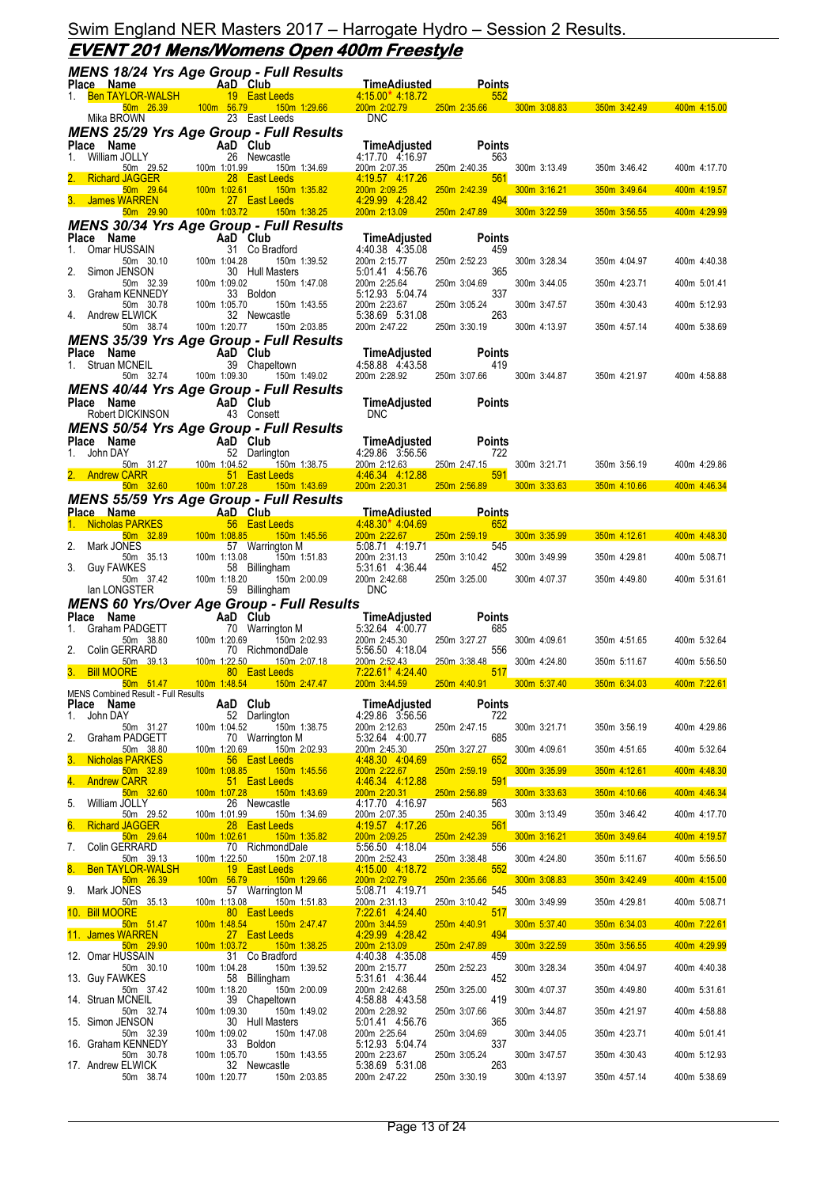# Swim England NER Masters 2017 – Harrogate Hydro – Session 2 Results.

## EVENT 201 Mens/Womens Open 400m Freestyle

### MENS 18/24 Yrs Age Group - Full Results

| Place | Name | AaD | Club | TimeAdjusted | | Points |
|---|---|---|---|---|---|---|
| 1. | Ben TAYLOR-WALSH | 19 | East Leeds | 4:15.00* | 4:18.72 | 552 |
| | 50m 26.39 | 100m 56.79 | 150m 1:29.66 | 200m 2:02.79 | 250m 2:35.66 | 300m 3:08.83 350m 3:42.49 400m 4:15.00 |
| | Mika BROWN | 23 | East Leeds | DNC | | |

### MENS 25/29 Yrs Age Group - Full Results

| Place | Name | AaD | Club | TimeAdjusted | | Points |
|---|---|---|---|---|---|---|
| 1. | William JOLLY | 26 | Newcastle | 4:17.70 | 4:16.97 | 563 |
| | 50m 29.52 | 100m 1:01.99 | 150m 1:34.69 | 200m 2:07.35 | 250m 2:40.35 | 300m 3:13.49 350m 3:46.42 400m 4:17.70 |
| 2. | Richard JAGGER | 28 | East Leeds | 4:19.57 | 4:17.26 | 561 |
| | 50m 29.64 | 100m 1:02.61 | 150m 1:35.82 | 200m 2:09.25 | 250m 2:42.39 | 300m 3:16.21 350m 3:49.64 400m 4:19.57 |
| 3. | James WARREN | 27 | East Leeds | 4:29.99 | 4:28.42 | 494 |
| | 50m 29.90 | 100m 1:03.72 | 150m 1:38.25 | 200m 2:13.09 | 250m 2:47.89 | 300m 3:22.59 350m 3:56.55 400m 4:29.99 |

### MENS 30/34 Yrs Age Group - Full Results

| Place | Name | AaD | Club | TimeAdjusted | | Points |
|---|---|---|---|---|---|---|
| 1. | Omar HUSSAIN | 31 | Co Bradford | 4:40.38 | 4:35.08 | 459 |
| | 50m 30.10 | 100m 1:04.28 | 150m 1:39.52 | 200m 2:15.77 | 250m 2:52.23 | 300m 3:28.34 350m 4:04.97 400m 4:40.38 |
| 2. | Simon JENSON | 30 | Hull Masters | 5:01.41 | 4:56.76 | 365 |
| | 50m 32.39 | 100m 1:09.02 | 150m 1:47.08 | 200m 2:25.64 | 250m 3:04.69 | 300m 3:44.05 350m 4:23.71 400m 5:01.41 |
| 3. | Graham KENNEDY | 33 | Boldon | 5:12.93 | 5:04.74 | 337 |
| | 50m 30.78 | 100m 1:05.70 | 150m 1:43.55 | 200m 2:23.67 | 250m 3:05.24 | 300m 3:47.57 350m 4:30.43 400m 5:12.93 |
| 4. | Andrew ELWICK | 32 | Newcastle | 5:38.69 | 5:31.08 | 263 |
| | 50m 38.74 | 100m 1:20.77 | 150m 2:03.85 | 200m 2:47.22 | 250m 3:30.19 | 300m 4:13.97 350m 4:57.14 400m 5:38.69 |

### MENS 35/39 Yrs Age Group - Full Results

| Place | Name | AaD | Club | TimeAdjusted | | Points |
|---|---|---|---|---|---|---|
| 1. | Struan MCNEIL | 39 | Chapeltown | 4:58.88 | 4:43.58 | 419 |
| | 50m 32.74 | 100m 1:09.30 | 150m 1:49.02 | 200m 2:28.92 | 250m 3:07.66 | 300m 3:44.87 350m 4:21.97 400m 4:58.88 |

### MENS 40/44 Yrs Age Group - Full Results

| Place | Name | AaD | Club | TimeAdjusted | | Points |
|---|---|---|---|---|---|---|
| | Robert DICKINSON | 43 | Consett | DNC | | |

### MENS 50/54 Yrs Age Group - Full Results

| Place | Name | AaD | Club | TimeAdjusted | | Points |
|---|---|---|---|---|---|---|
| 1. | John DAY | 52 | Darlington | 4:29.86 | 3:56.56 | 722 |
| | 50m 31.27 | 100m 1:04.52 | 150m 1:38.75 | 200m 2:12.63 | 250m 2:47.15 | 300m 3:21.71 350m 3:56.19 400m 4:29.86 |
| 2. | Andrew CARR | 51 | East Leeds | 4:46.34 | 4:12.88 | 591 |
| | 50m 32.60 | 100m 1:07.28 | 150m 1:43.69 | 200m 2:20.31 | 250m 2:56.89 | 300m 3:33.63 350m 4:10.66 400m 4:46.34 |

### MENS 55/59 Yrs Age Group - Full Results

| Place | Name | AaD | Club | TimeAdjusted | | Points |
|---|---|---|---|---|---|---|
| 1. | Nicholas PARKES | 56 | East Leeds | 4:48.30* | 4:04.69 | 652 |
| | 50m 32.89 | 100m 1:08.85 | 150m 1:45.56 | 200m 2:22.67 | 250m 2:59.19 | 300m 3:35.99 350m 4:12.61 400m 4:48.30 |
| 2. | Mark JONES | 57 | Warrington M | 5:08.71 | 4:19.71 | 545 |
| | 50m 35.13 | 100m 1:13.08 | 150m 1:51.83 | 200m 2:31.13 | 250m 3:10.42 | 300m 3:49.99 350m 4:29.81 400m 5:08.71 |
| 3. | Guy FAWKES | 58 | Billingham | 5:31.61 | 4:36.44 | 452 |
| | 50m 37.42 | 100m 1:18.20 | 150m 2:00.09 | 200m 2:42.68 | 250m 3:25.00 | 300m 4:07.37 350m 4:49.80 400m 5:31.61 |
| | Ian LONGSTER | 59 | Billingham | DNC | | |

### MENS 60 Yrs/Over Age Group - Full Results

| Place | Name | AaD | Club | TimeAdjusted | | Points |
|---|---|---|---|---|---|---|
| 1. | Graham PADGETT | 70 | Warrington M | 5:32.64 | 4:00.77 | 685 |
| | 50m 38.80 | 100m 1:20.69 | 150m 2:02.93 | 200m 2:45.30 | 250m 3:27.27 | 300m 4:09.61 350m 4:51.65 400m 5:32.64 |
| 2. | Colin GERRARD | 70 | RichmondDale | 5:56.50 | 4:18.04 | 556 |
| | 50m 39.13 | 100m 1:22.50 | 150m 2:07.18 | 200m 2:52.43 | 250m 3:38.48 | 300m 4:24.80 350m 5:11.67 400m 5:56.50 |
| 3. | Bill MOORE | 80 | East Leeds | 7:22.61* | 4:24.40 | 517 |
| | 50m 51.47 | 100m 1:48.54 | 150m 2:47.47 | 200m 3:44.59 | 250m 4:40.91 | 300m 5:37.40 350m 6:34.03 400m 7:22.61 |

### MENS Combined Result - Full Results

| Place | Name | AaD | Club | TimeAdjusted | | Points |
|---|---|---|---|---|---|---|
| 1. | John DAY | 52 | Darlington | 4:29.86 | 3:56.56 | 722 |
| | 50m 31.27 | 100m 1:04.52 | 150m 1:38.75 | 200m 2:12.63 | 250m 2:47.15 | 300m 3:21.71 350m 3:56.19 400m 4:29.86 |
| 2. | Graham PADGETT | 70 | Warrington M | 5:32.64 | 4:00.77 | 685 |
| | 50m 38.80 | 100m 1:20.69 | 150m 2:02.93 | 200m 2:45.30 | 250m 3:27.27 | 300m 4:09.61 350m 4:51.65 400m 5:32.64 |
| 3. | Nicholas PARKES | 56 | East Leeds | 4:48.30 | 4:04.69 | 652 |
| | 50m 32.89 | 100m 1:08.85 | 150m 1:45.56 | 200m 2:22.67 | 250m 2:59.19 | 300m 3:35.99 350m 4:12.61 400m 4:48.30 |
| 4. | Andrew CARR | 51 | East Leeds | 4:46.34 | 4:12.88 | 591 |
| | 50m 32.60 | 100m 1:07.28 | 150m 1:43.69 | 200m 2:20.31 | 250m 2:56.89 | 300m 3:33.63 350m 4:10.66 400m 4:46.34 |
| 5. | William JOLLY | 26 | Newcastle | 4:17.70 | 4:16.97 | 563 |
| | 50m 29.52 | 100m 1:01.99 | 150m 1:34.69 | 200m 2:07.35 | 250m 2:40.35 | 300m 3:13.49 350m 3:46.42 400m 4:17.70 |
| 6. | Richard JAGGER | 28 | East Leeds | 4:19.57 | 4:17.26 | 561 |
| | 50m 29.64 | 100m 1:02.61 | 150m 1:35.82 | 200m 2:09.25 | 250m 2:42.39 | 300m 3:16.21 350m 3:49.64 400m 4:19.57 |
| 7. | Colin GERRARD | 70 | RichmondDale | 5:56.50 | 4:18.04 | 556 |
| | 50m 39.13 | 100m 1:22.50 | 150m 2:07.18 | 200m 2:52.43 | 250m 3:38.48 | 300m 4:24.80 350m 5:11.67 400m 5:56.50 |
| 8. | Ben TAYLOR-WALSH | 19 | East Leeds | 4:15.00 | 4:18.72 | 552 |
| | 50m 26.39 | 100m 56.79 | 150m 1:29.66 | 200m 2:02.79 | 250m 2:35.66 | 300m 3:08.83 350m 3:42.49 400m 4:15.00 |
| 9. | Mark JONES | 57 | Warrington M | 5:08.71 | 4:19.71 | 545 |
| | 50m 35.13 | 100m 1:13.08 | 150m 1:51.83 | 200m 2:31.13 | 250m 3:10.42 | 300m 3:49.99 350m 4:29.81 400m 5:08.71 |
| 10. | Bill MOORE | 80 | East Leeds | 7:22.61 | 4:24.40 | 517 |
| | 50m 51.47 | 100m 1:48.54 | 150m 2:47.47 | 200m 3:44.59 | 250m 4:40.91 | 300m 5:37.40 350m 6:34.03 400m 7:22.61 |
| 11. | James WARREN | 27 | East Leeds | 4:29.99 | 4:28.42 | 494 |
| | 50m 29.90 | 100m 1:03.72 | 150m 1:38.25 | 200m 2:13.09 | 250m 2:47.89 | 300m 3:22.59 350m 3:56.55 400m 4:29.99 |
| 12. | Omar HUSSAIN | 31 | Co Bradford | 4:40.38 | 4:35.08 | 459 |
| | 50m 30.10 | 100m 1:04.28 | 150m 1:39.52 | 200m 2:15.77 | 250m 2:52.23 | 300m 3:28.34 350m 4:04.97 400m 4:40.38 |
| 13. | Guy FAWKES | 58 | Billingham | 5:31.61 | 4:36.44 | 452 |
| | 50m 37.42 | 100m 1:18.20 | 150m 2:00.09 | 200m 2:42.68 | 250m 3:25.00 | 300m 4:07.37 350m 4:49.80 400m 5:31.61 |
| 14. | Struan MCNEIL | 39 | Chapeltown | 4:58.88 | 4:43.58 | 419 |
| | 50m 32.74 | 100m 1:09.30 | 150m 1:49.02 | 200m 2:28.92 | 250m 3:07.66 | 300m 3:44.87 350m 4:21.97 400m 4:58.88 |
| 15. | Simon JENSON | 30 | Hull Masters | 5:01.41 | 4:56.76 | 365 |
| | 50m 32.39 | 100m 1:09.02 | 150m 1:47.08 | 200m 2:25.64 | 250m 3:04.69 | 300m 3:44.05 350m 4:23.71 400m 5:01.41 |
| 16. | Graham KENNEDY | 33 | Boldon | 5:12.93 | 5:04.74 | 337 |
| | 50m 30.78 | 100m 1:05.70 | 150m 1:43.55 | 200m 2:23.67 | 250m 3:05.24 | 300m 3:47.57 350m 4:30.43 400m 5:12.93 |
| 17. | Andrew ELWICK | 32 | Newcastle | 5:38.69 | 5:31.08 | 263 |
| | 50m 38.74 | 100m 1:20.77 | 150m 2:03.85 | 200m 2:47.22 | 250m 3:30.19 | 300m 4:13.97 350m 4:57.14 400m 5:38.69 |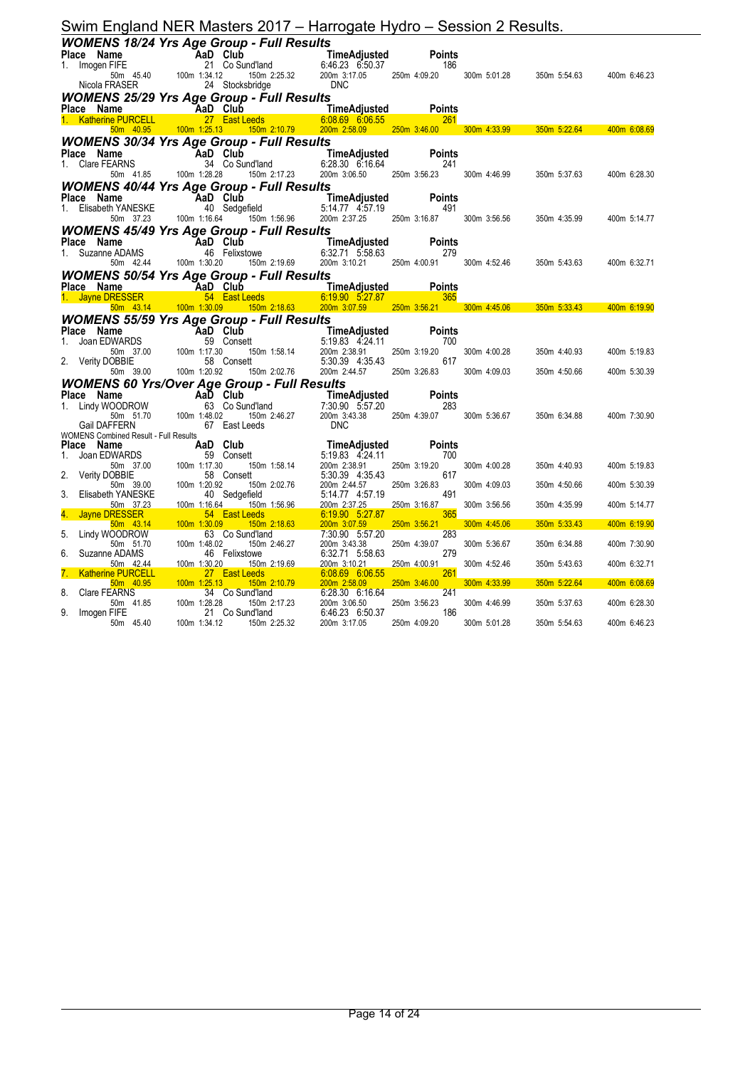# Swim England NER Masters 2017 – Harrogate Hydro – Session 2 Results.

## WOMENS 18/24 Yrs Age Group - Full Results

| Place | Name | AaD | Club | Time | Adjusted | Points |
|---|---|---|---|---|---|---|
| 1. | Imogen FIFE | 21 | Co Sund'land | 6:46.23 | 6:50.37 | 186 |
| | 50m 45.40 | 100m 1:34.12 | 150m 2:25.32 | 200m 3:17.05 | 250m 4:09.20 | 300m 5:01.28 · 350m 5:54.63 · 400m 6:46.23 |
| | Nicola FRASER | 24 | Stocksbridge | DNC | | |

## WOMENS 25/29 Yrs Age Group - Full Results

| Place | Name | AaD | Club | Time | Adjusted | Points |
|---|---|---|---|---|---|---|
| 1. | Katherine PURCELL | 27 | East Leeds | 6:08.69 | 6:06.55 | 261 |
| | 50m 40.95 | 100m 1:25.13 | 150m 2:10.79 | 200m 2:58.09 | 250m 3:46.00 | 300m 4:33.99 · 350m 5:22.64 · 400m 6:08.69 |

## WOMENS 30/34 Yrs Age Group - Full Results

| Place | Name | AaD | Club | Time | Adjusted | Points |
|---|---|---|---|---|---|---|
| 1. | Clare FEARNS | 34 | Co Sund'land | 6:28.30 | 6:16.64 | 241 |
| | 50m 41.85 | 100m 1:28.28 | 150m 2:17.23 | 200m 3:06.50 | 250m 3:56.23 | 300m 4:46.99 · 350m 5:37.63 · 400m 6:28.30 |

## WOMENS 40/44 Yrs Age Group - Full Results

| Place | Name | AaD | Club | Time | Adjusted | Points |
|---|---|---|---|---|---|---|
| 1. | Elisabeth YANESKE | 40 | Sedgefield | 5:14.77 | 4:57.19 | 491 |
| | 50m 37.23 | 100m 1:16.64 | 150m 1:56.96 | 200m 2:37.25 | 250m 3:16.87 | 300m 3:56.56 · 350m 4:35.99 · 400m 5:14.77 |

## WOMENS 45/49 Yrs Age Group - Full Results

| Place | Name | AaD | Club | Time | Adjusted | Points |
|---|---|---|---|---|---|---|
| 1. | Suzanne ADAMS | 46 | Felixstowe | 6:32.71 | 5:58.63 | 279 |
| | 50m 42.44 | 100m 1:30.20 | 150m 2:19.69 | 200m 3:10.21 | 250m 4:00.91 | 300m 4:52.46 · 350m 5:43.63 · 400m 6:32.71 |

## WOMENS 50/54 Yrs Age Group - Full Results

| Place | Name | AaD | Club | Time | Adjusted | Points |
|---|---|---|---|---|---|---|
| 1. | Jayne DRESSER | 54 | East Leeds | 6:19.90 | 5:27.87 | 365 |
| | 50m 43.14 | 100m 1:30.09 | 150m 2:18.63 | 200m 3:07.59 | 250m 3:56.21 | 300m 4:45.06 · 350m 5:33.43 · 400m 6:19.90 |

## WOMENS 55/59 Yrs Age Group - Full Results

| Place | Name | AaD | Club | Time | Adjusted | Points |
|---|---|---|---|---|---|---|
| 1. | Joan EDWARDS | 59 | Consett | 5:19.83 | 4:24.11 | 700 |
| | 50m 37.00 | 100m 1:17.30 | 150m 1:58.14 | 200m 2:38.91 | 250m 3:19.20 | 300m 4:00.28 · 350m 4:40.93 · 400m 5:19.83 |
| 2. | Verity DOBBIE | 58 | Consett | 5:30.39 | 4:35.43 | 617 |
| | 50m 39.00 | 100m 1:20.92 | 150m 2:02.76 | 200m 2:44.57 | 250m 3:26.83 | 300m 4:09.03 · 350m 4:50.66 · 400m 5:30.39 |

## WOMENS 60 Yrs/Over Age Group - Full Results

| Place | Name | AaD | Club | Time | Adjusted | Points |
|---|---|---|---|---|---|---|
| 1. | Lindy WOODROW | 63 | Co Sund'land | 7:30.90 | 5:57.20 | 283 |
| | 50m 51.70 | 100m 1:48.02 | 150m 2:46.27 | 200m 3:43.38 | 250m 4:39.07 | 300m 5:36.67 · 350m 6:34.88 · 400m 7:30.90 |
| | Gail DAFFERN | 67 | East Leeds | DNC | | |

## WOMENS Combined Result - Full Results

| Place | Name | AaD | Club | Time | Adjusted | Points |
|---|---|---|---|---|---|---|
| 1. | Joan EDWARDS | 59 | Consett | 5:19.83 | 4:24.11 | 700 |
| | 50m 37.00 | 100m 1:17.30 | 150m 1:58.14 | 200m 2:38.91 | 250m 3:19.20 | 300m 4:00.28 · 350m 4:40.93 · 400m 5:19.83 |
| 2. | Verity DOBBIE | 58 | Consett | 5:30.39 | 4:35.43 | 617 |
| | 50m 39.00 | 100m 1:20.92 | 150m 2:02.76 | 200m 2:44.57 | 250m 3:26.83 | 300m 4:09.03 · 350m 4:50.66 · 400m 5:30.39 |
| 3. | Elisabeth YANESKE | 40 | Sedgefield | 5:14.77 | 4:57.19 | 491 |
| | 50m 37.23 | 100m 1:16.64 | 150m 1:56.96 | 200m 2:37.25 | 250m 3:16.87 | 300m 3:56.56 · 350m 4:35.99 · 400m 5:14.77 |
| 4. | Jayne DRESSER | 54 | East Leeds | 6:19.90 | 5:27.87 | 365 |
| | 50m 43.14 | 100m 1:30.09 | 150m 2:18.63 | 200m 3:07.59 | 250m 3:56.21 | 300m 4:45.06 · 350m 5:33.43 · 400m 6:19.90 |
| 5. | Lindy WOODROW | 63 | Co Sund'land | 7:30.90 | 5:57.20 | 283 |
| | 50m 51.70 | 100m 1:48.02 | 150m 2:46.27 | 200m 3:43.38 | 250m 4:39.07 | 300m 5:36.67 · 350m 6:34.88 · 400m 7:30.90 |
| 6. | Suzanne ADAMS | 46 | Felixstowe | 6:32.71 | 5:58.63 | 279 |
| | 50m 42.44 | 100m 1:30.20 | 150m 2:19.69 | 200m 3:10.21 | 250m 4:00.91 | 300m 4:52.46 · 350m 5:43.63 · 400m 6:32.71 |
| 7. | Katherine PURCELL | 27 | East Leeds | 6:08.69 | 6:06.55 | 261 |
| | 50m 40.95 | 100m 1:25.13 | 150m 2:10.79 | 200m 2:58.09 | 250m 3:46.00 | 300m 4:33.99 · 350m 5:22.64 · 400m 6:08.69 |
| 8. | Clare FEARNS | 34 | Co Sund'land | 6:28.30 | 6:16.64 | 241 |
| | 50m 41.85 | 100m 1:28.28 | 150m 2:17.23 | 200m 3:06.50 | 250m 3:56.23 | 300m 4:46.99 · 350m 5:37.63 · 400m 6:28.30 |
| 9. | Imogen FIFE | 21 | Co Sund'land | 6:46.23 | 6:50.37 | 186 |
| | 50m 45.40 | 100m 1:34.12 | 150m 2:25.32 | 200m 3:17.05 | 250m 4:09.20 | 300m 5:01.28 · 350m 5:54.63 · 400m 6:46.23 |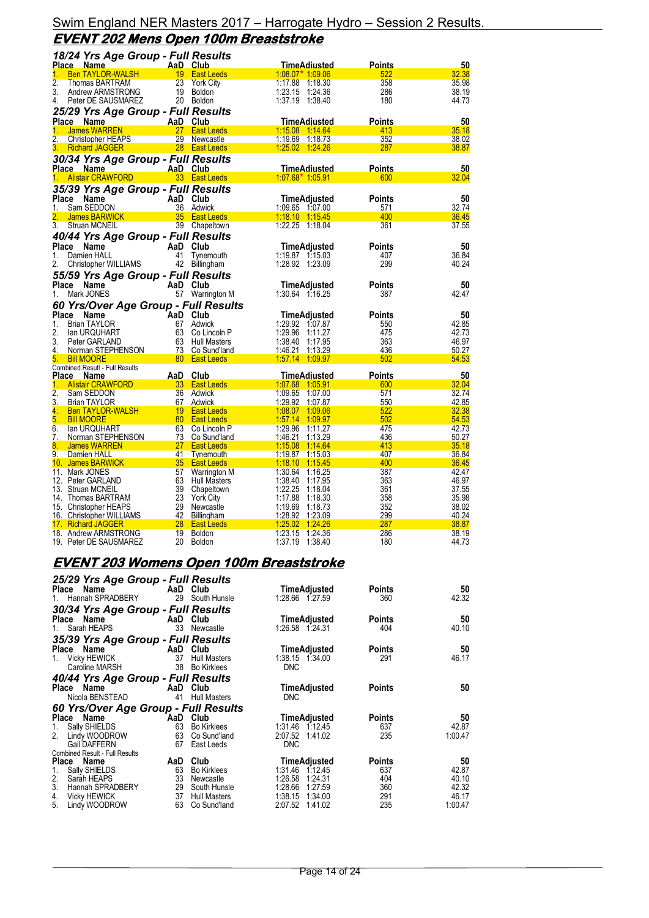# Swim England NER Masters 2017 – Harrogate Hydro – Session 2 Results.

## EVENT 202 Mens Open 100m Breaststroke

### 18/24 Yrs Age Group - Full Results

| Place | Name | AaD | Club | Time | Adjusted | Points | 50 |
|---|---|---|---|---|---|---|---|
| 1. | Ben TAYLOR-WALSH | 19 | East Leeds | 1:08.07* | 1:09.06 | 522 | 32.38 |
| 2. | Thomas BARTRAM | 23 | York City | 1:17.88 | 1:18.30 | 358 | 35.98 |
| 3. | Andrew ARMSTRONG | 19 | Boldon | 1:23.15 | 1:24.36 | 286 | 38.19 |
| 4. | Peter DE SAUSMAREZ | 20 | Boldon | 1:37.19 | 1:38.40 | 180 | 44.73 |

### 25/29 Yrs Age Group - Full Results

| Place | Name | AaD | Club | Time | Adjusted | Points | 50 |
|---|---|---|---|---|---|---|---|
| 1. | James WARREN | 27 | East Leeds | 1:15.08 | 1:14.64 | 413 | 35.18 |
| 2. | Christopher HEAPS | 29 | Newcastle | 1:19.69 | 1:18.73 | 352 | 38.02 |
| 3. | Richard JAGGER | 28 | East Leeds | 1:25.02 | 1:24.26 | 287 | 38.87 |

### 30/34 Yrs Age Group - Full Results

| Place | Name | AaD | Club | Time | Adjusted | Points | 50 |
|---|---|---|---|---|---|---|---|
| 1. | Alistair CRAWFORD | 33 | East Leeds | 1:07.68* | 1:05.91 | 600 | 32.04 |

### 35/39 Yrs Age Group - Full Results

| Place | Name | AaD | Club | Time | Adjusted | Points | 50 |
|---|---|---|---|---|---|---|---|
| 1. | Sam SEDDON | 36 | Adwick | 1:09.65 | 1:07.00 | 571 | 32.74 |
| 2. | James BARWICK | 35 | East Leeds | 1:18.10 | 1:15.45 | 400 | 36.45 |
| 3. | Struan MCNEIL | 39 | Chapeltown | 1:22.25 | 1:18.04 | 361 | 37.55 |

### 40/44 Yrs Age Group - Full Results

| Place | Name | AaD | Club | Time | Adjusted | Points | 50 |
|---|---|---|---|---|---|---|---|
| 1. | Damien HALL | 41 | Tynemouth | 1:19.87 | 1:15.03 | 407 | 36.84 |
| 2. | Christopher WILLIAMS | 42 | Billingham | 1:28.92 | 1:23.09 | 299 | 40.24 |

### 55/59 Yrs Age Group - Full Results

| Place | Name | AaD | Club | Time | Adjusted | Points | 50 |
|---|---|---|---|---|---|---|---|
| 1. | Mark JONES | 57 | Warrington M | 1:30.64 | 1:16.25 | 387 | 42.47 |

### 60 Yrs/Over Age Group - Full Results

| Place | Name | AaD | Club | Time | Adjusted | Points | 50 |
|---|---|---|---|---|---|---|---|
| 1. | Brian TAYLOR | 67 | Adwick | 1:29.92 | 1:07.87 | 550 | 42.85 |
| 2. | Ian URQUHART | 63 | Co Lincoln P | 1:29.96 | 1:11.27 | 475 | 42.73 |
| 3. | Peter GARLAND | 63 | Hull Masters | 1:38.40 | 1:17.95 | 363 | 46.97 |
| 4. | Norman STEPHENSON | 73 | Co Sund'land | 1:46.21 | 1:13.29 | 436 | 50.27 |
| 5. | Bill MOORE | 80 | East Leeds | 1:57.14 | 1:09.97 | 502 | 54.53 |

### Combined Result - Full Results

| Place | Name | AaD | Club | Time | Adjusted | Points | 50 |
|---|---|---|---|---|---|---|---|
| 1. | Alistair CRAWFORD | 33 | East Leeds | 1:07.68 | 1:05.91 | 600 | 32.04 |
| 2. | Sam SEDDON | 36 | Adwick | 1:09.65 | 1:07.00 | 571 | 32.74 |
| 3. | Brian TAYLOR | 67 | Adwick | 1:29.92 | 1:07.87 | 550 | 42.85 |
| 4. | Ben TAYLOR-WALSH | 19 | East Leeds | 1:08.07 | 1:09.06 | 522 | 32.38 |
| 5. | Bill MOORE | 80 | East Leeds | 1:57.14 | 1:09.97 | 502 | 54.53 |
| 6. | Ian URQUHART | 63 | Co Lincoln P | 1:29.96 | 1:11.27 | 475 | 42.73 |
| 7. | Norman STEPHENSON | 73 | Co Sund'land | 1:46.21 | 1:13.29 | 436 | 50.27 |
| 8. | James WARREN | 27 | East Leeds | 1:15.08 | 1:14.64 | 413 | 35.18 |
| 9. | Damien HALL | 41 | Tynemouth | 1:19.87 | 1:15.03 | 407 | 36.84 |
| 10. | James BARWICK | 35 | East Leeds | 1:18.10 | 1:15.45 | 400 | 36.45 |
| 11. | Mark JONES | 57 | Warrington M | 1:30.64 | 1:16.25 | 387 | 42.47 |
| 12. | Peter GARLAND | 63 | Hull Masters | 1:38.40 | 1:17.95 | 363 | 46.97 |
| 13. | Struan MCNEIL | 39 | Chapeltown | 1:22.25 | 1:18.04 | 361 | 37.55 |
| 14. | Thomas BARTRAM | 23 | York City | 1:17.88 | 1:18.30 | 358 | 35.98 |
| 15. | Christopher HEAPS | 29 | Newcastle | 1:19.69 | 1:18.73 | 352 | 38.02 |
| 16. | Christopher WILLIAMS | 42 | Billingham | 1:28.92 | 1:23.09 | 299 | 40.24 |
| 17. | Richard JAGGER | 28 | East Leeds | 1:25.02 | 1:24.26 | 287 | 38.87 |
| 18. | Andrew ARMSTRONG | 19 | Boldon | 1:23.15 | 1:24.36 | 286 | 38.19 |
| 19. | Peter DE SAUSMAREZ | 20 | Boldon | 1:37.19 | 1:38.40 | 180 | 44.73 |

## EVENT 203 Womens Open 100m Breaststroke

### 25/29 Yrs Age Group - Full Results

| Place | Name | AaD | Club | Time | Adjusted | Points | 50 |
|---|---|---|---|---|---|---|---|
| 1. | Hannah SPRADBERY | 29 | South Hunsle | 1:28.66 | 1:27.59 | 360 | 42.32 |

### 30/34 Yrs Age Group - Full Results

| Place | Name | AaD | Club | Time | Adjusted | Points | 50 |
|---|---|---|---|---|---|---|---|
| 1. | Sarah HEAPS | 33 | Newcastle | 1:26.58 | 1:24.31 | 404 | 40.10 |

### 35/39 Yrs Age Group - Full Results

| Place | Name | AaD | Club | Time | Adjusted | Points | 50 |
|---|---|---|---|---|---|---|---|
| 1. | Vicky HEWICK | 37 | Hull Masters | 1:38.15 | 1:34.00 | 291 | 46.17 |
| | Caroline MARSH | 38 | Bo Kirklees | DNC | | | |

### 40/44 Yrs Age Group - Full Results

| Place | Name | AaD | Club | Time | Adjusted | Points | 50 |
|---|---|---|---|---|---|---|---|
| | Nicola BENSTEAD | 41 | Hull Masters | DNC | | | |

### 60 Yrs/Over Age Group - Full Results

| Place | Name | AaD | Club | Time | Adjusted | Points | 50 |
|---|---|---|---|---|---|---|---|
| 1. | Sally SHIELDS | 63 | Bo Kirklees | 1:31.46 | 1:12.45 | 637 | 42.87 |
| 2. | Lindy WOODROW | 63 | Co Sund'land | 2:07.52 | 1:41.02 | 235 | 1:00.47 |
| | Gail DAFFERN | 67 | East Leeds | DNC | | | |

### Combined Result - Full Results

| Place | Name | AaD | Club | Time | Adjusted | Points | 50 |
|---|---|---|---|---|---|---|---|
| 1. | Sally SHIELDS | 63 | Bo Kirklees | 1:31.46 | 1:12.45 | 637 | 42.87 |
| 2. | Sarah HEAPS | 33 | Newcastle | 1:26.58 | 1:24.31 | 404 | 40.10 |
| 3. | Hannah SPRADBERY | 29 | South Hunsle | 1:28.66 | 1:27.59 | 360 | 42.32 |
| 4. | Vicky HEWICK | 37 | Hull Masters | 1:38.15 | 1:34.00 | 291 | 46.17 |
| 5. | Lindy WOODROW | 63 | Co Sund'land | 2:07.52 | 1:41.02 | 235 | 1:00.47 |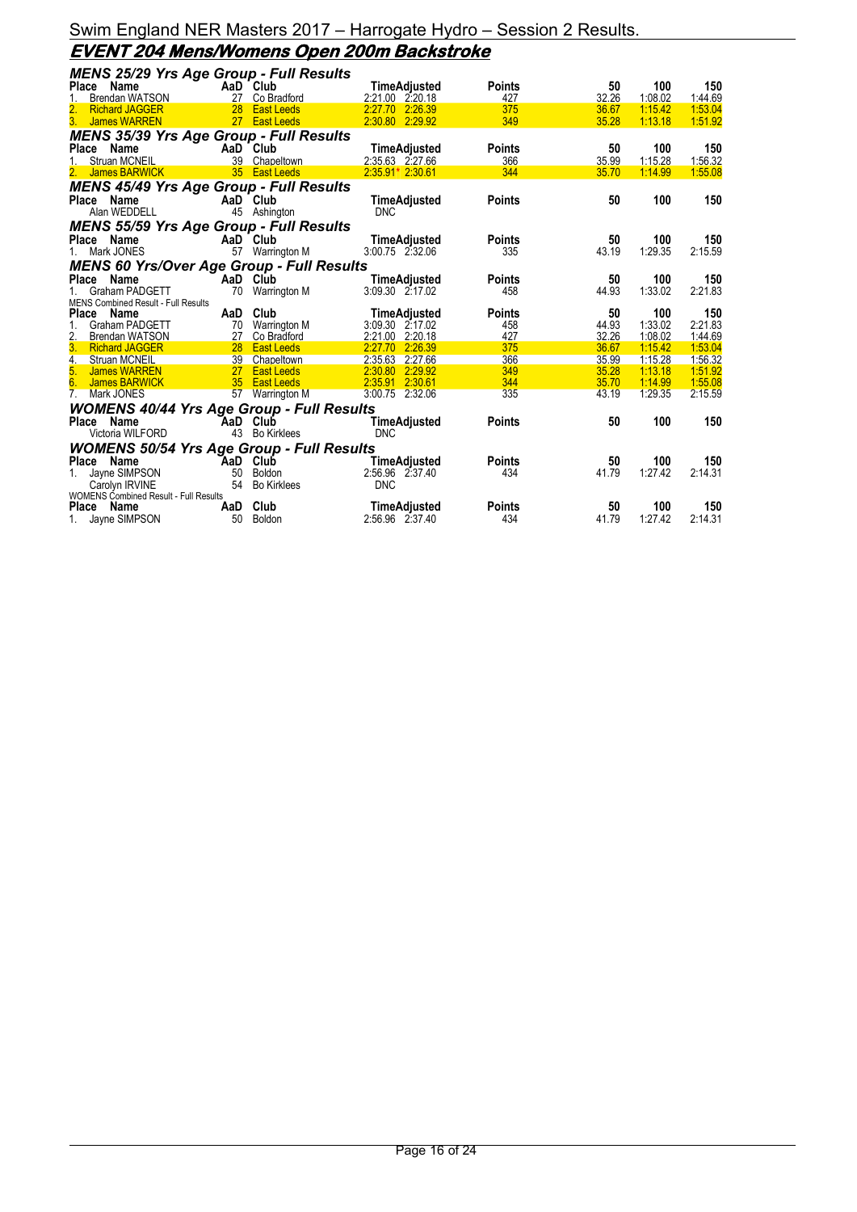Swim England NER Masters 2017 – Harrogate Hydro – Session 2 Results.

# EVENT 204 Mens/Womens Open 200m Backstroke

### MENS 25/29 Yrs Age Group - Full Results

| Place | Name | AaD | Club | Time | Adjusted | Points | 50 | 100 | 150 |
|---|---|---|---|---|---|---|---|---|---|
| 1. | Brendan WATSON | 27 | Co Bradford | 2:21.00 | 2:20.18 | 427 | 32.26 | 1:08.02 | 1:44.69 |
| 2. | Richard JAGGER | 28 | East Leeds | 2:27.70 | 2:26.39 | 375 | 36.67 | 1:15.42 | 1:53.04 |
| 3. | James WARREN | 27 | East Leeds | 2:30.80 | 2:29.92 | 349 | 35.28 | 1:13.18 | 1:51.92 |

### MENS 35/39 Yrs Age Group - Full Results

| Place | Name | AaD | Club | Time | Adjusted | Points | 50 | 100 | 150 |
|---|---|---|---|---|---|---|---|---|---|
| 1. | Struan MCNEIL | 39 | Chapeltown | 2:35.63 | 2:27.66 | 366 | 35.99 | 1:15.28 | 1:56.32 |
| 2. | James BARWICK | 35 | East Leeds | 2:35.91* | 2:30.61 | 344 | 35.70 | 1:14.99 | 1:55.08 |

### MENS 45/49 Yrs Age Group - Full Results

| Place | Name | AaD | Club | Time | Adjusted | Points | 50 | 100 | 150 |
|---|---|---|---|---|---|---|---|---|---|
| | Alan WEDDELL | 45 | Ashington | DNC | | | | | |

### MENS 55/59 Yrs Age Group - Full Results

| Place | Name | AaD | Club | Time | Adjusted | Points | 50 | 100 | 150 |
|---|---|---|---|---|---|---|---|---|---|
| 1. | Mark JONES | 57 | Warrington M | 3:00.75 | 2:32.06 | 335 | 43.19 | 1:29.35 | 2:15.59 |

### MENS 60 Yrs/Over Age Group - Full Results

| Place | Name | AaD | Club | Time | Adjusted | Points | 50 | 100 | 150 |
|---|---|---|---|---|---|---|---|---|---|
| 1. | Graham PADGETT | 70 | Warrington M | 3:09.30 | 2:17.02 | 458 | 44.93 | 1:33.02 | 2:21.83 |

MENS Combined Result - Full Results

| Place | Name | AaD | Club | Time | Adjusted | Points | 50 | 100 | 150 |
|---|---|---|---|---|---|---|---|---|---|
| 1. | Graham PADGETT | 70 | Warrington M | 3:09.30 | 2:17.02 | 458 | 44.93 | 1:33.02 | 2:21.83 |
| 2. | Brendan WATSON | 27 | Co Bradford | 2:21.00 | 2:20.18 | 427 | 32.26 | 1:08.02 | 1:44.69 |
| 3. | Richard JAGGER | 28 | East Leeds | 2:27.70 | 2:26.39 | 375 | 36.67 | 1:15.42 | 1:53.04 |
| 4. | Struan MCNEIL | 39 | Chapeltown | 2:35.63 | 2:27.66 | 366 | 35.99 | 1:15.28 | 1:56.32 |
| 5. | James WARREN | 27 | East Leeds | 2:30.80 | 2:29.92 | 349 | 35.28 | 1:13.18 | 1:51.92 |
| 6. | James BARWICK | 35 | East Leeds | 2:35.91 | 2:30.61 | 344 | 35.70 | 1:14.99 | 1:55.08 |
| 7. | Mark JONES | 57 | Warrington M | 3:00.75 | 2:32.06 | 335 | 43.19 | 1:29.35 | 2:15.59 |

### WOMENS 40/44 Yrs Age Group - Full Results

| Place | Name | AaD | Club | Time | Adjusted | Points | 50 | 100 | 150 |
|---|---|---|---|---|---|---|---|---|---|
| | Victoria WILFORD | 43 | Bo Kirklees | DNC | | | | | |

### WOMENS 50/54 Yrs Age Group - Full Results

| Place | Name | AaD | Club | Time | Adjusted | Points | 50 | 100 | 150 |
|---|---|---|---|---|---|---|---|---|---|
| 1. | Jayne SIMPSON | 50 | Boldon | 2:56.96 | 2:37.40 | 434 | 41.79 | 1:27.42 | 2:14.31 |
| | Carolyn IRVINE | 54 | Bo Kirklees | DNC | | | | | |

WOMENS Combined Result - Full Results

| Place | Name | AaD | Club | Time | Adjusted | Points | 50 | 100 | 150 |
|---|---|---|---|---|---|---|---|---|---|
| 1. | Jayne SIMPSON | 50 | Boldon | 2:56.96 | 2:37.40 | 434 | 41.79 | 1:27.42 | 2:14.31 |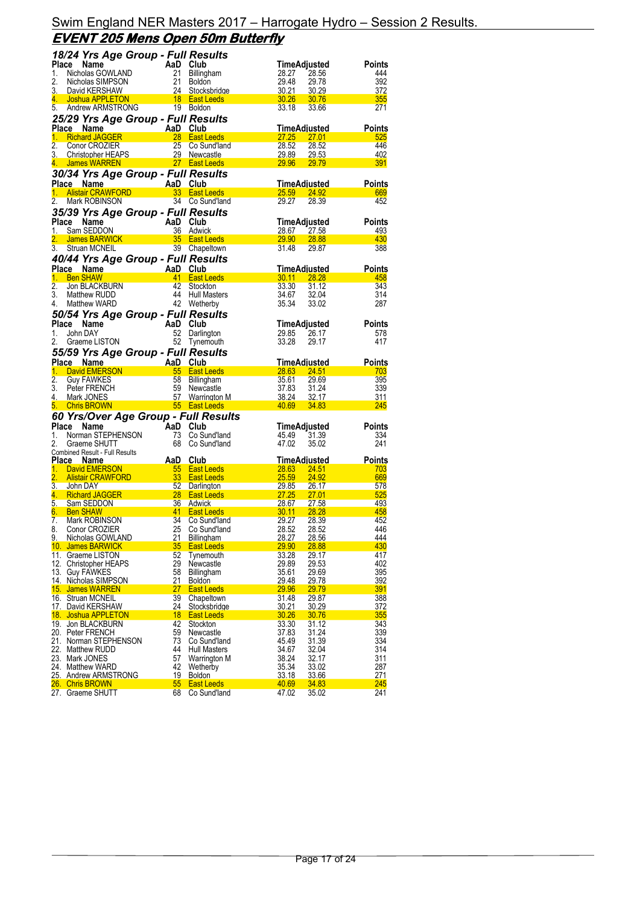# Swim England NER Masters 2017 – Harrogate Hydro – Session 2 Results.

## EVENT 205 Mens Open 50m Butterfly

### 18/24 Yrs Age Group - Full Results

| Place | Name | AaD | Club | Time | Adjusted | Points |
|---|---|---|---|---|---|---|
| 1. | Nicholas GOWLAND | 21 | Billingham | 28.27 | 28.56 | 444 |
| 2. | Nicholas SIMPSON | 21 | Boldon | 29.48 | 29.78 | 392 |
| 3. | David KERSHAW | 24 | Stocksbridge | 30.21 | 30.29 | 372 |
| 4. | Joshua APPLETON | 18 | East Leeds | 30.26 | 30.76 | 355 |
| 5. | Andrew ARMSTRONG | 19 | Boldon | 33.18 | 33.66 | 271 |

### 25/29 Yrs Age Group - Full Results

| Place | Name | AaD | Club | Time | Adjusted | Points |
|---|---|---|---|---|---|---|
| 1. | Richard JAGGER | 28 | East Leeds | 27.25 | 27.01 | 525 |
| 2. | Conor CROZIER | 25 | Co Sund'land | 28.52 | 28.52 | 446 |
| 3. | Christopher HEAPS | 29 | Newcastle | 29.89 | 29.53 | 402 |
| 4. | James WARREN | 27 | East Leeds | 29.96 | 29.79 | 391 |

### 30/34 Yrs Age Group - Full Results

| Place | Name | AaD | Club | Time | Adjusted | Points |
|---|---|---|---|---|---|---|
| 1. | Alistair CRAWFORD | 33 | East Leeds | 25.59 | 24.92 | 669 |
| 2. | Mark ROBINSON | 34 | Co Sund'land | 29.27 | 28.39 | 452 |

### 35/39 Yrs Age Group - Full Results

| Place | Name | AaD | Club | Time | Adjusted | Points |
|---|---|---|---|---|---|---|
| 1. | Sam SEDDON | 36 | Adwick | 28.67 | 27.58 | 493 |
| 2. | James BARWICK | 35 | East Leeds | 29.90 | 28.88 | 430 |
| 3. | Struan MCNEIL | 39 | Chapeltown | 31.48 | 29.87 | 388 |

### 40/44 Yrs Age Group - Full Results

| Place | Name | AaD | Club | Time | Adjusted | Points |
|---|---|---|---|---|---|---|
| 1. | Ben SHAW | 41 | East Leeds | 30.11 | 28.28 | 458 |
| 2. | Jon BLACKBURN | 42 | Stockton | 33.30 | 31.12 | 343 |
| 3. | Matthew RUDD | 44 | Hull Masters | 34.67 | 32.04 | 314 |
| 4. | Matthew WARD | 42 | Wetherby | 35.34 | 33.02 | 287 |

### 50/54 Yrs Age Group - Full Results

| Place | Name | AaD | Club | Time | Adjusted | Points |
|---|---|---|---|---|---|---|
| 1. | John DAY | 52 | Darlington | 29.85 | 26.17 | 578 |
| 2. | Graeme LISTON | 52 | Tynemouth | 33.28 | 29.17 | 417 |

### 55/59 Yrs Age Group - Full Results

| Place | Name | AaD | Club | Time | Adjusted | Points |
|---|---|---|---|---|---|---|
| 1. | David EMERSON | 55 | East Leeds | 28.63 | 24.51 | 703 |
| 2. | Guy FAWKES | 58 | Billingham | 35.61 | 29.69 | 395 |
| 3. | Peter FRENCH | 59 | Newcastle | 37.83 | 31.24 | 339 |
| 4. | Mark JONES | 57 | Warrington M | 38.24 | 32.17 | 311 |
| 5. | Chris BROWN | 55 | East Leeds | 40.69 | 34.83 | 245 |

### 60 Yrs/Over Age Group - Full Results

| Place | Name | AaD | Club | Time | Adjusted | Points |
|---|---|---|---|---|---|---|
| 1. | Norman STEPHENSON | 73 | Co Sund'land | 45.49 | 31.39 | 334 |
| 2. | Graeme SHUTT | 68 | Co Sund'land | 47.02 | 35.02 | 241 |

Combined Result - Full Results

| Place | Name | AaD | Club | Time | Adjusted | Points |
|---|---|---|---|---|---|---|
| 1. | David EMERSON | 55 | East Leeds | 28.63 | 24.51 | 703 |
| 2. | Alistair CRAWFORD | 33 | East Leeds | 25.59 | 24.92 | 669 |
| 3. | John DAY | 52 | Darlington | 29.85 | 26.17 | 578 |
| 4. | Richard JAGGER | 28 | East Leeds | 27.25 | 27.01 | 525 |
| 5. | Sam SEDDON | 36 | Adwick | 28.67 | 27.58 | 493 |
| 6. | Ben SHAW | 41 | East Leeds | 30.11 | 28.28 | 458 |
| 7. | Mark ROBINSON | 34 | Co Sund'land | 29.27 | 28.39 | 452 |
| 8. | Conor CROZIER | 25 | Co Sund'land | 28.52 | 28.52 | 446 |
| 9. | Nicholas GOWLAND | 21 | Billingham | 28.27 | 28.56 | 444 |
| 10. | James BARWICK | 35 | East Leeds | 29.90 | 28.88 | 430 |
| 11. | Graeme LISTON | 52 | Tynemouth | 33.28 | 29.17 | 417 |
| 12. | Christopher HEAPS | 29 | Newcastle | 29.89 | 29.53 | 402 |
| 13. | Guy FAWKES | 58 | Billingham | 35.61 | 29.69 | 395 |
| 14. | Nicholas SIMPSON | 21 | Boldon | 29.48 | 29.78 | 392 |
| 15. | James WARREN | 27 | East Leeds | 29.96 | 29.79 | 391 |
| 16. | Struan MCNEIL | 39 | Chapeltown | 31.48 | 29.87 | 388 |
| 17. | David KERSHAW | 24 | Stocksbridge | 30.21 | 30.29 | 372 |
| 18. | Joshua APPLETON | 18 | East Leeds | 30.26 | 30.76 | 355 |
| 19. | Jon BLACKBURN | 42 | Stockton | 33.30 | 31.12 | 343 |
| 20. | Peter FRENCH | 59 | Newcastle | 37.83 | 31.24 | 339 |
| 21. | Norman STEPHENSON | 73 | Co Sund'land | 45.49 | 31.39 | 334 |
| 22. | Matthew RUDD | 44 | Hull Masters | 34.67 | 32.04 | 314 |
| 23. | Mark JONES | 57 | Warrington M | 38.24 | 32.17 | 311 |
| 24. | Matthew WARD | 42 | Wetherby | 35.34 | 33.02 | 287 |
| 25. | Andrew ARMSTRONG | 19 | Boldon | 33.18 | 33.66 | 271 |
| 26. | Chris BROWN | 55 | East Leeds | 40.69 | 34.83 | 245 |
| 27. | Graeme SHUTT | 68 | Co Sund'land | 47.02 | 35.02 | 241 |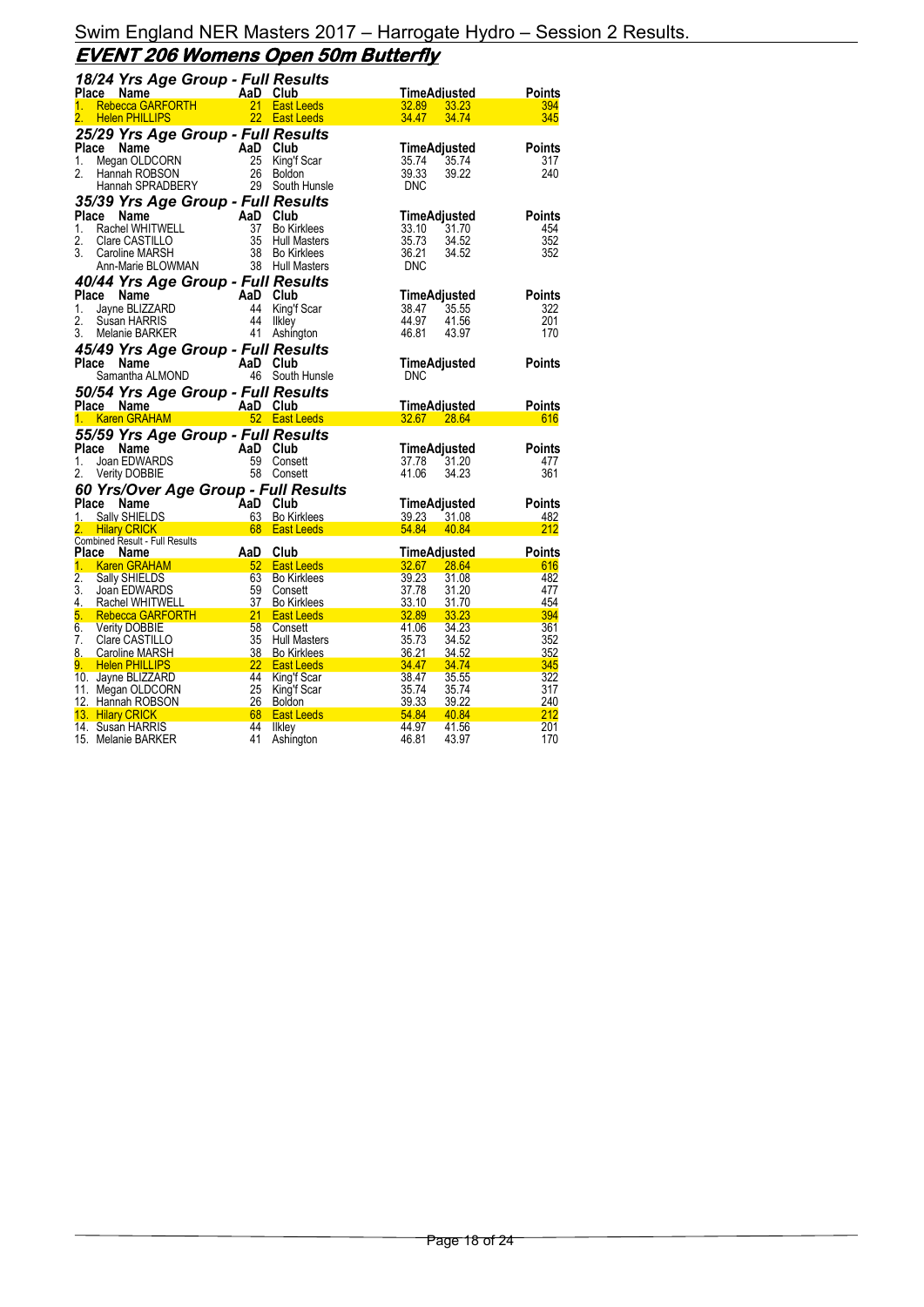# Swim England NER Masters 2017 – Harrogate Hydro – Session 2 Results.

## EVENT 206 Womens Open 50m Butterfly

### 18/24 Yrs Age Group - Full Results

| Place | Name | AaD | Club | Time | Adjusted | Points |
|---|---|---|---|---|---|---|
| 1. | Rebecca GARFORTH | 21 | East Leeds | 32.89 | 33.23 | 394 |
| 2. | Helen PHILLIPS | 22 | East Leeds | 34.47 | 34.74 | 345 |

### 25/29 Yrs Age Group - Full Results

| Place | Name | AaD | Club | Time | Adjusted | Points |
|---|---|---|---|---|---|---|
| 1. | Megan OLDCORN | 25 | King'f Scar | 35.74 | 35.74 | 317 |
| 2. | Hannah ROBSON | 26 | Boldon | 39.33 | 39.22 | 240 |
| | Hannah SPRADBERY | 29 | South Hunsle | DNC | | |

### 35/39 Yrs Age Group - Full Results

| Place | Name | AaD | Club | Time | Adjusted | Points |
|---|---|---|---|---|---|---|
| 1. | Rachel WHITWELL | 37 | Bo Kirklees | 33.10 | 31.70 | 454 |
| 2. | Clare CASTILLO | 35 | Hull Masters | 35.73 | 34.52 | 352 |
| 3. | Caroline MARSH | 38 | Bo Kirklees | 36.21 | 34.52 | 352 |
| | Ann-Marie BLOWMAN | 38 | Hull Masters | DNC | | |

### 40/44 Yrs Age Group - Full Results

| Place | Name | AaD | Club | Time | Adjusted | Points |
|---|---|---|---|---|---|---|
| 1. | Jayne BLIZZARD | 44 | King'f Scar | 38.47 | 35.55 | 322 |
| 2. | Susan HARRIS | 44 | Ilkley | 44.97 | 41.56 | 201 |
| 3. | Melanie BARKER | 41 | Ashington | 46.81 | 43.97 | 170 |

### 45/49 Yrs Age Group - Full Results

| Place | Name | AaD | Club | Time | Adjusted | Points |
|---|---|---|---|---|---|---|
| | Samantha ALMOND | 46 | South Hunsle | DNC | | |

### 50/54 Yrs Age Group - Full Results

| Place | Name | AaD | Club | Time | Adjusted | Points |
|---|---|---|---|---|---|---|
| 1. | Karen GRAHAM | 52 | East Leeds | 32.67 | 28.64 | 616 |

### 55/59 Yrs Age Group - Full Results

| Place | Name | AaD | Club | Time | Adjusted | Points |
|---|---|---|---|---|---|---|
| 1. | Joan EDWARDS | 59 | Consett | 37.78 | 31.20 | 477 |
| 2. | Verity DOBBIE | 58 | Consett | 41.06 | 34.23 | 361 |

### 60 Yrs/Over Age Group - Full Results

| Place | Name | AaD | Club | Time | Adjusted | Points |
|---|---|---|---|---|---|---|
| 1. | Sally SHIELDS | 63 | Bo Kirklees | 39.23 | 31.08 | 482 |
| 2. | Hilary CRICK | 68 | East Leeds | 54.84 | 40.84 | 212 |

Combined Result - Full Results

| Place | Name | AaD | Club | Time | Adjusted | Points |
|---|---|---|---|---|---|---|
| 1. | Karen GRAHAM | 52 | East Leeds | 32.67 | 28.64 | 616 |
| 2. | Sally SHIELDS | 63 | Bo Kirklees | 39.23 | 31.08 | 482 |
| 3. | Joan EDWARDS | 59 | Consett | 37.78 | 31.20 | 477 |
| 4. | Rachel WHITWELL | 37 | Bo Kirklees | 33.10 | 31.70 | 454 |
| 5. | Rebecca GARFORTH | 21 | East Leeds | 32.89 | 33.23 | 394 |
| 6. | Verity DOBBIE | 58 | Consett | 41.06 | 34.23 | 361 |
| 7. | Clare CASTILLO | 35 | Hull Masters | 35.73 | 34.52 | 352 |
| 8. | Caroline MARSH | 38 | Bo Kirklees | 36.21 | 34.52 | 352 |
| 9. | Helen PHILLIPS | 22 | East Leeds | 34.47 | 34.74 | 345 |
| 10. | Jayne BLIZZARD | 44 | King'f Scar | 38.47 | 35.55 | 322 |
| 11. | Megan OLDCORN | 25 | King'f Scar | 35.74 | 35.74 | 317 |
| 12. | Hannah ROBSON | 26 | Boldon | 39.33 | 39.22 | 240 |
| 13. | Hilary CRICK | 68 | East Leeds | 54.84 | 40.84 | 212 |
| 14. | Susan HARRIS | 44 | Ilkley | 44.97 | 41.56 | 201 |
| 15. | Melanie BARKER | 41 | Ashington | 46.81 | 43.97 | 170 |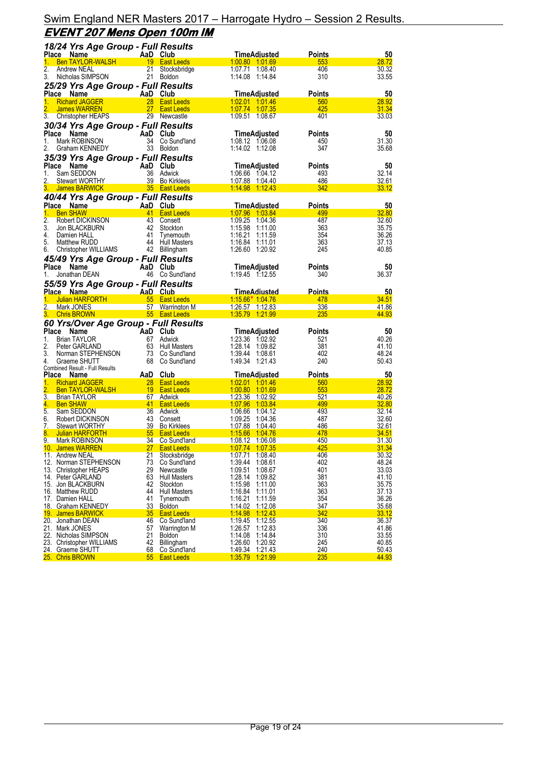# Swim England NER Masters 2017 – Harrogate Hydro – Session 2 Results.

## EVENT 207 Mens Open 100m IM

### 18/24 Yrs Age Group - Full Results

| Place | Name | AaD | Club | Time | Adjusted | Points | 50 |
|---|---|---|---|---|---|---|---|
| 1. | Ben TAYLOR-WALSH | 19 | East Leeds | 1:00.80 | 1:01.69 | 553 | 28.72 |
| 2. | Andrew NEAL | 21 | Stocksbridge | 1:07.71 | 1:08.40 | 406 | 30.32 |
| 3. | Nicholas SIMPSON | 21 | Boldon | 1:14.08 | 1:14.84 | 310 | 33.55 |

### 25/29 Yrs Age Group - Full Results

| Place | Name | AaD | Club | Time | Adjusted | Points | 50 |
|---|---|---|---|---|---|---|---|
| 1. | Richard JAGGER | 28 | East Leeds | 1:02.01 | 1:01.46 | 560 | 28.92 |
| 2. | James WARREN | 27 | East Leeds | 1:07.74 | 1:07.35 | 425 | 31.34 |
| 3. | Christopher HEAPS | 29 | Newcastle | 1:09.51 | 1:08.67 | 401 | 33.03 |

### 30/34 Yrs Age Group - Full Results

| Place | Name | AaD | Club | Time | Adjusted | Points | 50 |
|---|---|---|---|---|---|---|---|
| 1. | Mark ROBINSON | 34 | Co Sund'land | 1:08.12 | 1:06.08 | 450 | 31.30 |
| 2. | Graham KENNEDY | 33 | Boldon | 1:14.02 | 1:12.08 | 347 | 35.68 |

### 35/39 Yrs Age Group - Full Results

| Place | Name | AaD | Club | Time | Adjusted | Points | 50 |
|---|---|---|---|---|---|---|---|
| 1. | Sam SEDDON | 36 | Adwick | 1:06.66 | 1:04.12 | 493 | 32.14 |
| 2. | Stewart WORTHY | 39 | Bo Kirklees | 1:07.88 | 1:04.40 | 486 | 32.61 |
| 3. | James BARWICK | 35 | East Leeds | 1:14.98 | 1:12.43 | 342 | 33.12 |

### 40/44 Yrs Age Group - Full Results

| Place | Name | AaD | Club | Time | Adjusted | Points | 50 |
|---|---|---|---|---|---|---|---|
| 1. | Ben SHAW | 41 | East Leeds | 1:07.96 | 1:03.84 | 499 | 32.80 |
| 2. | Robert DICKINSON | 43 | Consett | 1:09.25 | 1:04.36 | 487 | 32.60 |
| 3. | Jon BLACKBURN | 42 | Stockton | 1:15.98 | 1:11.00 | 363 | 35.75 |
| 4. | Damien HALL | 41 | Tynemouth | 1:16.21 | 1:11.59 | 354 | 36.26 |
| 5. | Matthew RUDD | 44 | Hull Masters | 1:16.84 | 1:11.01 | 363 | 37.13 |
| 6. | Christopher WILLIAMS | 42 | Billingham | 1:26.60 | 1:20.92 | 245 | 40.85 |

### 45/49 Yrs Age Group - Full Results

| Place | Name | AaD | Club | Time | Adjusted | Points | 50 |
|---|---|---|---|---|---|---|---|
| 1. | Jonathan DEAN | 46 | Co Sund'land | 1:19.45 | 1:12.55 | 340 | 36.37 |

### 55/59 Yrs Age Group - Full Results

| Place | Name | AaD | Club | Time | Adjusted | Points | 50 |
|---|---|---|---|---|---|---|---|
| 1. | Julian HARFORTH | 55 | East Leeds | 1:15.66* | 1:04.76 | 478 | 34.51 |
| 2. | Mark JONES | 57 | Warrington M | 1:26.57 | 1:12.83 | 336 | 41.86 |
| 3. | Chris BROWN | 55 | East Leeds | 1:35.79 | 1:21.99 | 235 | 44.93 |

### 60 Yrs/Over Age Group - Full Results

| Place | Name | AaD | Club | Time | Adjusted | Points | 50 |
|---|---|---|---|---|---|---|---|
| 1. | Brian TAYLOR | 67 | Adwick | 1:23.36 | 1:02.92 | 521 | 40.26 |
| 2. | Peter GARLAND | 63 | Hull Masters | 1:28.14 | 1:09.82 | 381 | 41.10 |
| 3. | Norman STEPHENSON | 73 | Co Sund'land | 1:39.44 | 1:08.61 | 402 | 48.24 |
| 4. | Graeme SHUTT | 68 | Co Sund'land | 1:49.34 | 1:21.43 | 240 | 50.43 |

### Combined Result - Full Results

| Place | Name | AaD | Club | Time | Adjusted | Points | 50 |
|---|---|---|---|---|---|---|---|
| 1. | Richard JAGGER | 28 | East Leeds | 1:02.01 | 1:01.46 | 560 | 28.92 |
| 2. | Ben TAYLOR-WALSH | 19 | East Leeds | 1:00.80 | 1:01.69 | 553 | 28.72 |
| 3. | Brian TAYLOR | 67 | Adwick | 1:23.36 | 1:02.92 | 521 | 40.26 |
| 4. | Ben SHAW | 41 | East Leeds | 1:07.96 | 1:03.84 | 499 | 32.80 |
| 5. | Sam SEDDON | 36 | Adwick | 1:06.66 | 1:04.12 | 493 | 32.14 |
| 6. | Robert DICKINSON | 43 | Consett | 1:09.25 | 1:04.36 | 487 | 32.60 |
| 7. | Stewart WORTHY | 39 | Bo Kirklees | 1:07.88 | 1:04.40 | 486 | 32.61 |
| 8. | Julian HARFORTH | 55 | East Leeds | 1:15.66 | 1:04.76 | 478 | 34.51 |
| 9. | Mark ROBINSON | 34 | Co Sund'land | 1:08.12 | 1:06.08 | 450 | 31.30 |
| 10. | James WARREN | 27 | East Leeds | 1:07.74 | 1:07.35 | 425 | 31.34 |
| 11. | Andrew NEAL | 21 | Stocksbridge | 1:07.71 | 1:08.40 | 406 | 30.32 |
| 12. | Norman STEPHENSON | 73 | Co Sund'land | 1:39.44 | 1:08.61 | 402 | 48.24 |
| 13. | Christopher HEAPS | 29 | Newcastle | 1:09.51 | 1:08.67 | 401 | 33.03 |
| 14. | Peter GARLAND | 63 | Hull Masters | 1:28.14 | 1:09.82 | 381 | 41.10 |
| 15. | Jon BLACKBURN | 42 | Stockton | 1:15.98 | 1:11.00 | 363 | 35.75 |
| 16. | Matthew RUDD | 44 | Hull Masters | 1:16.84 | 1:11.01 | 363 | 37.13 |
| 17. | Damien HALL | 41 | Tynemouth | 1:16.21 | 1:11.59 | 354 | 36.26 |
| 18. | Graham KENNEDY | 33 | Boldon | 1:14.02 | 1:12.08 | 347 | 35.68 |
| 19. | James BARWICK | 35 | East Leeds | 1:14.98 | 1:12.43 | 342 | 33.12 |
| 20. | Jonathan DEAN | 46 | Co Sund'land | 1:19.45 | 1:12.55 | 340 | 36.37 |
| 21. | Mark JONES | 57 | Warrington M | 1:26.57 | 1:12.83 | 336 | 41.86 |
| 22. | Nicholas SIMPSON | 21 | Boldon | 1:14.08 | 1:14.84 | 310 | 33.55 |
| 23. | Christopher WILLIAMS | 42 | Billingham | 1:26.60 | 1:20.92 | 245 | 40.85 |
| 24. | Graeme SHUTT | 68 | Co Sund'land | 1:49.34 | 1:21.43 | 240 | 50.43 |
| 25. | Chris BROWN | 55 | East Leeds | 1:35.79 | 1:21.99 | 235 | 44.93 |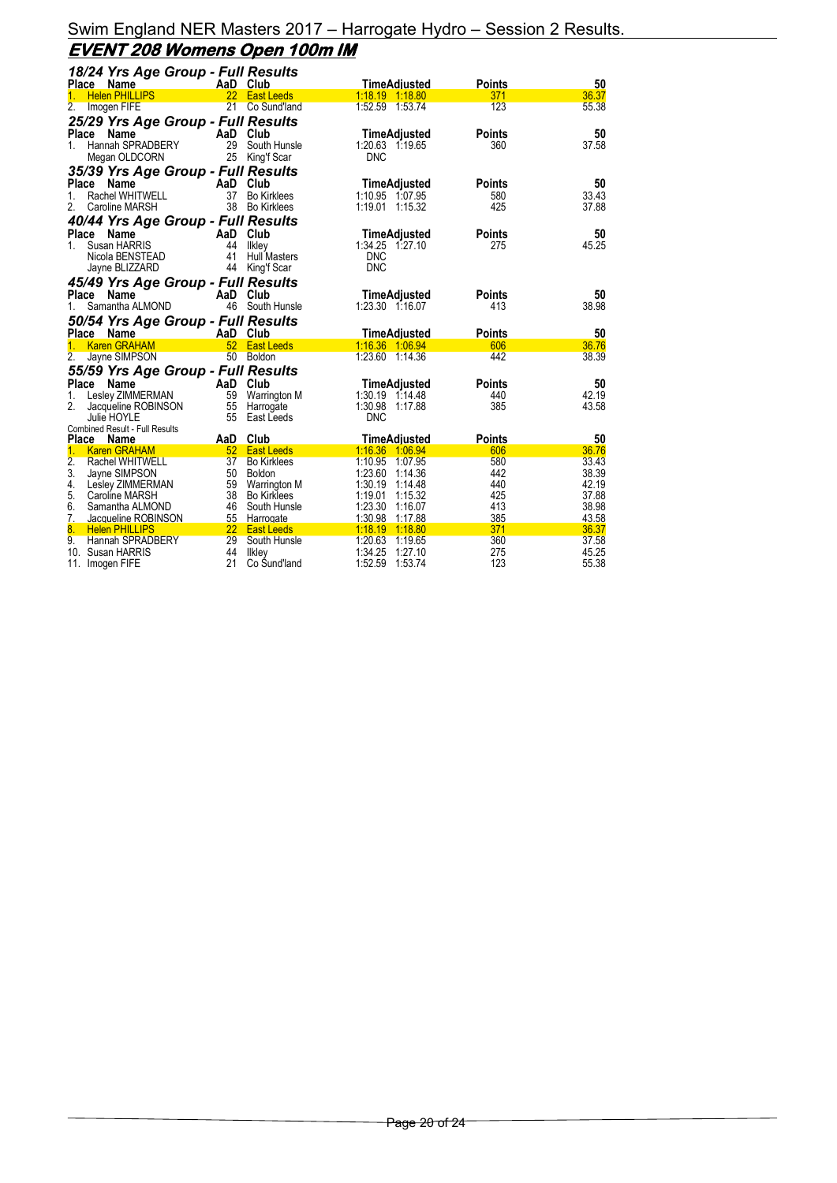# Swim England NER Masters 2017 – Harrogate Hydro – Session 2 Results.

## EVENT 208 Womens Open 100m IM

### 18/24 Yrs Age Group - Full Results

| Place | Name | AaD | Club | Time | Adjusted | Points | 50 |
|---|---|---|---|---|---|---|---|
| 1. | Helen PHILLIPS | 22 | East Leeds | 1:18.19 | 1:18.80 | 371 | 36.37 |
| 2. | Imogen FIFE | 21 | Co Sund'land | 1:52.59 | 1:53.74 | 123 | 55.38 |

### 25/29 Yrs Age Group - Full Results

| Place | Name | AaD | Club | Time | Adjusted | Points | 50 |
|---|---|---|---|---|---|---|---|
| 1. | Hannah SPRADBERY | 29 | South Hunsle | 1:20.63 | 1:19.65 | 360 | 37.58 |
| | Megan OLDCORN | 25 | King'f Scar | DNC | | | |

### 35/39 Yrs Age Group - Full Results

| Place | Name | AaD | Club | Time | Adjusted | Points | 50 |
|---|---|---|---|---|---|---|---|
| 1. | Rachel WHITWELL | 37 | Bo Kirklees | 1:10.95 | 1:07.95 | 580 | 33.43 |
| 2. | Caroline MARSH | 38 | Bo Kirklees | 1:19.01 | 1:15.32 | 425 | 37.88 |

### 40/44 Yrs Age Group - Full Results

| Place | Name | AaD | Club | Time | Adjusted | Points | 50 |
|---|---|---|---|---|---|---|---|
| 1. | Susan HARRIS | 44 | Ilkley | 1:34.25 | 1:27.10 | 275 | 45.25 |
| | Nicola BENSTEAD | 41 | Hull Masters | DNC | | | |
| | Jayne BLIZZARD | 44 | King'f Scar | DNC | | | |

### 45/49 Yrs Age Group - Full Results

| Place | Name | AaD | Club | Time | Adjusted | Points | 50 |
|---|---|---|---|---|---|---|---|
| 1. | Samantha ALMOND | 46 | South Hunsle | 1:23.30 | 1:16.07 | 413 | 38.98 |

### 50/54 Yrs Age Group - Full Results

| Place | Name | AaD | Club | Time | Adjusted | Points | 50 |
|---|---|---|---|---|---|---|---|
| 1. | Karen GRAHAM | 52 | East Leeds | 1:16.36 | 1:06.94 | 606 | 36.76 |
| 2. | Jayne SIMPSON | 50 | Boldon | 1:23.60 | 1:14.36 | 442 | 38.39 |

### 55/59 Yrs Age Group - Full Results

| Place | Name | AaD | Club | Time | Adjusted | Points | 50 |
|---|---|---|---|---|---|---|---|
| 1. | Lesley ZIMMERMAN | 59 | Warrington M | 1:30.19 | 1:14.48 | 440 | 42.19 |
| 2. | Jacqueline ROBINSON | 55 | Harrogate | 1:30.98 | 1:17.88 | 385 | 43.58 |
| | Julie HOYLE | 55 | East Leeds | DNC | | | |

### Combined Result - Full Results

| Place | Name | AaD | Club | Time | Adjusted | Points | 50 |
|---|---|---|---|---|---|---|---|
| 1. | Karen GRAHAM | 52 | East Leeds | 1:16.36 | 1:06.94 | 606 | 36.76 |
| 2. | Rachel WHITWELL | 37 | Bo Kirklees | 1:10.95 | 1:07.95 | 580 | 33.43 |
| 3. | Jayne SIMPSON | 50 | Boldon | 1:23.60 | 1:14.36 | 442 | 38.39 |
| 4. | Lesley ZIMMERMAN | 59 | Warrington M | 1:30.19 | 1:14.48 | 440 | 42.19 |
| 5. | Caroline MARSH | 38 | Bo Kirklees | 1:19.01 | 1:15.32 | 425 | 37.88 |
| 6. | Samantha ALMOND | 46 | South Hunsle | 1:23.30 | 1:16.07 | 413 | 38.98 |
| 7. | Jacqueline ROBINSON | 55 | Harrogate | 1:30.98 | 1:17.88 | 385 | 43.58 |
| 8. | Helen PHILLIPS | 22 | East Leeds | 1:18.19 | 1:18.80 | 371 | 36.37 |
| 9. | Hannah SPRADBERY | 29 | South Hunsle | 1:20.63 | 1:19.65 | 360 | 37.58 |
| 10. | Susan HARRIS | 44 | Ilkley | 1:34.25 | 1:27.10 | 275 | 45.25 |
| 11. | Imogen FIFE | 21 | Co Sund'land | 1:52.59 | 1:53.74 | 123 | 55.38 |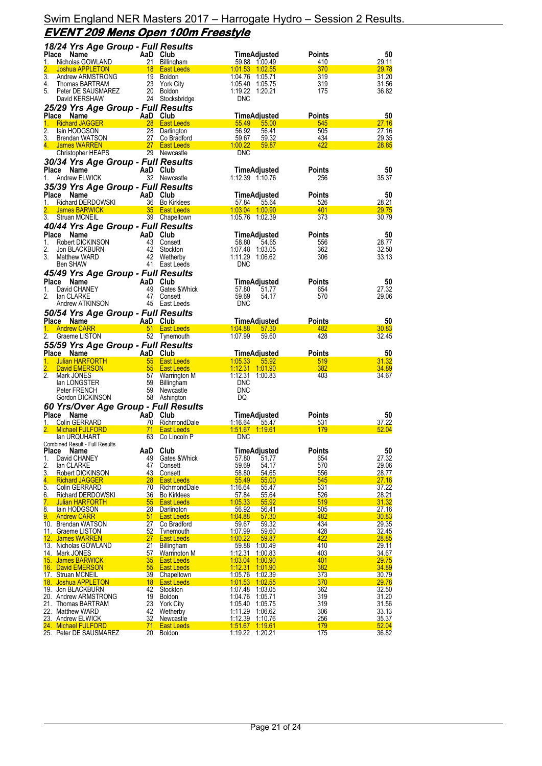## Swim England NER Masters 2017 – Harrogate Hydro – Session 2 Results.

## EVENT 209 Mens Open 100m Freestyle

### 18/24 Yrs Age Group - Full Results

| Place | Name | AaD | Club | Time | Adjusted | Points | 50 |
|---|---|---|---|---|---|---|---|
| 1. | Nicholas GOWLAND | 21 | Billingham | 59.88 | 1:00.49 | 410 | 29.11 |
| 2. | Joshua APPLETON | 18 | East Leeds | 1:01.53 | 1:02.55 | 370 | 29.78 |
| 3. | Andrew ARMSTRONG | 19 | Boldon | 1:04.76 | 1:05.71 | 319 | 31.20 |
| 4. | Thomas BARTRAM | 23 | York City | 1:05.40 | 1:05.75 | 319 | 31.56 |
| 5. | Peter DE SAUSMAREZ | 20 | Boldon | 1:19.22 | 1:20.21 | 175 | 36.82 |
| | David KERSHAW | 24 | Stocksbridge | DNC | | | |

### 25/29 Yrs Age Group - Full Results

| Place | Name | AaD | Club | Time | Adjusted | Points | 50 |
|---|---|---|---|---|---|---|---|
| 1. | Richard JAGGER | 28 | East Leeds | 55.49 | 55.00 | 545 | 27.16 |
| 2. | Iain HODGSON | 28 | Darlington | 56.92 | 56.41 | 505 | 27.16 |
| 3. | Brendan WATSON | 27 | Co Bradford | 59.67 | 59.32 | 434 | 29.35 |
| 4. | James WARREN | 27 | East Leeds | 1:00.22 | 59.87 | 422 | 28.85 |
| | Christopher HEAPS | 29 | Newcastle | DNC | | | |

### 30/34 Yrs Age Group - Full Results

| Place | Name | AaD | Club | Time | Adjusted | Points | 50 |
|---|---|---|---|---|---|---|---|
| 1. | Andrew ELWICK | 32 | Newcastle | 1:12.39 | 1:10.76 | 256 | 35.37 |

### 35/39 Yrs Age Group - Full Results

| Place | Name | AaD | Club | Time | Adjusted | Points | 50 |
|---|---|---|---|---|---|---|---|
| 1. | Richard DERDOWSKI | 36 | Bo Kirklees | 57.84 | 55.64 | 526 | 28.21 |
| 2. | James BARWICK | 35 | East Leeds | 1:03.04 | 1:00.90 | 401 | 29.75 |
| 3. | Struan MCNEIL | 39 | Chapeltown | 1:05.76 | 1:02.39 | 373 | 30.79 |

### 40/44 Yrs Age Group - Full Results

| Place | Name | AaD | Club | Time | Adjusted | Points | 50 |
|---|---|---|---|---|---|---|---|
| 1. | Robert DICKINSON | 43 | Consett | 58.80 | 54.65 | 556 | 28.77 |
| 2. | Jon BLACKBURN | 42 | Stockton | 1:07.48 | 1:03.05 | 362 | 32.50 |
| 3. | Matthew WARD | 42 | Wetherby | 1:11.29 | 1:06.62 | 306 | 33.13 |
| | Ben SHAW | 41 | East Leeds | DNC | | | |

### 45/49 Yrs Age Group - Full Results

| Place | Name | AaD | Club | Time | Adjusted | Points | 50 |
|---|---|---|---|---|---|---|---|
| 1. | David CHANEY | 49 | Gates &Whick | 57.80 | 51.77 | 654 | 27.32 |
| 2. | Ian CLARKE | 47 | Consett | 59.69 | 54.17 | 570 | 29.06 |
| | Andrew ATKINSON | 45 | East Leeds | DNC | | | |

### 50/54 Yrs Age Group - Full Results

| Place | Name | AaD | Club | Time | Adjusted | Points | 50 |
|---|---|---|---|---|---|---|---|
| 1. | Andrew CARR | 51 | East Leeds | 1:04.88 | 57.30 | 482 | 30.83 |
| 2. | Graeme LISTON | 52 | Tynemouth | 1:07.99 | 59.60 | 428 | 32.45 |

### 55/59 Yrs Age Group - Full Results

| Place | Name | AaD | Club | Time | Adjusted | Points | 50 |
|---|---|---|---|---|---|---|---|
| 1. | Julian HARFORTH | 55 | East Leeds | 1:05.33 | 55.92 | 519 | 31.32 |
| 2. | David EMERSON | 55 | East Leeds | 1:12.31 | 1:01.90 | 382 | 34.89 |
| 2. | Mark JONES | 57 | Warrington M | 1:12.31 | 1:00.83 | 403 | 34.67 |
| | Ian LONGSTER | 59 | Billingham | DNC | | | |
| | Peter FRENCH | 59 | Newcastle | DNC | | | |
| | Gordon DICKINSON | 58 | Ashington | DQ | | | |

### 60 Yrs/Over Age Group - Full Results

| Place | Name | AaD | Club | Time | Adjusted | Points | 50 |
|---|---|---|---|---|---|---|---|
| 1. | Colin GERRARD | 70 | RichmondDale | 1:16.64 | 55.47 | 531 | 37.22 |
| 2. | Michael FULFORD | 71 | East Leeds | 1:51.67 | 1:19.61 | 179 | 52.04 |
| | Ian URQUHART | 63 | Co Lincoln P | DNC | | | |

Combined Result - Full Results

| Place | Name | AaD | Club | Time | Adjusted | Points | 50 |
|---|---|---|---|---|---|---|---|
| 1. | David CHANEY | 49 | Gates &Whick | 57.80 | 51.77 | 654 | 27.32 |
| 2. | Ian CLARKE | 47 | Consett | 59.69 | 54.17 | 570 | 29.06 |
| 3. | Robert DICKINSON | 43 | Consett | 58.80 | 54.65 | 556 | 28.77 |
| 4. | Richard JAGGER | 28 | East Leeds | 55.49 | 55.00 | 545 | 27.16 |
| 5. | Colin GERRARD | 70 | RichmondDale | 1:16.64 | 55.47 | 531 | 37.22 |
| 6. | Richard DERDOWSKI | 36 | Bo Kirklees | 57.84 | 55.64 | 526 | 28.21 |
| 7. | Julian HARFORTH | 55 | East Leeds | 1:05.33 | 55.92 | 519 | 31.32 |
| 8. | Iain HODGSON | 28 | Darlington | 56.92 | 56.41 | 505 | 27.16 |
| 9. | Andrew CARR | 51 | East Leeds | 1:04.88 | 57.30 | 482 | 30.83 |
| 10. | Brendan WATSON | 27 | Co Bradford | 59.67 | 59.32 | 434 | 29.35 |
| 11. | Graeme LISTON | 52 | Tynemouth | 1:07.99 | 59.60 | 428 | 32.45 |
| 12. | James WARREN | 27 | East Leeds | 1:00.22 | 59.87 | 422 | 28.85 |
| 13. | Nicholas GOWLAND | 21 | Billingham | 59.88 | 1:00.49 | 410 | 29.11 |
| 14. | Mark JONES | 57 | Warrington M | 1:12.31 | 1:00.83 | 403 | 34.67 |
| 15. | James BARWICK | 35 | East Leeds | 1:03.04 | 1:00.90 | 401 | 29.75 |
| 16. | David EMERSON | 55 | East Leeds | 1:12.31 | 1:01.90 | 382 | 34.89 |
| 17. | Struan MCNEIL | 39 | Chapeltown | 1:05.76 | 1:02.39 | 373 | 30.79 |
| 18. | Joshua APPLETON | 18 | East Leeds | 1:01.53 | 1:02.55 | 370 | 29.78 |
| 19. | Jon BLACKBURN | 42 | Stockton | 1:07.48 | 1:03.05 | 362 | 32.50 |
| 20. | Andrew ARMSTRONG | 19 | Boldon | 1:04.76 | 1:05.71 | 319 | 31.20 |
| 21. | Thomas BARTRAM | 23 | York City | 1:05.40 | 1:05.75 | 319 | 31.56 |
| 22. | Matthew WARD | 42 | Wetherby | 1:11.29 | 1:06.62 | 306 | 33.13 |
| 23. | Andrew ELWICK | 32 | Newcastle | 1:12.39 | 1:10.76 | 256 | 35.37 |
| 24. | Michael FULFORD | 71 | East Leeds | 1:51.67 | 1:19.61 | 179 | 52.04 |
| 25. | Peter DE SAUSMAREZ | 20 | Boldon | 1:19.22 | 1:20.21 | 175 | 36.82 |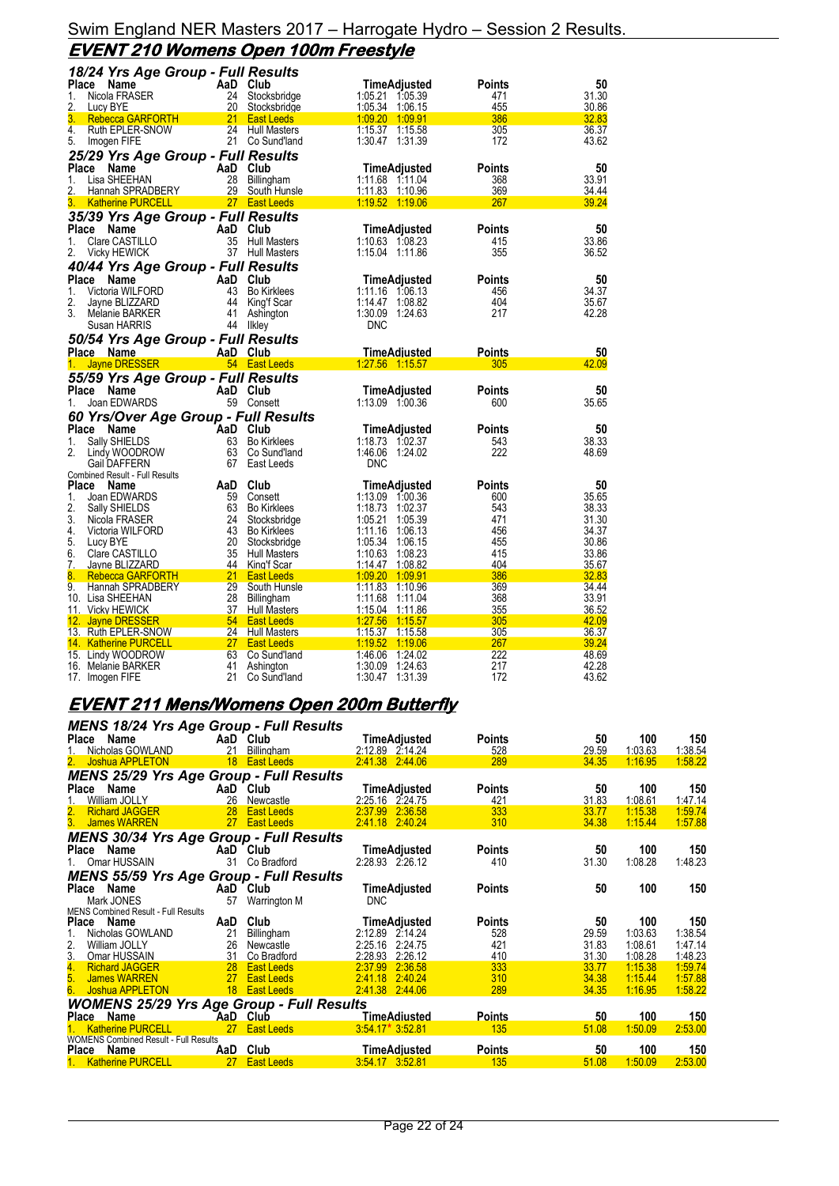## EVENT 210 Womens Open 100m Freestyle

### 18/24 Yrs Age Group - Full Results

| Place | Name | AaD | Club | Time | Adjusted | Points | 50 |
|---|---|---|---|---|---|---|---|
| 1. | Nicola FRASER | 24 | Stocksbridge | 1:05.21 | 1:05.39 | 471 | 31.30 |
| 2. | Lucy BYE | 20 | Stocksbridge | 1:05.34 | 1:06.15 | 455 | 30.86 |
| 3. | Rebecca GARFORTH | 21 | East Leeds | 1:09.20 | 1:09.91 | 386 | 32.83 |
| 4. | Ruth EPLER-SNOW | 24 | Hull Masters | 1:15.37 | 1:15.58 | 305 | 36.37 |
| 5. | Imogen FIFE | 21 | Co Sund'land | 1:30.47 | 1:31.39 | 172 | 43.62 |

### 25/29 Yrs Age Group - Full Results

| Place | Name | AaD | Club | Time | Adjusted | Points | 50 |
|---|---|---|---|---|---|---|---|
| 1. | Lisa SHEEHAN | 28 | Billingham | 1:11.68 | 1:11.04 | 368 | 33.91 |
| 2. | Hannah SPRADBERY | 29 | South Hunsle | 1:11.83 | 1:10.96 | 369 | 34.44 |
| 3. | Katherine PURCELL | 27 | East Leeds | 1:19.52 | 1:19.06 | 267 | 39.24 |

### 35/39 Yrs Age Group - Full Results

| Place | Name | AaD | Club | Time | Adjusted | Points | 50 |
|---|---|---|---|---|---|---|---|
| 1. | Clare CASTILLO | 35 | Hull Masters | 1:10.63 | 1:08.23 | 415 | 33.86 |
| 2. | Vicky HEWICK | 37 | Hull Masters | 1:15.04 | 1:11.86 | 355 | 36.52 |

### 40/44 Yrs Age Group - Full Results

| Place | Name | AaD | Club | Time | Adjusted | Points | 50 |
|---|---|---|---|---|---|---|---|
| 1. | Victoria WILFORD | 43 | Bo Kirklees | 1:11.16 | 1:06.13 | 456 | 34.37 |
| 2. | Jayne BLIZZARD | 44 | King'f Scar | 1:14.47 | 1:08.82 | 404 | 35.67 |
| 3. | Melanie BARKER | 41 | Ashington | 1:30.09 | 1:24.63 | 217 | 42.28 |
| | Susan HARRIS | 44 | Ilkley | DNC | | | |

### 50/54 Yrs Age Group - Full Results

| Place | Name | AaD | Club | Time | Adjusted | Points | 50 |
|---|---|---|---|---|---|---|---|
| 1. | Jayne DRESSER | 54 | East Leeds | 1:27.56 | 1:15.57 | 305 | 42.09 |

### 55/59 Yrs Age Group - Full Results

| Place | Name | AaD | Club | Time | Adjusted | Points | 50 |
|---|---|---|---|---|---|---|---|
| 1. | Joan EDWARDS | 59 | Consett | 1:13.09 | 1:00.36 | 600 | 35.65 |

### 60 Yrs/Over Age Group - Full Results

| Place | Name | AaD | Club | Time | Adjusted | Points | 50 |
|---|---|---|---|---|---|---|---|
| 1. | Sally SHIELDS | 63 | Bo Kirklees | 1:18.73 | 1:02.37 | 543 | 38.33 |
| 2. | Lindy WOODROW | 63 | Co Sund'land | 1:46.06 | 1:24.02 | 222 | 48.69 |
| | Gail DAFFERN | 67 | East Leeds | DNC | | | |

### Combined Result - Full Results

| Place | Name | AaD | Club | Time | Adjusted | Points | 50 |
|---|---|---|---|---|---|---|---|
| 1. | Joan EDWARDS | 59 | Consett | 1:13.09 | 1:00.36 | 600 | 35.65 |
| 2. | Sally SHIELDS | 63 | Bo Kirklees | 1:18.73 | 1:02.37 | 543 | 38.33 |
| 3. | Nicola FRASER | 24 | Stocksbridge | 1:05.21 | 1:05.39 | 471 | 31.30 |
| 4. | Victoria WILFORD | 43 | Bo Kirklees | 1:11.16 | 1:06.13 | 456 | 34.37 |
| 5. | Lucy BYE | 20 | Stocksbridge | 1:05.34 | 1:06.15 | 455 | 30.86 |
| 6. | Clare CASTILLO | 35 | Hull Masters | 1:10.63 | 1:08.23 | 415 | 33.86 |
| 7. | Jayne BLIZZARD | 44 | King'f Scar | 1:14.47 | 1:08.82 | 404 | 35.67 |
| 8. | Rebecca GARFORTH | 21 | East Leeds | 1:09.20 | 1:09.91 | 386 | 32.83 |
| 9. | Hannah SPRADBERY | 29 | South Hunsle | 1:11.83 | 1:10.96 | 369 | 34.44 |
| 10. | Lisa SHEEHAN | 28 | Billingham | 1:11.68 | 1:11.04 | 368 | 33.91 |
| 11. | Vicky HEWICK | 37 | Hull Masters | 1:15.04 | 1:11.86 | 355 | 36.52 |
| 12. | Jayne DRESSER | 54 | East Leeds | 1:27.56 | 1:15.57 | 305 | 42.09 |
| 13. | Ruth EPLER-SNOW | 24 | Hull Masters | 1:15.37 | 1:15.58 | 305 | 36.37 |
| 14. | Katherine PURCELL | 27 | East Leeds | 1:19.52 | 1:19.06 | 267 | 39.24 |
| 15. | Lindy WOODROW | 63 | Co Sund'land | 1:46.06 | 1:24.02 | 222 | 48.69 |
| 16. | Melanie BARKER | 41 | Ashington | 1:30.09 | 1:24.63 | 217 | 42.28 |
| 17. | Imogen FIFE | 21 | Co Sund'land | 1:30.47 | 1:31.39 | 172 | 43.62 |

## EVENT 211 Mens/Womens Open 200m Butterfly

### MENS 18/24 Yrs Age Group - Full Results

| Place | Name | AaD | Club | Time | Adjusted | Points | 50 | 100 | 150 |
|---|---|---|---|---|---|---|---|---|---|
| 1. | Nicholas GOWLAND | 21 | Billingham | 2:12.89 | 2:14.24 | 528 | 29.59 | 1:03.63 | 1:38.54 |
| 2. | Joshua APPLETON | 18 | East Leeds | 2:41.38 | 2:44.06 | 289 | 34.35 | 1:16.95 | 1:58.22 |

### MENS 25/29 Yrs Age Group - Full Results

| Place | Name | AaD | Club | Time | Adjusted | Points | 50 | 100 | 150 |
|---|---|---|---|---|---|---|---|---|---|
| 1. | William JOLLY | 26 | Newcastle | 2:25.16 | 2:24.75 | 421 | 31.83 | 1:08.61 | 1:47.14 |
| 2. | Richard JAGGER | 28 | East Leeds | 2:37.99 | 2:36.58 | 333 | 33.77 | 1:15.38 | 1:59.74 |
| 3. | James WARREN | 27 | East Leeds | 2:41.18 | 2:40.24 | 310 | 34.38 | 1:15.44 | 1:57.88 |

### MENS 30/34 Yrs Age Group - Full Results

| Place | Name | AaD | Club | Time | Adjusted | Points | 50 | 100 | 150 |
|---|---|---|---|---|---|---|---|---|---|
| 1. | Omar HUSSAIN | 31 | Co Bradford | 2:28.93 | 2:26.12 | 410 | 31.30 | 1:08.28 | 1:48.23 |

### MENS 55/59 Yrs Age Group - Full Results

| Place | Name | AaD | Club | Time | Adjusted | Points | 50 | 100 | 150 |
|---|---|---|---|---|---|---|---|---|---|
| | Mark JONES | 57 | Warrington M | DNC | | | | | |

### MENS Combined Result - Full Results

| Place | Name | AaD | Club | Time | Adjusted | Points | 50 | 100 | 150 |
|---|---|---|---|---|---|---|---|---|---|
| 1. | Nicholas GOWLAND | 21 | Billingham | 2:12.89 | 2:14.24 | 528 | 29.59 | 1:03.63 | 1:38.54 |
| 2. | William JOLLY | 26 | Newcastle | 2:25.16 | 2:24.75 | 421 | 31.83 | 1:08.61 | 1:47.14 |
| 3. | Omar HUSSAIN | 31 | Co Bradford | 2:28.93 | 2:26.12 | 410 | 31.30 | 1:08.28 | 1:48.23 |
| 4. | Richard JAGGER | 28 | East Leeds | 2:37.99 | 2:36.58 | 333 | 33.77 | 1:15.38 | 1:59.74 |
| 5. | James WARREN | 27 | East Leeds | 2:41.18 | 2:40.24 | 310 | 34.38 | 1:15.44 | 1:57.88 |
| 6. | Joshua APPLETON | 18 | East Leeds | 2:41.38 | 2:44.06 | 289 | 34.35 | 1:16.95 | 1:58.22 |

### WOMENS 25/29 Yrs Age Group - Full Results

| Place | Name | AaD | Club | Time | Adjusted | Points | 50 | 100 | 150 |
|---|---|---|---|---|---|---|---|---|---|
| 1. | Katherine PURCELL | 27 | East Leeds | 3:54.17* | 3:52.81 | 135 | 51.08 | 1:50.09 | 2:53.00 |

### WOMENS Combined Result - Full Results

| Place | Name | AaD | Club | Time | Adjusted | Points | 50 | 100 | 150 |
|---|---|---|---|---|---|---|---|---|---|
| 1. | Katherine PURCELL | 27 | East Leeds | 3:54.17 | 3:52.81 | 135 | 51.08 | 1:50.09 | 2:53.00 |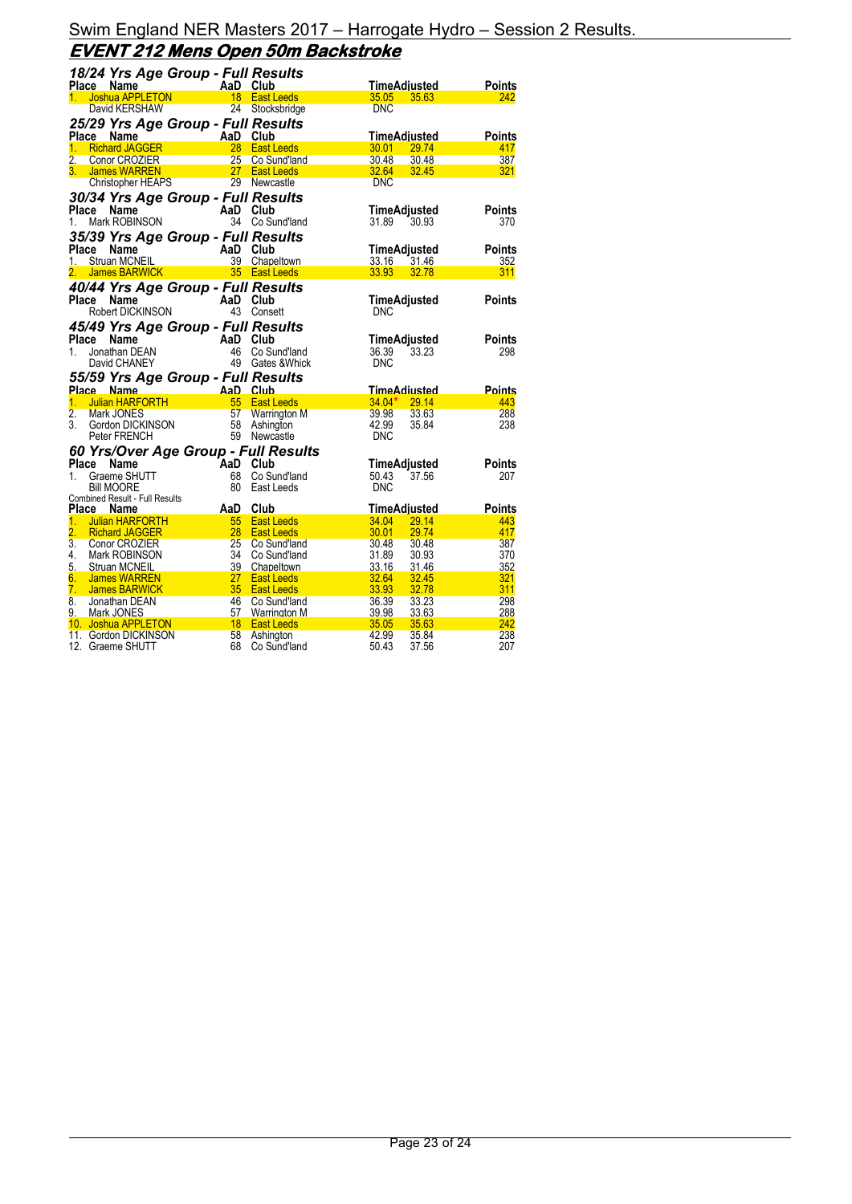# Swim England NER Masters 2017 – Harrogate Hydro – Session 2 Results.

## EVENT 212 Mens Open 50m Backstroke

### 18/24 Yrs Age Group - Full Results

| Place | Name | AaD | Club | Time | Adjusted | Points |
|---|---|---|---|---|---|---|
| 1. | Joshua APPLETON | 18 | East Leeds | 35.05 | 35.63 | 242 |
| | David KERSHAW | 24 | Stocksbridge | DNC | | |

### 25/29 Yrs Age Group - Full Results

| Place | Name | AaD | Club | Time | Adjusted | Points |
|---|---|---|---|---|---|---|
| 1. | Richard JAGGER | 28 | East Leeds | 30.01 | 29.74 | 417 |
| 2. | Conor CROZIER | 25 | Co Sund'land | 30.48 | 30.48 | 387 |
| 3. | James WARREN | 27 | East Leeds | 32.64 | 32.45 | 321 |
| | Christopher HEAPS | 29 | Newcastle | DNC | | |

### 30/34 Yrs Age Group - Full Results

| Place | Name | AaD | Club | Time | Adjusted | Points |
|---|---|---|---|---|---|---|
| 1. | Mark ROBINSON | 34 | Co Sund'land | 31.89 | 30.93 | 370 |

### 35/39 Yrs Age Group - Full Results

| Place | Name | AaD | Club | Time | Adjusted | Points |
|---|---|---|---|---|---|---|
| 1. | Struan MCNEIL | 39 | Chapeltown | 33.16 | 31.46 | 352 |
| 2. | James BARWICK | 35 | East Leeds | 33.93 | 32.78 | 311 |

### 40/44 Yrs Age Group - Full Results

| Place | Name | AaD | Club | Time | Adjusted | Points |
|---|---|---|---|---|---|---|
| | Robert DICKINSON | 43 | Consett | DNC | | |

### 45/49 Yrs Age Group - Full Results

| Place | Name | AaD | Club | Time | Adjusted | Points |
|---|---|---|---|---|---|---|
| 1. | Jonathan DEAN | 46 | Co Sund'land | 36.39 | 33.23 | 298 |
| | David CHANEY | 49 | Gates &Whick | DNC | | |

### 55/59 Yrs Age Group - Full Results

| Place | Name | AaD | Club | Time | Adjusted | Points |
|---|---|---|---|---|---|---|
| 1. | Julian HARFORTH | 55 | East Leeds | 34.04* | 29.14 | 443 |
| 2. | Mark JONES | 57 | Warrington M | 39.98 | 33.63 | 288 |
| 3. | Gordon DICKINSON | 58 | Ashington | 42.99 | 35.84 | 238 |
| | Peter FRENCH | 59 | Newcastle | DNC | | |

### 60 Yrs/Over Age Group - Full Results

| Place | Name | AaD | Club | Time | Adjusted | Points |
|---|---|---|---|---|---|---|
| 1. | Graeme SHUTT | 68 | Co Sund'land | 50.43 | 37.56 | 207 |
| | Bill MOORE | 80 | East Leeds | DNC | | |

Combined Result - Full Results

| Place | Name | AaD | Club | Time | Adjusted | Points |
|---|---|---|---|---|---|---|
| 1. | Julian HARFORTH | 55 | East Leeds | 34.04 | 29.14 | 443 |
| 2. | Richard JAGGER | 28 | East Leeds | 30.01 | 29.74 | 417 |
| 3. | Conor CROZIER | 25 | Co Sund'land | 30.48 | 30.48 | 387 |
| 4. | Mark ROBINSON | 34 | Co Sund'land | 31.89 | 30.93 | 370 |
| 5. | Struan MCNEIL | 39 | Chapeltown | 33.16 | 31.46 | 352 |
| 6. | James WARREN | 27 | East Leeds | 32.64 | 32.45 | 321 |
| 7. | James BARWICK | 35 | East Leeds | 33.93 | 32.78 | 311 |
| 8. | Jonathan DEAN | 46 | Co Sund'land | 36.39 | 33.23 | 298 |
| 9. | Mark JONES | 57 | Warrington M | 39.98 | 33.63 | 288 |
| 10. | Joshua APPLETON | 18 | East Leeds | 35.05 | 35.63 | 242 |
| 11. | Gordon DICKINSON | 58 | Ashington | 42.99 | 35.84 | 238 |
| 12. | Graeme SHUTT | 68 | Co Sund'land | 50.43 | 37.56 | 207 |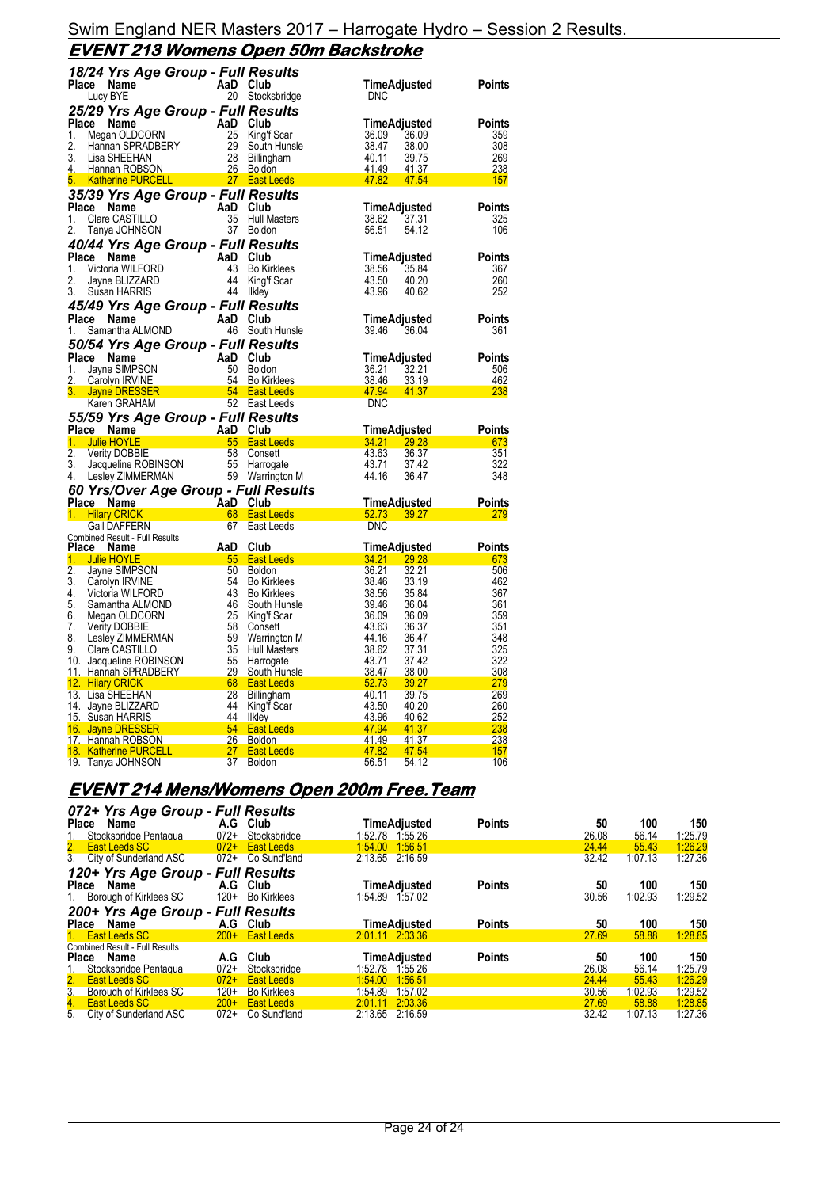# EVENT 213 Womens Open 50m Backstroke

### 18/24 Yrs Age Group - Full Results

| Place | Name | AaD | Club | Time | Adjusted | Points |
|---|---|---|---|---|---|---|
| | Lucy BYE | 20 | Stocksbridge | DNC | | |

### 25/29 Yrs Age Group - Full Results

| Place | Name | AaD | Club | Time | Adjusted | Points |
|---|---|---|---|---|---|---|
| 1. | Megan OLDCORN | 25 | King'f Scar | 36.09 | 36.09 | 359 |
| 2. | Hannah SPRADBERY | 29 | South Hunsle | 38.47 | 38.00 | 308 |
| 3. | Lisa SHEEHAN | 28 | Billingham | 40.11 | 39.75 | 269 |
| 4. | Hannah ROBSON | 26 | Boldon | 41.49 | 41.37 | 238 |
| 5. | Katherine PURCELL | 27 | East Leeds | 47.82 | 47.54 | 157 |

### 35/39 Yrs Age Group - Full Results

| Place | Name | AaD | Club | Time | Adjusted | Points |
|---|---|---|---|---|---|---|
| 1. | Clare CASTILLO | 35 | Hull Masters | 38.62 | 37.31 | 325 |
| 2. | Tanya JOHNSON | 37 | Boldon | 56.51 | 54.12 | 106 |

### 40/44 Yrs Age Group - Full Results

| Place | Name | AaD | Club | Time | Adjusted | Points |
|---|---|---|---|---|---|---|
| 1. | Victoria WILFORD | 43 | Bo Kirklees | 38.56 | 35.84 | 367 |
| 2. | Jayne BLIZZARD | 44 | King'f Scar | 43.50 | 40.20 | 260 |
| 3. | Susan HARRIS | 44 | Ilkley | 43.96 | 40.62 | 252 |

### 45/49 Yrs Age Group - Full Results

| Place | Name | AaD | Club | Time | Adjusted | Points |
|---|---|---|---|---|---|---|
| 1. | Samantha ALMOND | 46 | South Hunsle | 39.46 | 36.04 | 361 |

### 50/54 Yrs Age Group - Full Results

| Place | Name | AaD | Club | Time | Adjusted | Points |
|---|---|---|---|---|---|---|
| 1. | Jayne SIMPSON | 50 | Boldon | 36.21 | 32.21 | 506 |
| 2. | Carolyn IRVINE | 54 | Bo Kirklees | 38.46 | 33.19 | 462 |
| 3. | Jayne DRESSER | 54 | East Leeds | 47.94 | 41.37 | 238 |
| | Karen GRAHAM | 52 | East Leeds | DNC | | |

### 55/59 Yrs Age Group - Full Results

| Place | Name | AaD | Club | Time | Adjusted | Points |
|---|---|---|---|---|---|---|
| 1. | Julie HOYLE | 55 | East Leeds | 34.21 | 29.28 | 673 |
| 2. | Verity DOBBIE | 58 | Consett | 43.63 | 36.37 | 351 |
| 3. | Jacqueline ROBINSON | 55 | Harrogate | 43.71 | 37.42 | 322 |
| 4. | Lesley ZIMMERMAN | 59 | Warrington M | 44.16 | 36.47 | 348 |

### 60 Yrs/Over Age Group - Full Results

| Place | Name | AaD | Club | Time | Adjusted | Points |
|---|---|---|---|---|---|---|
| 1. | Hilary CRICK | 68 | East Leeds | 52.73 | 39.27 | 279 |
| | Gail DAFFERN | 67 | East Leeds | DNC | | |

Combined Result - Full Results

| Place | Name | AaD | Club | Time | Adjusted | Points |
|---|---|---|---|---|---|---|
| 1. | Julie HOYLE | 55 | East Leeds | 34.21 | 29.28 | 673 |
| 2. | Jayne SIMPSON | 50 | Boldon | 36.21 | 32.21 | 506 |
| 3. | Carolyn IRVINE | 54 | Bo Kirklees | 38.46 | 33.19 | 462 |
| 4. | Victoria WILFORD | 43 | Bo Kirklees | 38.56 | 35.84 | 367 |
| 5. | Samantha ALMOND | 46 | South Hunsle | 39.46 | 36.04 | 361 |
| 6. | Megan OLDCORN | 25 | King'f Scar | 36.09 | 36.09 | 359 |
| 7. | Verity DOBBIE | 58 | Consett | 43.63 | 36.37 | 351 |
| 8. | Lesley ZIMMERMAN | 59 | Warrington M | 44.16 | 36.47 | 348 |
| 9. | Clare CASTILLO | 35 | Hull Masters | 38.62 | 37.31 | 325 |
| 10. | Jacqueline ROBINSON | 55 | Harrogate | 43.71 | 37.42 | 322 |
| 11. | Hannah SPRADBERY | 29 | South Hunsle | 38.47 | 38.00 | 308 |
| 12. | Hilary CRICK | 68 | East Leeds | 52.73 | 39.27 | 279 |
| 13. | Lisa SHEEHAN | 28 | Billingham | 40.11 | 39.75 | 269 |
| 14. | Jayne BLIZZARD | 44 | King'f Scar | 43.50 | 40.20 | 260 |
| 15. | Susan HARRIS | 44 | Ilkley | 43.96 | 40.62 | 252 |
| 16. | Jayne DRESSER | 54 | East Leeds | 47.94 | 41.37 | 238 |
| 17. | Hannah ROBSON | 26 | Boldon | 41.49 | 41.37 | 238 |
| 18. | Katherine PURCELL | 27 | East Leeds | 47.82 | 47.54 | 157 |
| 19. | Tanya JOHNSON | 37 | Boldon | 56.51 | 54.12 | 106 |

# EVENT 214 Mens/Womens Open 200m Free.Team

### 072+ Yrs Age Group - Full Results

| Place | Name | A.G | Club | Time | Adjusted | Points | 50 | 100 | 150 |
|---|---|---|---|---|---|---|---|---|---|
| 1. | Stocksbridge Pentagua | 072+ | Stocksbridge | 1:52.78 | 1:55.26 | | 26.08 | 56.14 | 1:25.79 |
| 2. | East Leeds SC | 072+ | East Leeds | 1:54.00 | 1:56.51 | | 24.44 | 55.43 | 1:26.29 |
| 3. | City of Sunderland ASC | 072+ | Co Sund'land | 2:13.65 | 2:16.59 | | 32.42 | 1:07.13 | 1:27.36 |

### 120+ Yrs Age Group - Full Results

| Place | Name | A.G | Club | Time | Adjusted | Points | 50 | 100 | 150 |
|---|---|---|---|---|---|---|---|---|---|
| 1. | Borough of Kirklees SC | 120+ | Bo Kirklees | 1:54.89 | 1:57.02 | | 30.56 | 1:02.93 | 1:29.52 |

### 200+ Yrs Age Group - Full Results

| Place | Name | A.G | Club | Time | Adjusted | Points | 50 | 100 | 150 |
|---|---|---|---|---|---|---|---|---|---|
| 1. | East Leeds SC | 200+ | East Leeds | 2:01.11 | 2:03.36 | | 27.69 | 58.88 | 1:28.85 |

Combined Result - Full Results

| Place | Name | A.G | Club | Time | Adjusted | Points | 50 | 100 | 150 |
|---|---|---|---|---|---|---|---|---|---|
| 1. | Stocksbridge Pentagua | 072+ | Stocksbridge | 1:52.78 | 1:55.26 | | 26.08 | 56.14 | 1:25.79 |
| 2. | East Leeds SC | 072+ | East Leeds | 1:54.00 | 1:56.51 | | 24.44 | 55.43 | 1:26.29 |
| 3. | Borough of Kirklees SC | 120+ | Bo Kirklees | 1:54.89 | 1:57.02 | | 30.56 | 1:02.93 | 1:29.52 |
| 4. | East Leeds SC | 200+ | East Leeds | 2:01.11 | 2:03.36 | | 27.69 | 58.88 | 1:28.85 |
| 5. | City of Sunderland ASC | 072+ | Co Sund'land | 2:13.65 | 2:16.59 | | 32.42 | 1:07.13 | 1:27.36 |